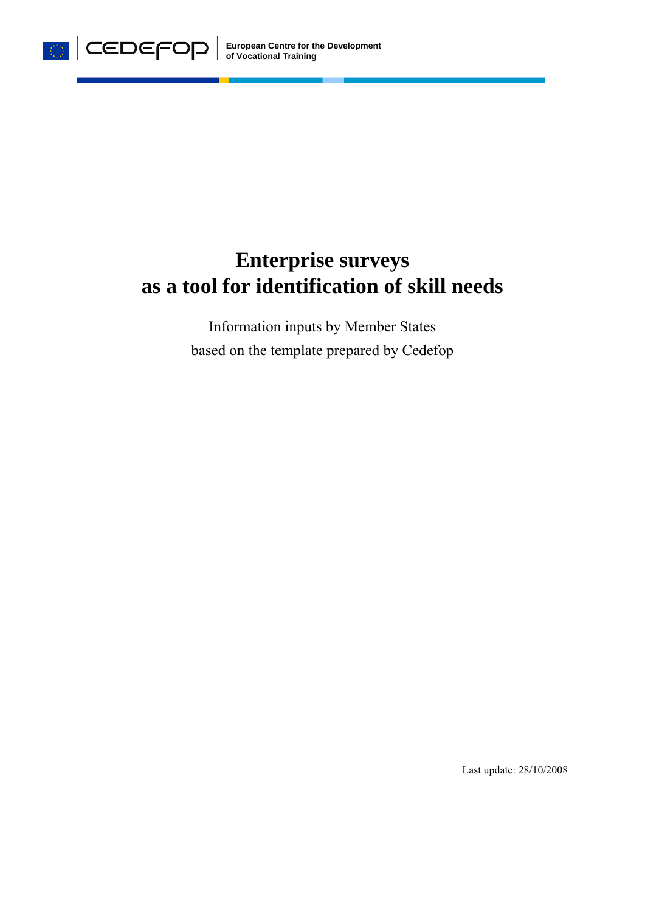European Centre for the Development of Vocational Training

# Enterprise surveys as a tool for identification of skill needs

Information inputs by Member States based on the template prepared by Cedefop

Last update: 28/10/2008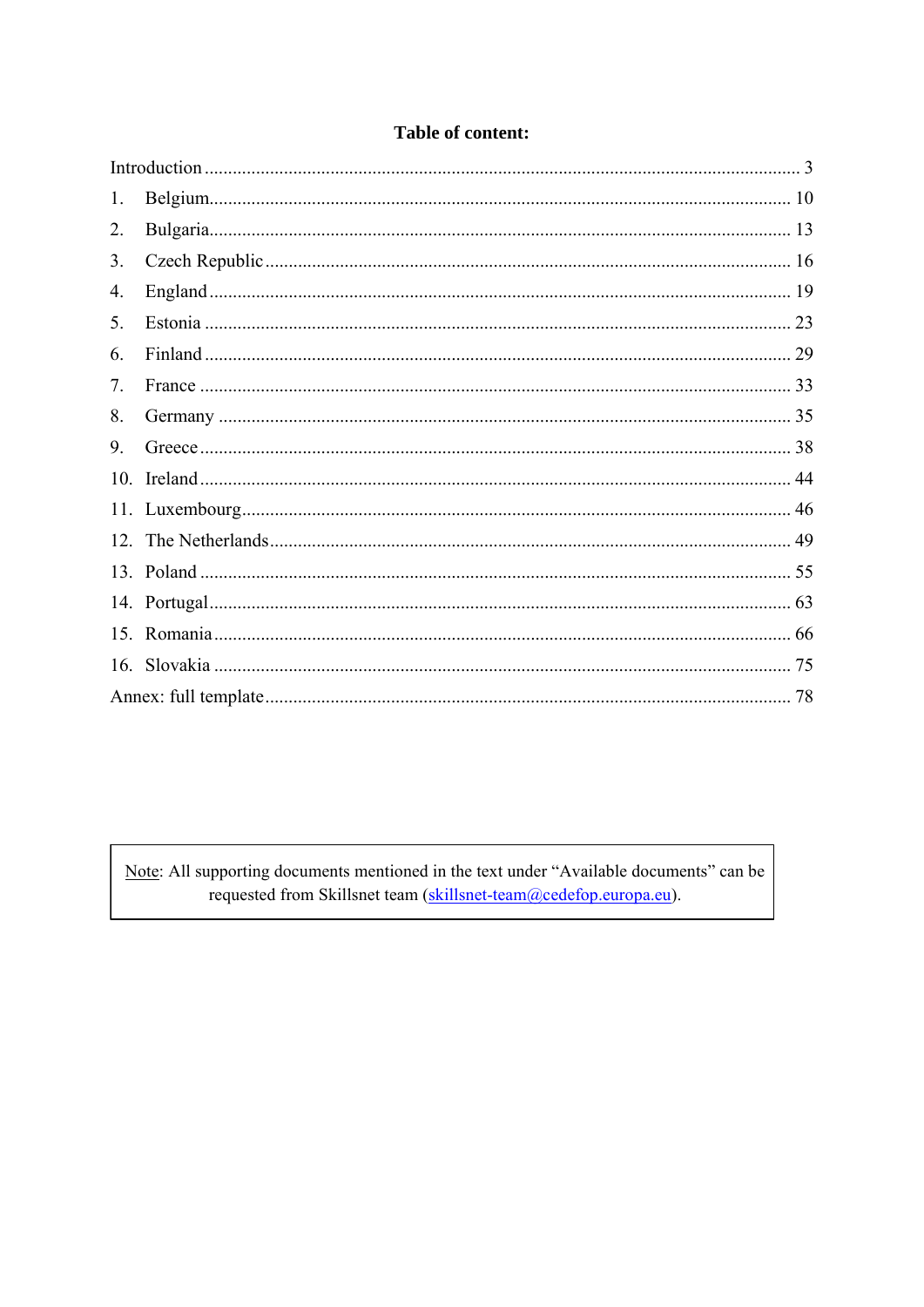## Table of content:

Introduction ..................................................................................................................... 3

1. Belgium.................................................................................................................... 10
2. Bulgaria.................................................................................................................... 13
3. Czech Republic ......................................................................................................... 16
4. England .................................................................................................................... 19
5. Estonia ..................................................................................................................... 23
6. Finland ..................................................................................................................... 29
7. France ...................................................................................................................... 33
8. Germany .................................................................................................................. 35
9. Greece ...................................................................................................................... 38
10. Ireland ...................................................................................................................... 44
11. Luxembourg.............................................................................................................. 46
12. The Netherlands........................................................................................................ 49
13. Poland ...................................................................................................................... 55
14. Portugal.................................................................................................................... 63
15. Romania ................................................................................................................... 66
16. Slovakia ................................................................................................................... 75

Annex: full template......................................................................................................... 78

Note: All supporting documents mentioned in the text under "Available documents" can be requested from Skillsnet team (skillsnet-team@cedefop.europa.eu).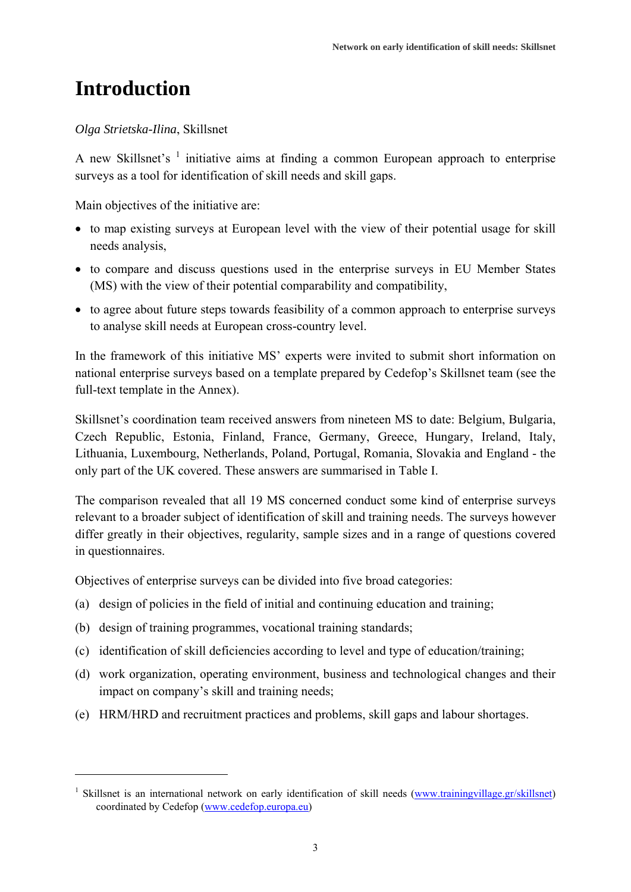# Introduction

*Olga Strietska-Ilina*, Skillsnet

A new Skillsnet's [1] initiative aims at finding a common European approach to enterprise surveys as a tool for identification of skill needs and skill gaps.

Main objectives of the initiative are:

- to map existing surveys at European level with the view of their potential usage for skill needs analysis,
- to compare and discuss questions used in the enterprise surveys in EU Member States (MS) with the view of their potential comparability and compatibility,
- to agree about future steps towards feasibility of a common approach to enterprise surveys to analyse skill needs at European cross-country level.

In the framework of this initiative MS' experts were invited to submit short information on national enterprise surveys based on a template prepared by Cedefop's Skillsnet team (see the full-text template in the Annex).

Skillsnet's coordination team received answers from nineteen MS to date: Belgium, Bulgaria, Czech Republic, Estonia, Finland, France, Germany, Greece, Hungary, Ireland, Italy, Lithuania, Luxembourg, Netherlands, Poland, Portugal, Romania, Slovakia and England - the only part of the UK covered. These answers are summarised in Table I.

The comparison revealed that all 19 MS concerned conduct some kind of enterprise surveys relevant to a broader subject of identification of skill and training needs. The surveys however differ greatly in their objectives, regularity, sample sizes and in a range of questions covered in questionnaires.

Objectives of enterprise surveys can be divided into five broad categories:

(a) design of policies in the field of initial and continuing education and training;

(b) design of training programmes, vocational training standards;

(c) identification of skill deficiencies according to level and type of education/training;

(d) work organization, operating environment, business and technological changes and their impact on company's skill and training needs;

(e) HRM/HRD and recruitment practices and problems, skill gaps and labour shortages.

---

[1] Skillsnet is an international network on early identification of skill needs (www.trainingvillage.gr/skillsnet) coordinated by Cedefop (www.cedefop.europa.eu)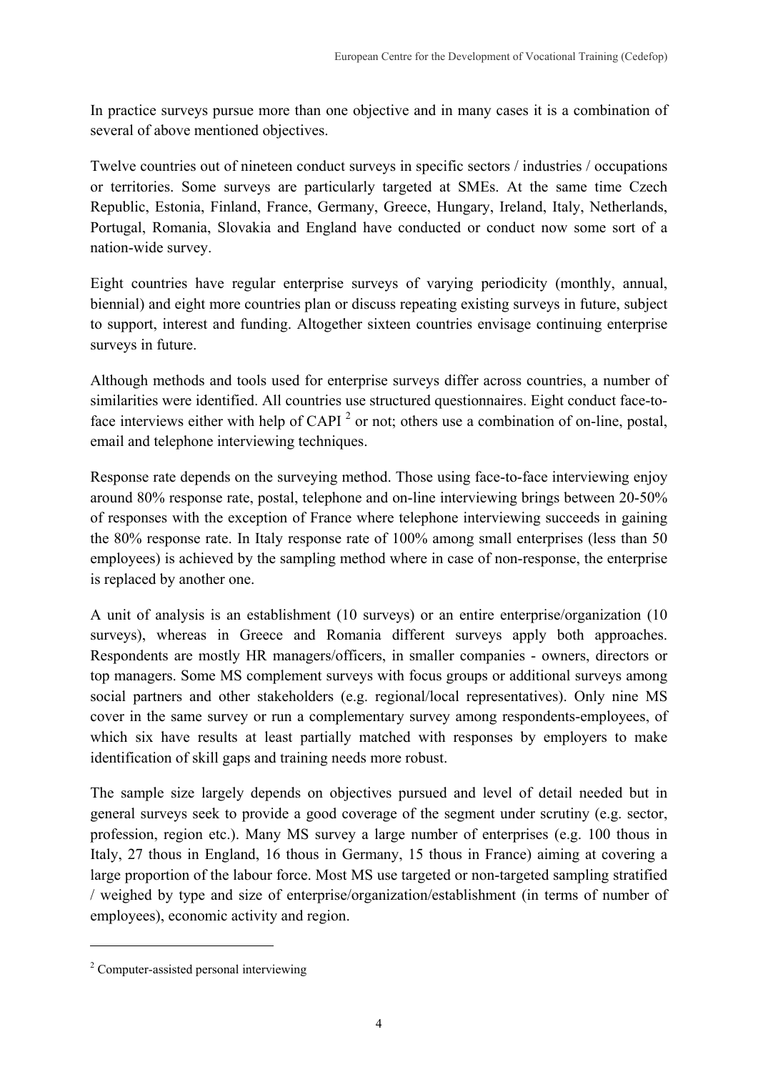In practice surveys pursue more than one objective and in many cases it is a combination of several of above mentioned objectives.

Twelve countries out of nineteen conduct surveys in specific sectors / industries / occupations or territories. Some surveys are particularly targeted at SMEs. At the same time Czech Republic, Estonia, Finland, France, Germany, Greece, Hungary, Ireland, Italy, Netherlands, Portugal, Romania, Slovakia and England have conducted or conduct now some sort of a nation-wide survey.

Eight countries have regular enterprise surveys of varying periodicity (monthly, annual, biennial) and eight more countries plan or discuss repeating existing surveys in future, subject to support, interest and funding. Altogether sixteen countries envisage continuing enterprise surveys in future.

Although methods and tools used for enterprise surveys differ across countries, a number of similarities were identified. All countries use structured questionnaires. Eight conduct face-to-face interviews either with help of CAPI [2] or not; others use a combination of on-line, postal, email and telephone interviewing techniques.

Response rate depends on the surveying method. Those using face-to-face interviewing enjoy around 80% response rate, postal, telephone and on-line interviewing brings between 20-50% of responses with the exception of France where telephone interviewing succeeds in gaining the 80% response rate. In Italy response rate of 100% among small enterprises (less than 50 employees) is achieved by the sampling method where in case of non-response, the enterprise is replaced by another one.

A unit of analysis is an establishment (10 surveys) or an entire enterprise/organization (10 surveys), whereas in Greece and Romania different surveys apply both approaches. Respondents are mostly HR managers/officers, in smaller companies - owners, directors or top managers. Some MS complement surveys with focus groups or additional surveys among social partners and other stakeholders (e.g. regional/local representatives). Only nine MS cover in the same survey or run a complementary survey among respondents-employees, of which six have results at least partially matched with responses by employers to make identification of skill gaps and training needs more robust.

The sample size largely depends on objectives pursued and level of detail needed but in general surveys seek to provide a good coverage of the segment under scrutiny (e.g. sector, profession, region etc.). Many MS survey a large number of enterprises (e.g. 100 thous in Italy, 27 thous in England, 16 thous in Germany, 15 thous in France) aiming at covering a large proportion of the labour force. Most MS use targeted or non-targeted sampling stratified / weighed by type and size of enterprise/organization/establishment (in terms of number of employees), economic activity and region.

---

[2] Computer-assisted personal interviewing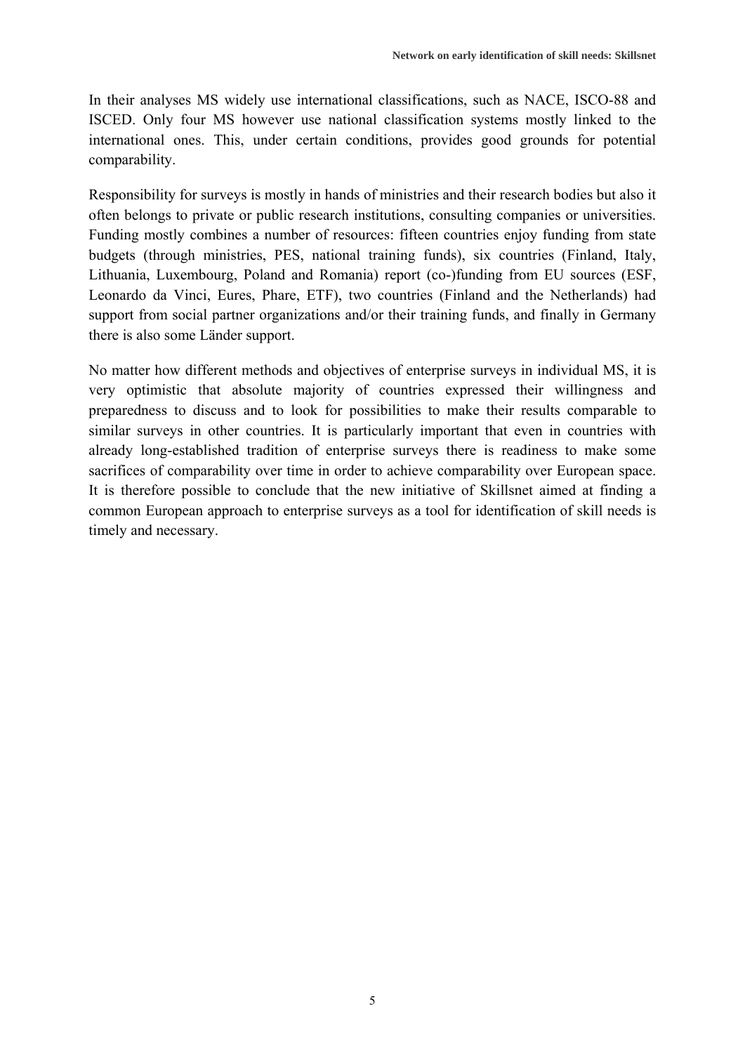In their analyses MS widely use international classifications, such as NACE, ISCO-88 and ISCED. Only four MS however use national classification systems mostly linked to the international ones. This, under certain conditions, provides good grounds for potential comparability.

Responsibility for surveys is mostly in hands of ministries and their research bodies but also it often belongs to private or public research institutions, consulting companies or universities. Funding mostly combines a number of resources: fifteen countries enjoy funding from state budgets (through ministries, PES, national training funds), six countries (Finland, Italy, Lithuania, Luxembourg, Poland and Romania) report (co-)funding from EU sources (ESF, Leonardo da Vinci, Eures, Phare, ETF), two countries (Finland and the Netherlands) had support from social partner organizations and/or their training funds, and finally in Germany there is also some Länder support.

No matter how different methods and objectives of enterprise surveys in individual MS, it is very optimistic that absolute majority of countries expressed their willingness and preparedness to discuss and to look for possibilities to make their results comparable to similar surveys in other countries. It is particularly important that even in countries with already long-established tradition of enterprise surveys there is readiness to make some sacrifices of comparability over time in order to achieve comparability over European space. It is therefore possible to conclude that the new initiative of Skillsnet aimed at finding a common European approach to enterprise surveys as a tool for identification of skill needs is timely and necessary.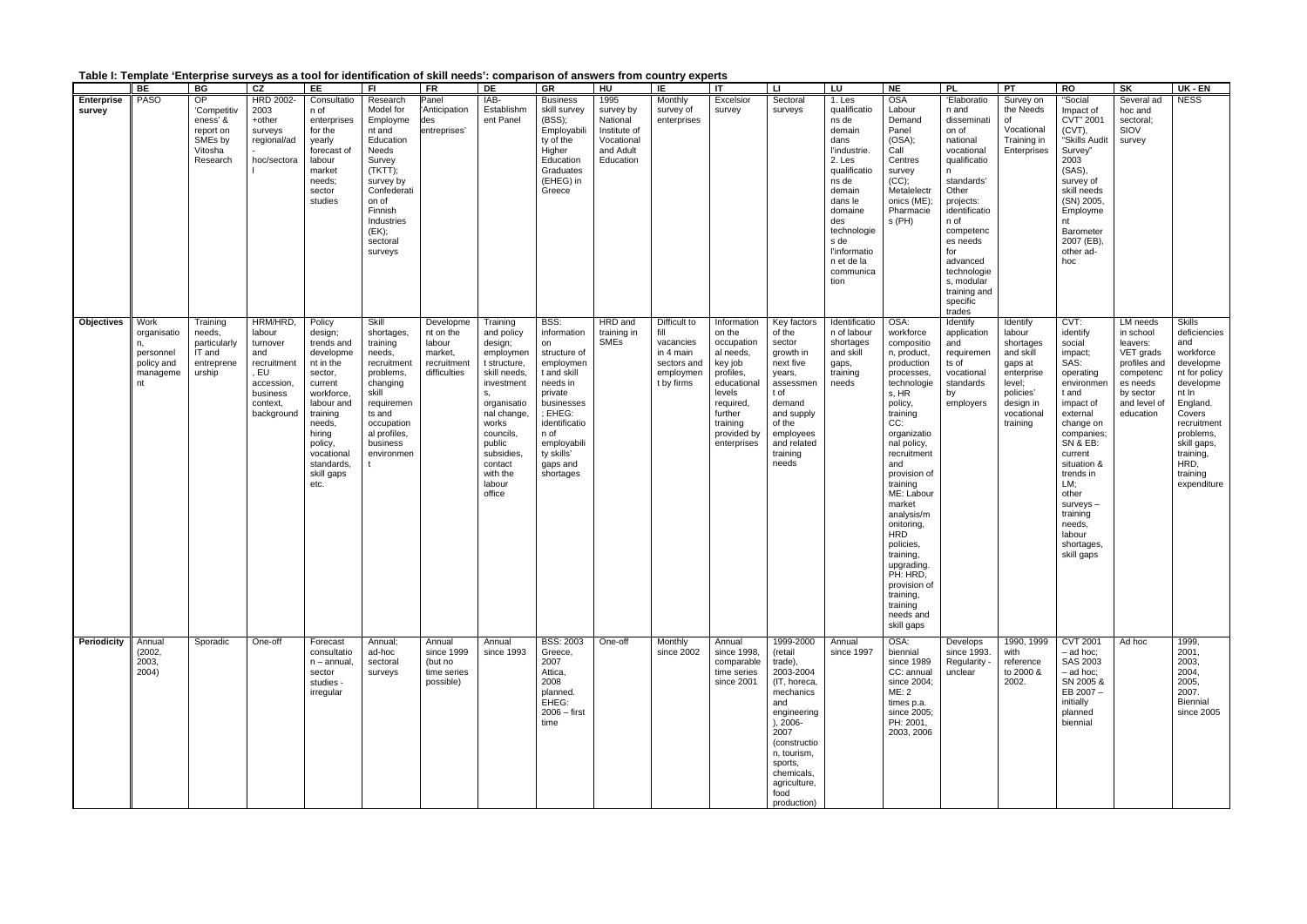**Table I: Template 'Enterprise surveys as a tool for identification of skill needs': comparison of answers from country experts**

| | BE | BG | CZ | EE | FI | FR | DE | GR | HU | IE | IT | LI | LU | NE | PL | PT | RO | SK | UK - EN |
|---|---|---|---|---|---|---|---|---|---|---|---|---|---|---|---|---|---|---|---|
| **Enterprise survey** | PASO | OP 'Competitiveness' & +other report on SMEs by Vitosha Research | HRD 2002-2003 +other surveys regional/ad-hoc/sectoral | Consultation of enterprises for the yearly forecast of labour market needs; sector studies | Research Model for Employment and Education Needs Survey (TKTT); survey by Confederation of Finnish Industries (EK); sectoral surveys | Panel 'Anticipation des entreprises' | IAB-Establishment Panel | Business skill survey (BSS); Employability of the Higher Education Graduates (EHEG) in Greece | 1995 survey by National Institute of Vocational and Adult Education | Monthly survey of enterprises | Excelsior survey | Sectoral surveys | 1. Les qualifications de demain dans l'industrie. 2. Les qualifications de demain dans le domaine des technologies de l'information et de la communication | OSA Labour Demand Panel (OSA); Call Centres survey (CC); Metalelectronics (ME); Pharmacies (PH) | 'Elaboration and dissemination of national vocational qualification standards' Other projects: identification of competences needs for advanced technologies, modular training and specific trades | Survey on the Needs of Vocational Training in Enterprises | "Social Impact of CVT" 2001 (CVT), "Skills Audit Survey" 2003 (SAS), survey of skill needs (SN) 2005, Employment Barometer 2007 (EB), other ad-hoc | Several ad hoc and sectoral; SIOV survey | NESS |
| **Objectives** | Work organisation, personnel policy and management | Training needs, particularly IT and entrepreneurship | HRM/HRD, labour turnover and recruitment, EU accession, business context, background | Policy design; trends and development in the sector, current workforce, labour and training needs, hiring policy, vocational standards, skill gaps etc. | Skill shortages, training needs, recruitment problems, changing skill requirements and occupational profiles, business environment | Development on the labour market, recruitment difficulties | Training and policy design; employment structure, skill needs, investments, organisational change, works councils, public subsidies, contact with the labour office | BSS: information on structure of employment and skill needs in private businesses; EHEG: identification of employability skills' gaps and shortages | HRD and training in SMEs | Difficult to fill vacancies in 4 main sectors and employment by firms | Information on the occupational needs, key job profiles, educational levels required, further training provided by enterprises | Key factors of the sector growth in next five years, assessment of demand and supply of the employees and related training needs | Identification of labour shortages and skill gaps, training needs | OSA: workforce composition, product, production processes, technologies, HR policy, training CC: organizational policy, recruitment and provision of training ME: Labour market analysis/monitoring, HRD policies, training, upgrading. PH: HRD, provision of training, training needs and skill gaps | Identify application and requirements of vocational standards by employers | Identify labour shortages and skill gaps at enterprise level; policies' design in vocational training | CVT: identify social impact; SAS: operating environment and impact of external change on companies; SN & EB: current situation & trends in LM; other surveys – training needs, labour shortages, skill gaps | LM needs in school leavers: VET grads profiles and competences needs by sector and level of education | Skills deficiencies and workforce development for policy development In England. Covers recruitment problems, skill gaps, training, HRD, training expenditure |
| **Periodicity** | Annual (2002, 2003, 2004) | Sporadic | One-off | Forecast consultation – annual, sector studies - irregular | Annual; ad-hoc sectoral surveys | Annual since 1999 (but no time series possible) | Annual since 1993 | BSS: 2003 Greece, 2007 Attica, 2008 planned. EHEG: 2006 – first time | One-off | Monthly since 2002 | Annual since 1998, comparable time series since 2001 | 1999-2000 (retail trade), 2003-2004 (IT, horeca, mechanics and engineering), 2006-2007 (construction, tourism, sports, chemicals, agriculture, food production) | Annual since 1997 | OSA: biennial since 1989 CC: annual since 2004; ME: 2 times p.a. since 2005; PH: 2001, 2003, 2006 | Develops since 1993. Regularity - unclear | 1990, 1999 with reference to 2000 & 2002. | CVT 2001 – ad hoc; SAS 2003 – ad hoc; SN 2005 & EB 2007 – initially planned biennial | Ad hoc | 1999, 2001, 2003, 2004, 2005, 2007. Biennial since 2005 |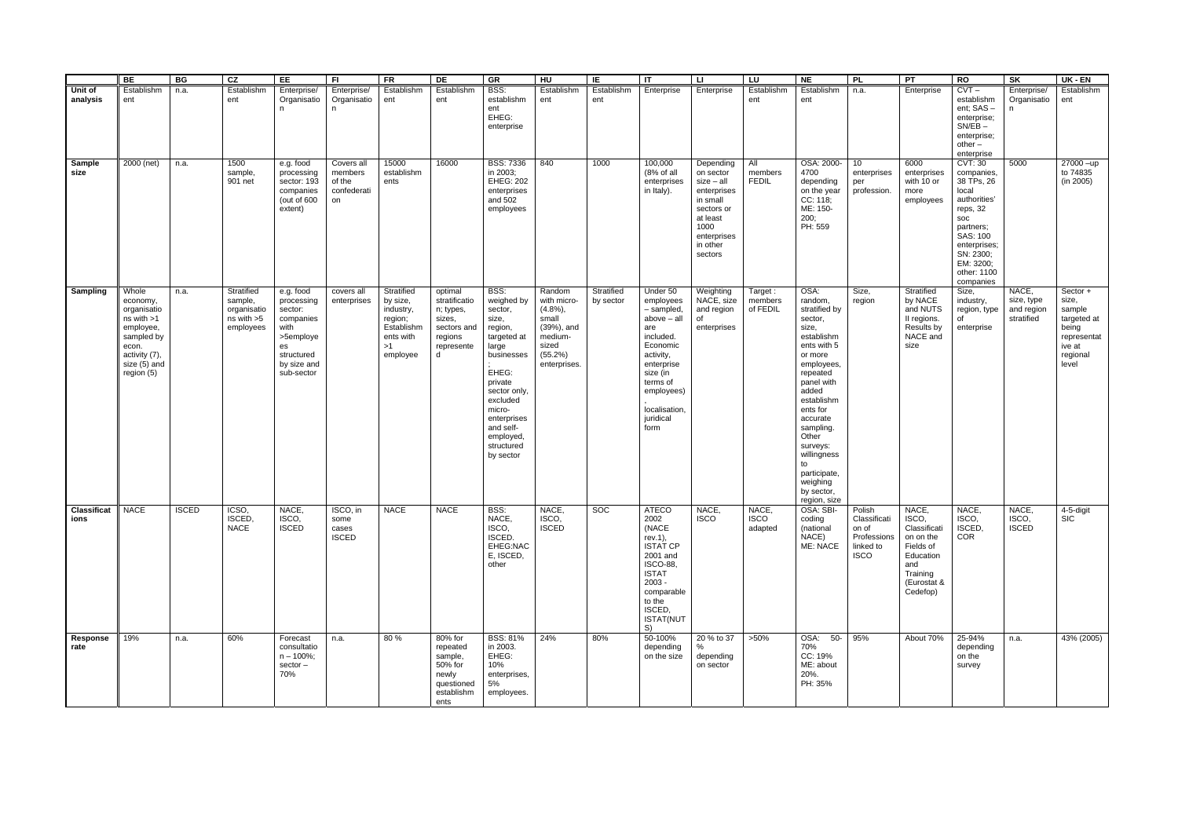| | BE | BG | CZ | EE | FI | FR | DE | GR | HU | IE | IT | LI | LU | NE | PL | PT | RO | SK | UK - EN |
|---|---|---|---|---|---|---|---|---|---|---|---|---|---|---|---|---|---|---|---|
| **Unit of analysis** | Establishment | n.a. | Establishment | Enterprise/ Organisation | Enterprise/ Organisation | Establishment | Establishment | BSS: establishment EHEG: enterprise | Establishment | Establishment | Enterprise | Enterprise | Establishment | Establishment | n.a. | Enterprise | CVT – establishment; SAS – enterprise; SN/EB – enterprise; other – enterprise | Enterprise/ Organisation | Establishment |
| **Sample size** | 2000 (net) | n.a. | 1500 sample, 901 net | e.g. food processing sector: 193 companies (out of 600 extent) | Covers all members of the confederation | 15000 establishments | 16000 | BSS: 7336 in 2003; EHEG: 202 enterprises and 502 employees | 840 | 1000 | 100,000 (8% of all enterprises in Italy). | Depending on sector size – all enterprises in small sectors or at least 1000 enterprises in other sectors | All members FEDIL | OSA: 2000-4700 depending on the year CC: 118; ME: 150-200; PH: 559 | 10 enterprises per profession. | 6000 enterprises with 10 or more employees | CVT: 30 companies, 38 TPs, 26 local authorities' reps, 32 soc partners; SAS: 100 enterprises; SN: 2300; EM: 3200; other: 1100 companies | 5000 | 27000 –up to 74835 (in 2005) |
| **Sampling** | Whole economy, organisations with >1 employee, sampled by econ. activity (7), size (5) and region (5) | n.a. | Stratified sample, organisations with >5 employees | e.g. food processing sector: companies with >5employees structured by size and sub-sector | covers all enterprises | Stratified by size, industry, region; Establishments with >1 employee | optimal stratification; types, sizes, sectors and regions represented | BSS: weighed by sector, size, region, targeted at large businesses; EHEG: private sector only, excluded micro-enterprises and self-employed, structured by sector | Random with micro-(4.8%), small (39%), and medium-sized (55.2%) enterprises. | Stratified by sector | Under 50 employees – sampled, above – all are included. Economic activity, enterprise size (in terms of employees), localisation, juridical form | Weighting NACE, size and region of enterprises | Target : members of FEDIL | OSA: random, stratified by sector, size, establishments with 5 or more employees, repeated panel with added establishments for accurate sampling. Other surveys: willingness to participate, weighing by sector, region, size | Size, region | Stratified by NACE and NUTS II regions. Results by NACE and size | Size, industry, region, type of enterprise | NACE, size, type and region stratified | Sector + size, sample targeted at being representative at regional level |
| **Classifications** | NACE | ISCED | ICSO, ISCED, NACE | NACE, ISCO, ISCED | ISCO, in some cases ISCED | NACE | NACE | BSS: NACE, ISCO, ISCED. EHEG:NACE, ISCED, other | NACE, ISCO, ISCED | SOC | ATECO 2002 (NACE rev.1), ISTAT CP 2001 and ISCO-88, ISTAT 2003 - comparable to the ISCED, ISTAT(NUTS) | NACE, ISCO | NACE, ISCO adapted | OSA: SBI-coding (national NACE) ME: NACE | Polish Classification of Professions linked to ISCO | NACE, ISCO, Classification on the Fields of Education and Training (Eurostat & Cedefop) | NACE, ISCO, ISCED, COR | NACE, ISCO, ISCED | 4-5-digit SIC |
| **Response rate** | 19% | n.a. | 60% | Forecast consultation – 100%; sector – 70% | n.a. | 80 % | 80% for repeated sample, 50% for newly questioned establishments | BSS: 81% in 2003. EHEG: 10% enterprises, 5% employees. | 24% | 80% | 50-100% depending on the size | 20 % to 37 % depending on sector | >50% | OSA: 50-70% CC: 19% ME: about 20%. PH: 35% | 95% | About 70% | 25-94% depending on the survey | n.a. | 43% (2005) |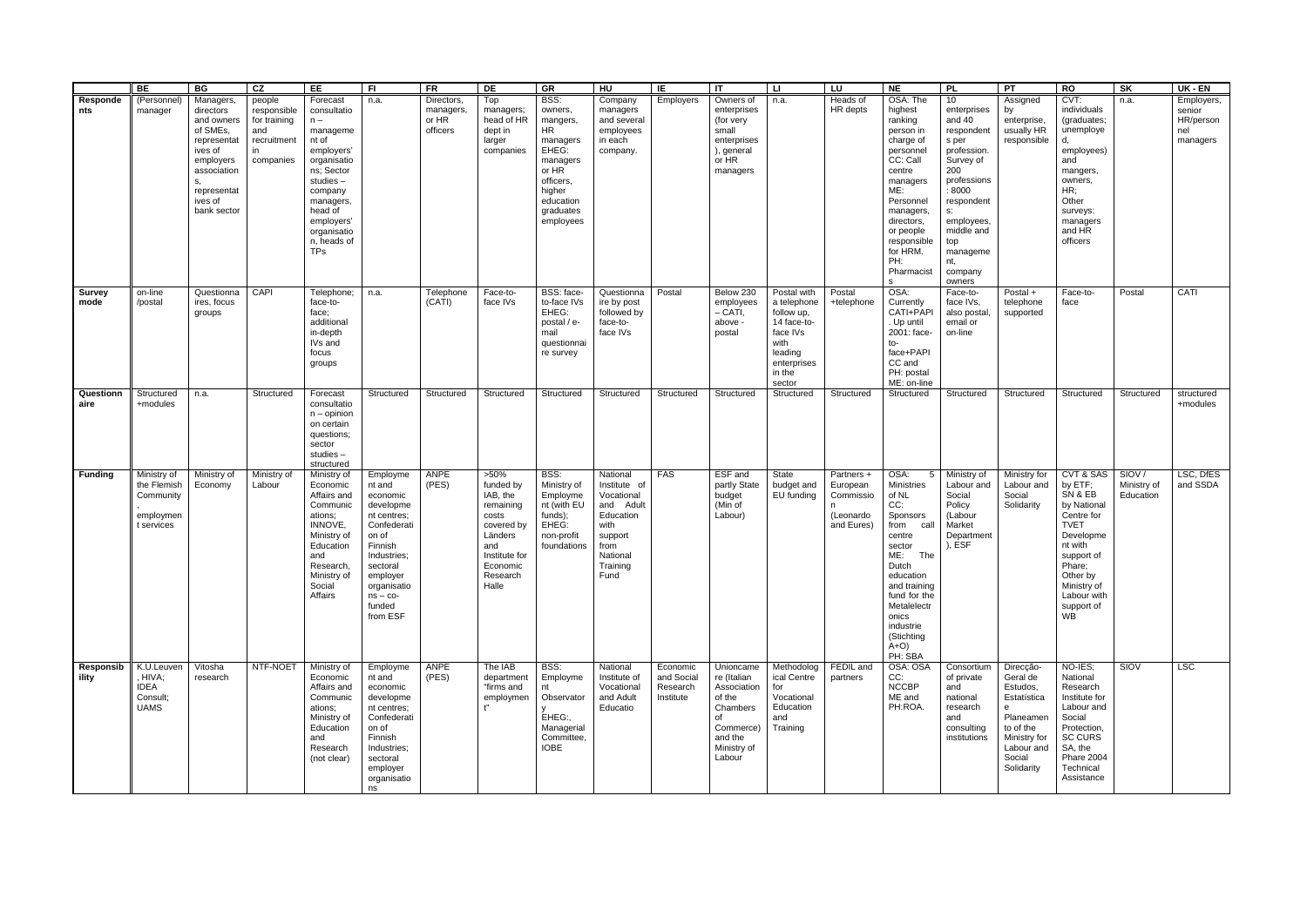| | BE | BG | CZ | EE | FI | FR | DE | GR | HU | IE | IT | LI | LU | NE | PL | PT | RO | SK | UK - EN |
|---|---|---|---|---|---|---|---|---|---|---|---|---|---|---|---|---|---|---|---|
| **Respondents** | (Personnel) manager | Managers, directors and owners of SMEs, representatives of employers associations, representatives of bank sector | people responsible for training and recruitment in companies | Forecast consultation – management of employers' organisations; Sector studies – company managers, head of employers' organisations, heads of TPs | n.a. | Directors, managers, or HR officers | Top managers; head of HR dept in larger companies | BSS: owners, mangers, HR managers EHEG: managers or HR officers, higher education graduates employees | Company managers and several employees in each company. | Employers | Owners of enterprises (for very small enterprises), general or HR managers | n.a. | Heads of HR depts | OSA: The highest ranking person in charge of personnel CC: Call centre managers ME: Personnel managers, directors, or people responsible for HRM. PH: Pharmacists | 10 enterprises and 40 respondents per profession. Survey of 200 professions: 8000 respondents: employees, middle and top management, company owners | Assigned by enterprise, usually HR responsible | CVT: individuals (graduates; unemployed, employees) and mangers, owners, HR; Other surveys: managers and HR officers | n.a. | Employers, senior HR/personnel managers |
| **Survey mode** | on-line /postal | Questionnaires, focus groups | CAPI | Telephone; face-to-face; additional in-depth IVs and focus groups | n.a. | Telephone (CATI) | Face-to-face IVs | BSS: face-to-face IVs EHEG: postal / e-mail questionnaire survey | Questionnaire by post followed by face-to-face IVs | Postal | Below 230 employees – CATI, above - postal | Postal with a telephone follow up, 14 face-to-face IVs with leading enterprises in the sector | Postal +telephone | OSA: Currently CATI+PAPI. Up until 2001: face-to-face+PAPI CC and PH: postal ME: on-line | Face-to-face IVs, also postal, email or on-line | Postal + telephone supported | Face-to-face | Postal | CATI |
| **Questionnaire** | Structured +modules | n.a. | Structured | Forecast consultation – opinion on certain questions; sector studies – structured | Structured | Structured | Structured | Structured | Structured | Structured | Structured | Structured | Structured | Structured | Structured | Structured | Structured | Structured | structured +modules |
| **Funding** | Ministry of the Flemish Community, employment services | Ministry of Economy | Ministry of Labour | Ministry of Economic Affairs and Communications; INNOVE, Ministry of Education and Research, Ministry of Social Affairs | Employment and economic development centres; Confederation of Finnish Industries; sectoral employer organisations – co-funded from ESF | ANPE (PES) | >50% funded by IAB, the remaining costs covered by Länders and Institute for Economic Research Halle | BSS: Ministry of Employment (with EU funds); EHEG: non-profit foundations | National Institute of Vocational and Adult Education with support from National Training Fund | FAS | ESF and partly State budget (Min of Labour) | State budget and EU funding | Partners + European Commission (Leonardo and Eures) | OSA: 5 Ministries of NL CC: Sponsors from call centre sector ME: The Dutch education and training fund for the Metalelectronics industrie (Stichting A+O) PH: SBA | Ministry of Labour and Social Policy (Labour Market Department), ESF | Ministry for Labour and Social Solidarity | CVT & SAS by ETF; SN & EB by National Centre for TVET Development with support of Phare; Other by Ministry of Labour with support of WB | SIOV / Ministry of Education | LSC, DfES and SSDA |
| **Responsibility** | K.U.Leuven, HIVA; IDEA Consult; UAMS | Vitosha research | NTF-NOET | Ministry of Economic Affairs and Communications; Ministry of Education and Research (not clear) | Employment and economic development centres; Confederation of Finnish Industries; sectoral employer organisations | ANPE (PES) | The IAB department "firms and employment" | BSS: Employment Observatory EHEG.: Managerial Committee, IOBE | National Institute of Vocational and Adult Educatio | Economic and Social Research Institute | Unioncamere (Italian Association of the Chambers of Commerce) and the Ministry of Labour | Methodological Centre for Vocational Education and Training | FEDIL and partners | OSA: OSA CC: NCCBP ME and PH:ROA. | Consortium of private and national research and consulting institutions | Direcção-Geral de Estudos, Estatística e Planeamento of the Ministry for Labour and Social Solidarity | NO-IES; National Research Institute for Labour and Social Protection, SC CURS SA, the Phare 2004 Technical Assistance | SIOV | LSC |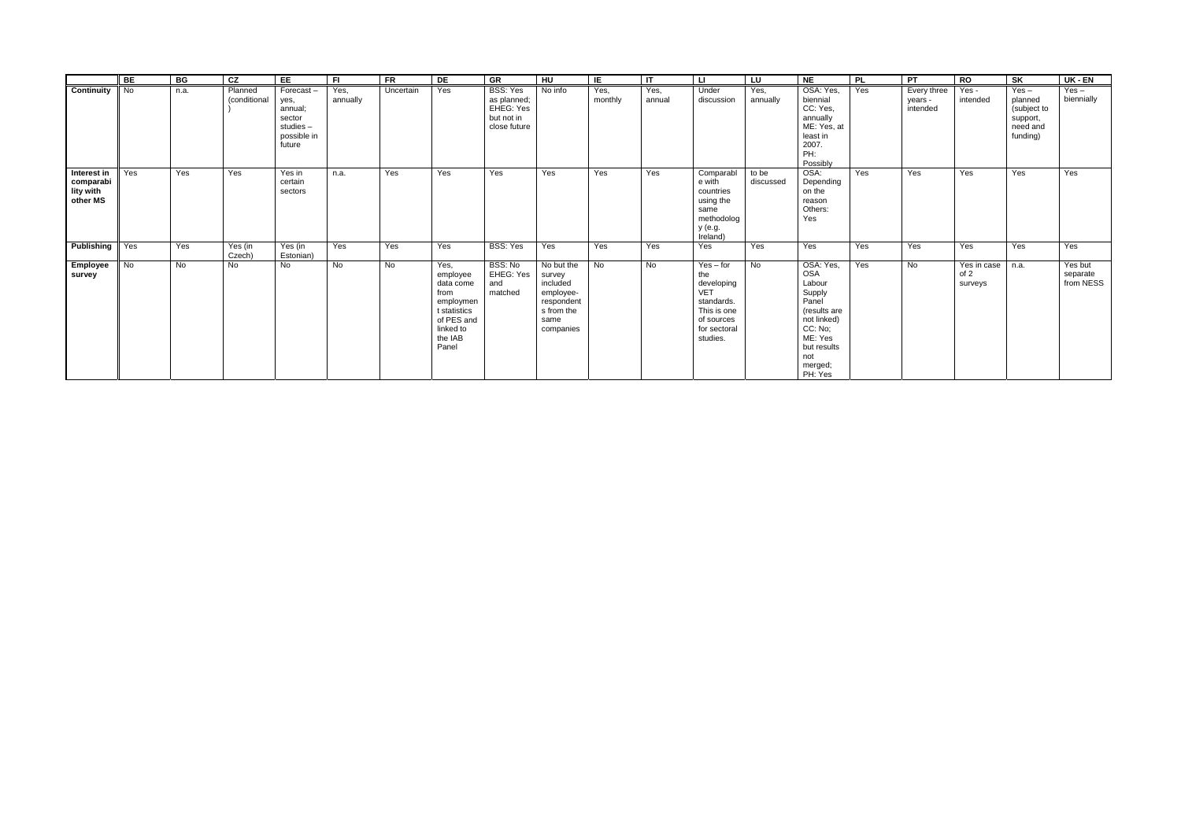| | BE | BG | CZ | EE | FI | FR | DE | GR | HU | IE | IT | LI | LU | NE | PL | PT | RO | SK | UK - EN |
|---|---|---|---|---|---|---|---|---|---|---|---|---|---|---|---|---|---|---|---|
| **Continuity** | No | n.a. | Planned (conditional) | Forecast – yes, annual; sector studies – possible in future | Yes, annually | Uncertain | Yes | BSS: Yes as planned; EHEG: Yes but not in close future | No info | Yes, monthly | Yes, annual | Under discussion | Yes, annually | OSA: Yes, biennial CC: Yes, annually ME: Yes, at least in 2007. PH: Possibly | Yes | Every three years - intended | Yes - intended | Yes – planned (subject to support, need and funding) | Yes – biennially |
| **Interest in comparability with other MS** | Yes | Yes | Yes | Yes in certain sectors | n.a. | Yes | Yes | Yes | Yes | Yes | Yes | Comparable with countries using the same methodology (e.g. Ireland) | to be discussed | OSA: Depending on the reason Others: Yes | Yes | Yes | Yes | Yes | Yes |
| **Publishing** | Yes | Yes | Yes (in Czech) | Yes (in Estonian) | Yes | Yes | Yes | BSS: Yes | Yes | Yes | Yes | Yes | Yes | Yes | Yes | Yes | Yes | Yes | Yes |
| **Employee survey** | No | No | No | No | No | No | Yes, employee data come from employment statistics of PES and linked to the IAB Panel | BSS: No EHEG: Yes and matched | No but the survey included employee-respondents from the same companies | No | No | Yes – for the developing VET standards. This is one of sources for sectoral studies. | No | OSA: Yes, OSA Labour Supply Panel (results are not linked) CC: No; ME: Yes but results not merged; PH: Yes | Yes | No | Yes in case of 2 surveys | n.a. | Yes but separate from NESS |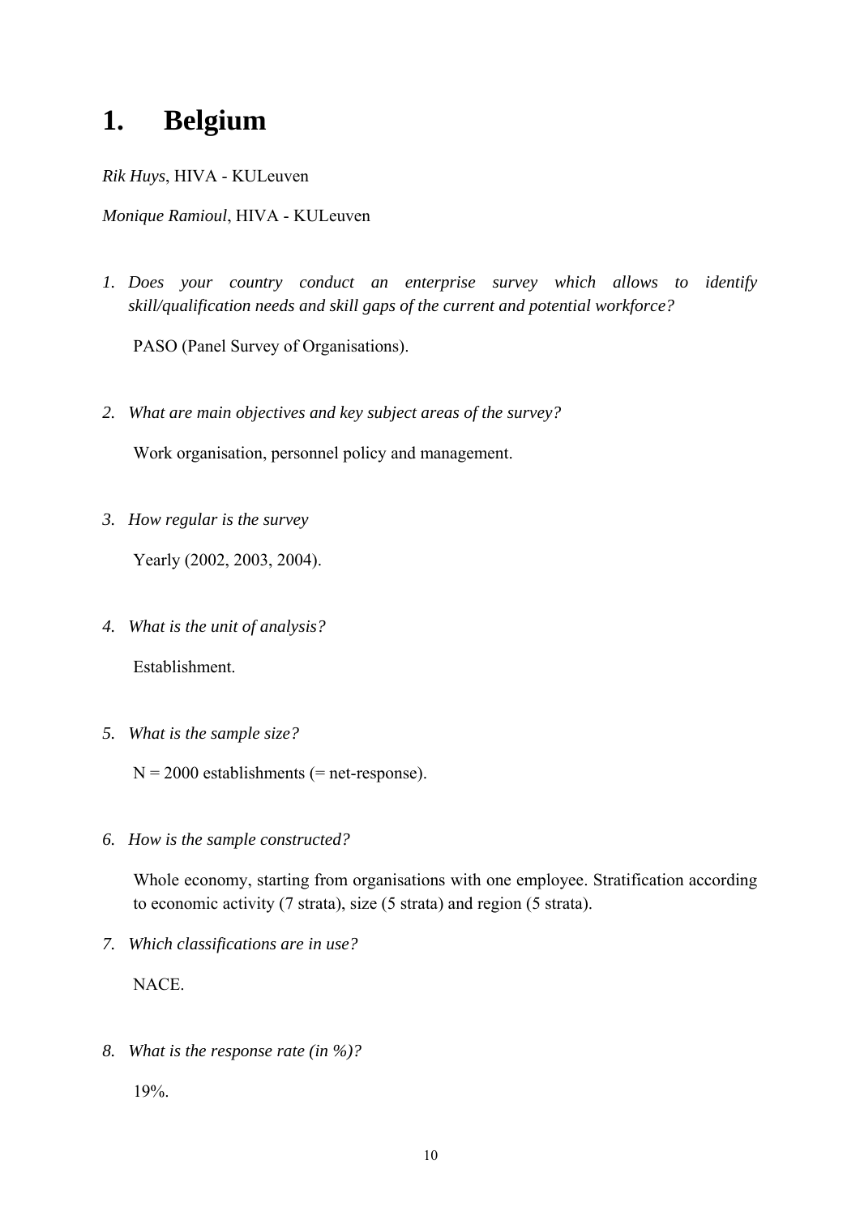# 1. Belgium

*Rik Huys*, HIVA - KULeuven

*Monique Ramioul*, HIVA - KULeuven

1. *Does your country conduct an enterprise survey which allows to identify skill/qualification needs and skill gaps of the current and potential workforce?*

   PASO (Panel Survey of Organisations).

2. *What are main objectives and key subject areas of the survey?*

   Work organisation, personnel policy and management.

3. *How regular is the survey*

   Yearly (2002, 2003, 2004).

4. *What is the unit of analysis?*

   Establishment.

5. *What is the sample size?*

   N = 2000 establishments (= net-response).

6. *How is the sample constructed?*

   Whole economy, starting from organisations with one employee. Stratification according to economic activity (7 strata), size (5 strata) and region (5 strata).

7. *Which classifications are in use?*

   NACE.

8. *What is the response rate (in %)?*

   19%.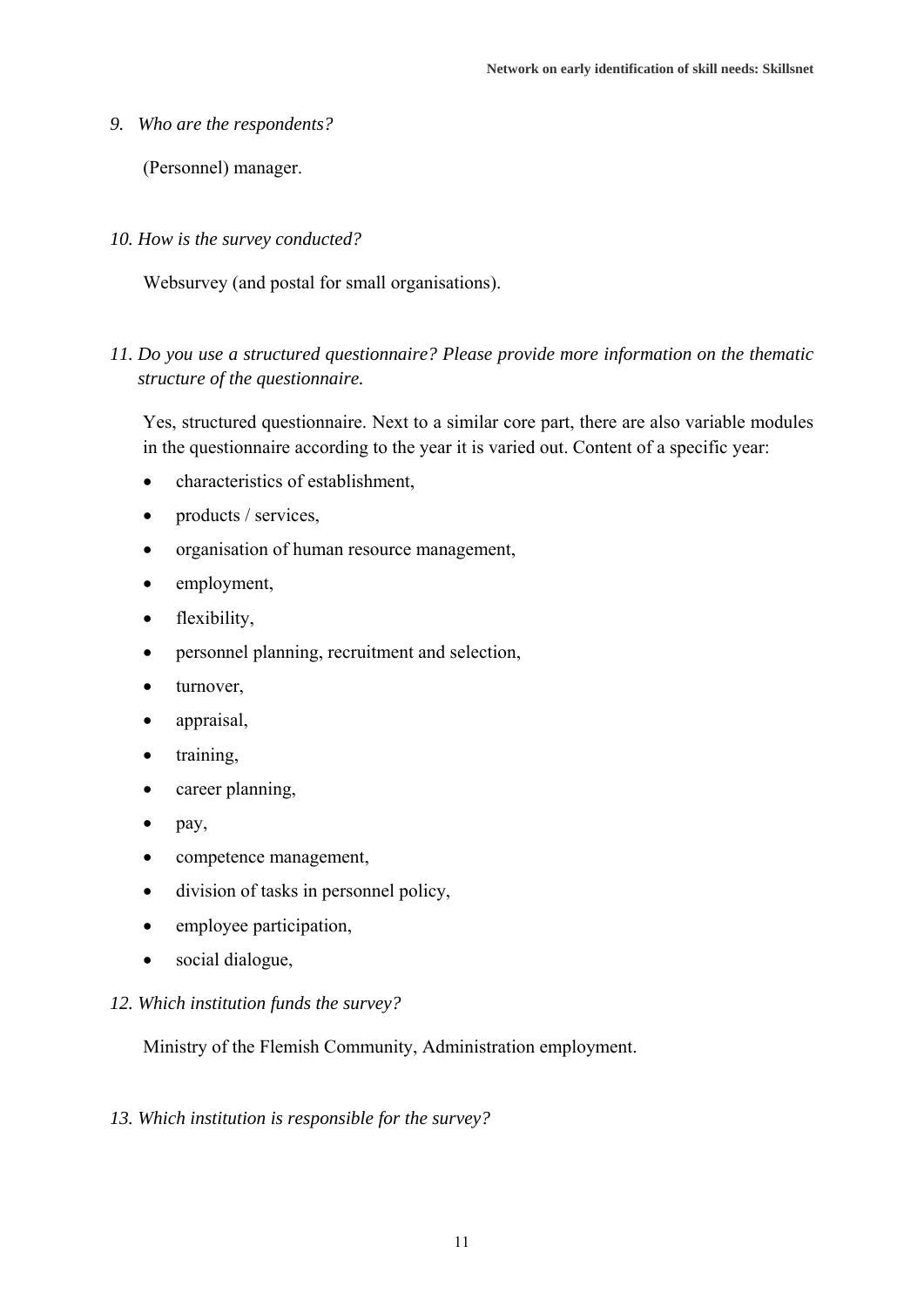*9. Who are the respondents?*

(Personnel) manager.

*10. How is the survey conducted?*

Websurvey (and postal for small organisations).

*11. Do you use a structured questionnaire? Please provide more information on the thematic structure of the questionnaire.*

Yes, structured questionnaire. Next to a similar core part, there are also variable modules in the questionnaire according to the year it is varied out. Content of a specific year:

- characteristics of establishment,
- products / services,
- organisation of human resource management,
- employment,
- flexibility,
- personnel planning, recruitment and selection,
- turnover,
- appraisal,
- training,
- career planning,
- pay,
- competence management,
- division of tasks in personnel policy,
- employee participation,
- social dialogue,

*12. Which institution funds the survey?*

Ministry of the Flemish Community, Administration employment.

*13. Which institution is responsible for the survey?*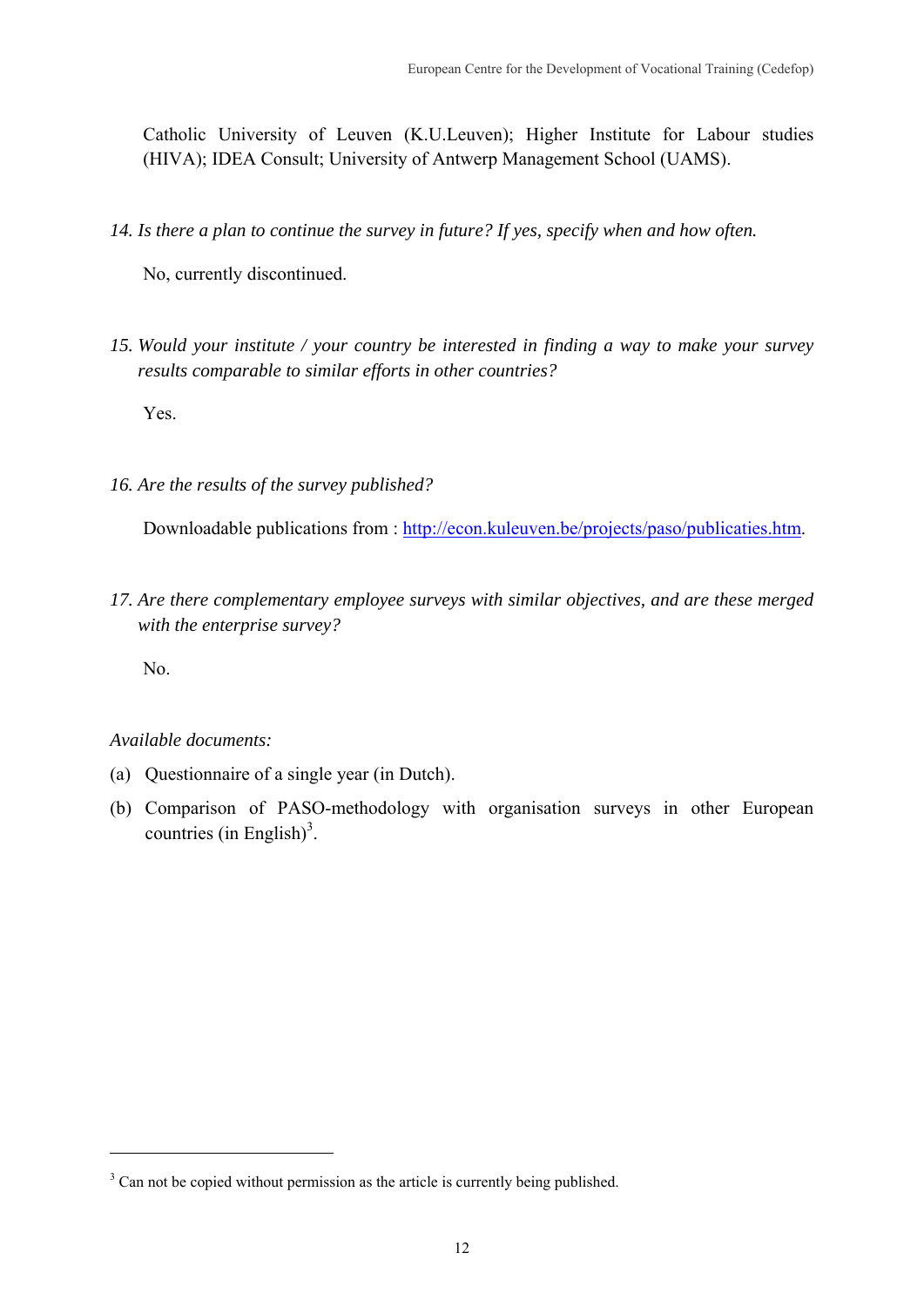Catholic University of Leuven (K.U.Leuven); Higher Institute for Labour studies (HIVA); IDEA Consult; University of Antwerp Management School (UAMS).

*14. Is there a plan to continue the survey in future? If yes, specify when and how often.*

No, currently discontinued.

*15. Would your institute / your country be interested in finding a way to make your survey results comparable to similar efforts in other countries?*

Yes.

*16. Are the results of the survey published?*

Downloadable publications from : [http://econ.kuleuven.be/projects/paso/publicaties.htm](http://econ.kuleuven.be/projects/paso/publicaties.htm).

*17. Are there complementary employee surveys with similar objectives, and are these merged with the enterprise survey?*

No.

*Available documents:*

(a) Questionnaire of a single year (in Dutch).

(b) Comparison of PASO-methodology with organisation surveys in other European countries (in English)[3].

---

[3] Can not be copied without permission as the article is currently being published.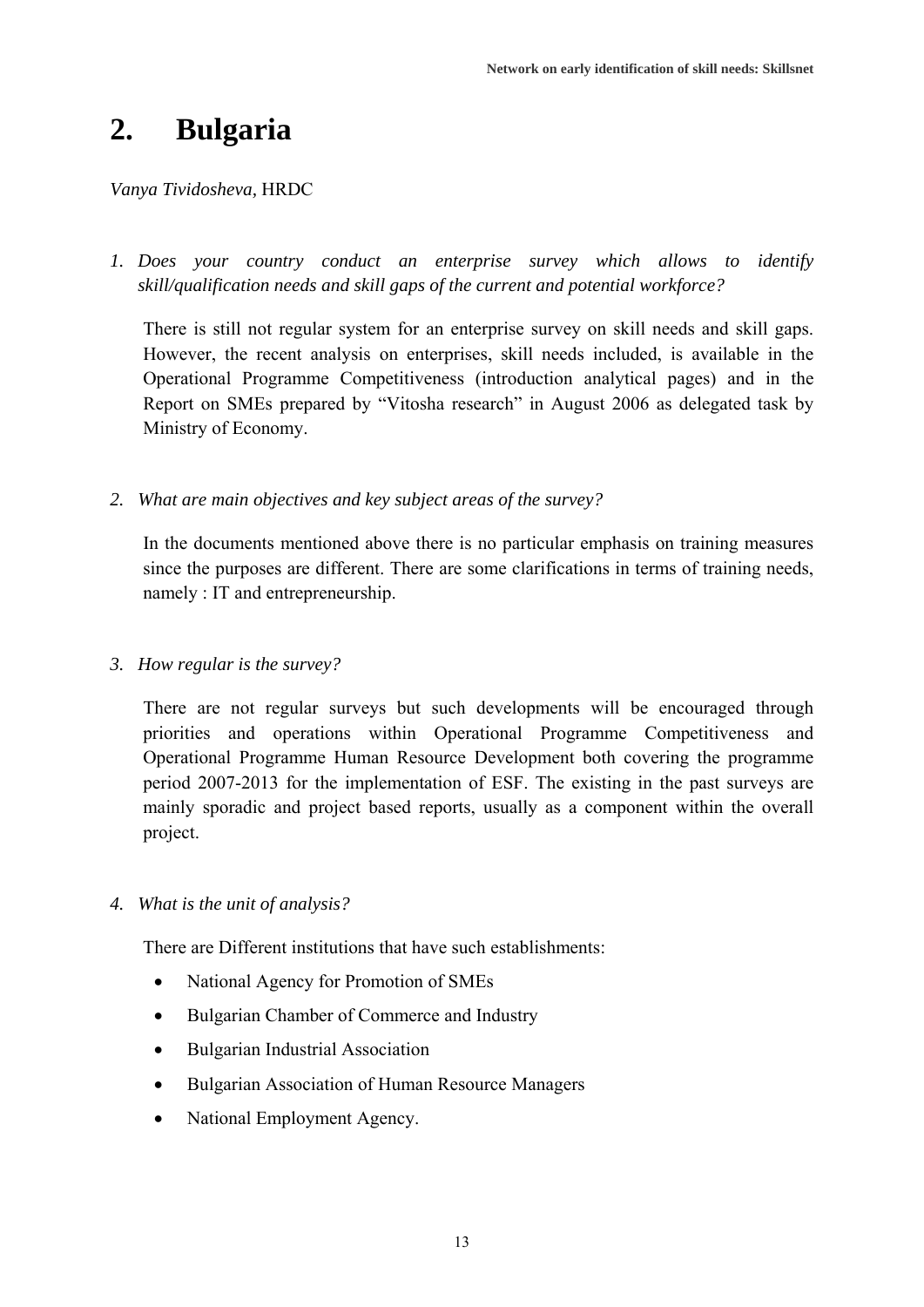# 2. Bulgaria

*Vanya Tividosheva,* HRDC

1. *Does your country conduct an enterprise survey which allows to identify skill/qualification needs and skill gaps of the current and potential workforce?*

   There is still not regular system for an enterprise survey on skill needs and skill gaps. However, the recent analysis on enterprises, skill needs included, is available in the Operational Programme Competitiveness (introduction analytical pages) and in the Report on SMEs prepared by "Vitosha research" in August 2006 as delegated task by Ministry of Economy.

2. *What are main objectives and key subject areas of the survey?*

   In the documents mentioned above there is no particular emphasis on training measures since the purposes are different. There are some clarifications in terms of training needs, namely : IT and entrepreneurship.

3. *How regular is the survey?*

   There are not regular surveys but such developments will be encouraged through priorities and operations within Operational Programme Competitiveness and Operational Programme Human Resource Development both covering the programme period 2007-2013 for the implementation of ESF. The existing in the past surveys are mainly sporadic and project based reports, usually as a component within the overall project.

4. *What is the unit of analysis?*

   There are Different institutions that have such establishments:

   - National Agency for Promotion of SMEs
   - Bulgarian Chamber of Commerce and Industry
   - Bulgarian Industrial Association
   - Bulgarian Association of Human Resource Managers
   - National Employment Agency.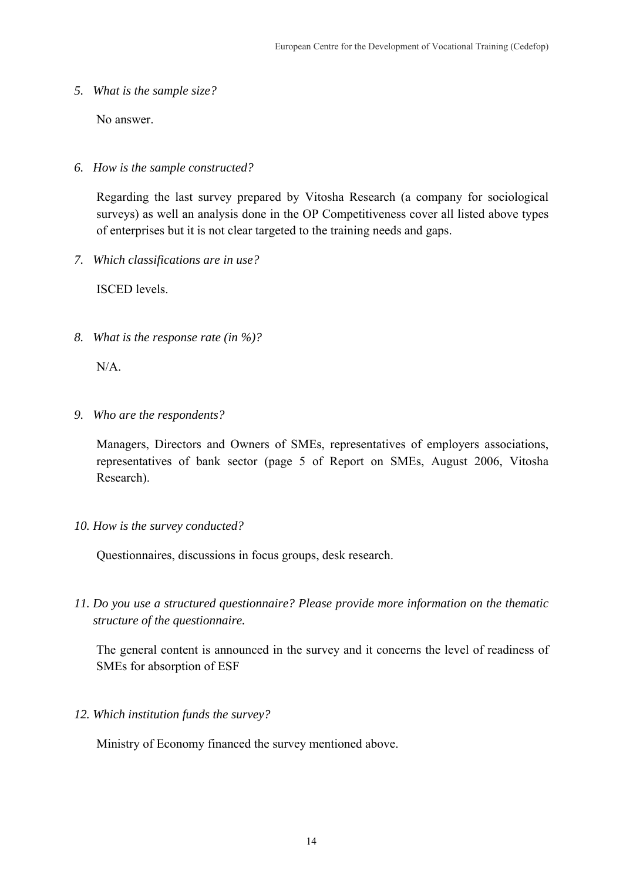5. *What is the sample size?*

   No answer.

6. *How is the sample constructed?*

   Regarding the last survey prepared by Vitosha Research (a company for sociological surveys) as well an analysis done in the OP Competitiveness cover all listed above types of enterprises but it is not clear targeted to the training needs and gaps.

7. *Which classifications are in use?*

   ISCED levels.

8. *What is the response rate (in %)?*

   N/A.

9. *Who are the respondents?*

   Managers, Directors and Owners of SMEs, representatives of employers associations, representatives of bank sector (page 5 of Report on SMEs, August 2006, Vitosha Research).

10. *How is the survey conducted?*

    Questionnaires, discussions in focus groups, desk research.

11. *Do you use a structured questionnaire? Please provide more information on the thematic structure of the questionnaire.*

    The general content is announced in the survey and it concerns the level of readiness of SMEs for absorption of ESF

12. *Which institution funds the survey?*

    Ministry of Economy financed the survey mentioned above.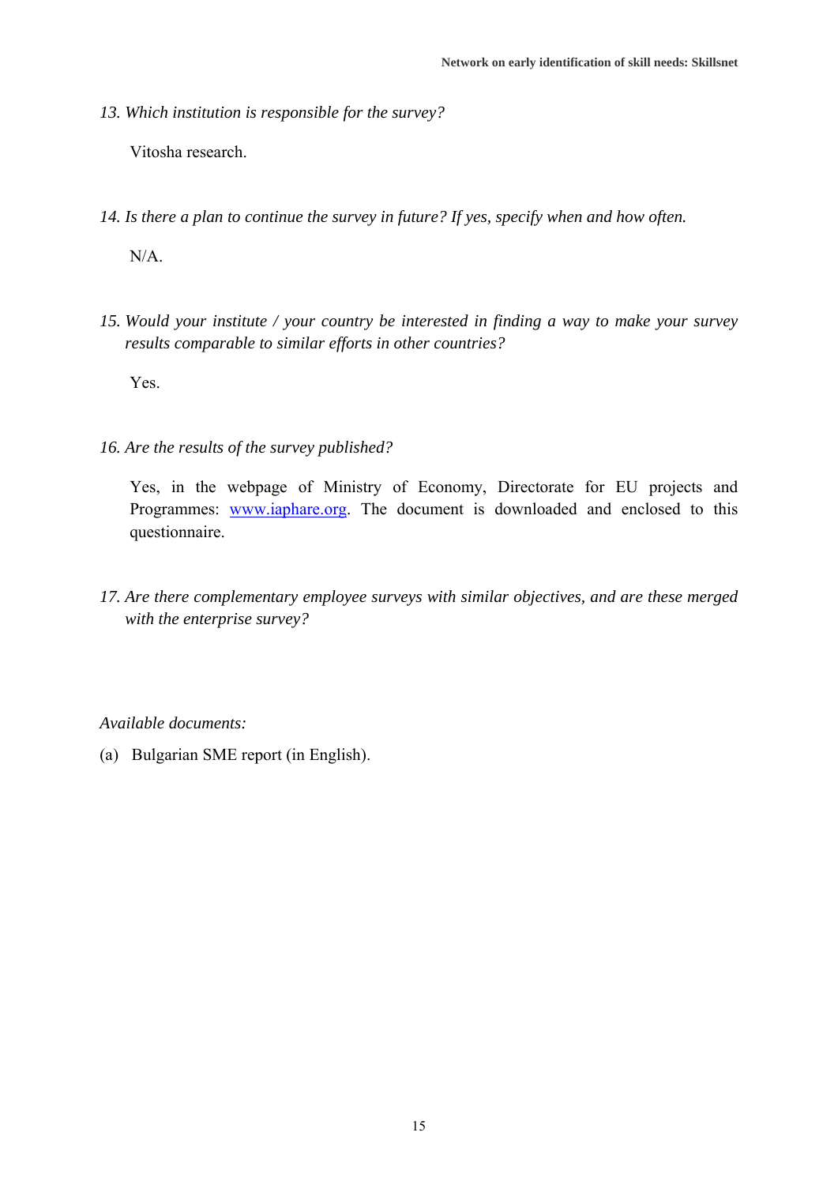*13. Which institution is responsible for the survey?*

Vitosha research.

*14. Is there a plan to continue the survey in future? If yes, specify when and how often.*

N/A.

*15. Would your institute / your country be interested in finding a way to make your survey results comparable to similar efforts in other countries?*

Yes.

*16. Are the results of the survey published?*

Yes, in the webpage of Ministry of Economy, Directorate for EU projects and Programmes: [www.iaphare.org](http://www.iaphare.org). The document is downloaded and enclosed to this questionnaire.

*17. Are there complementary employee surveys with similar objectives, and are these merged with the enterprise survey?*

*Available documents:*

(a) Bulgarian SME report (in English).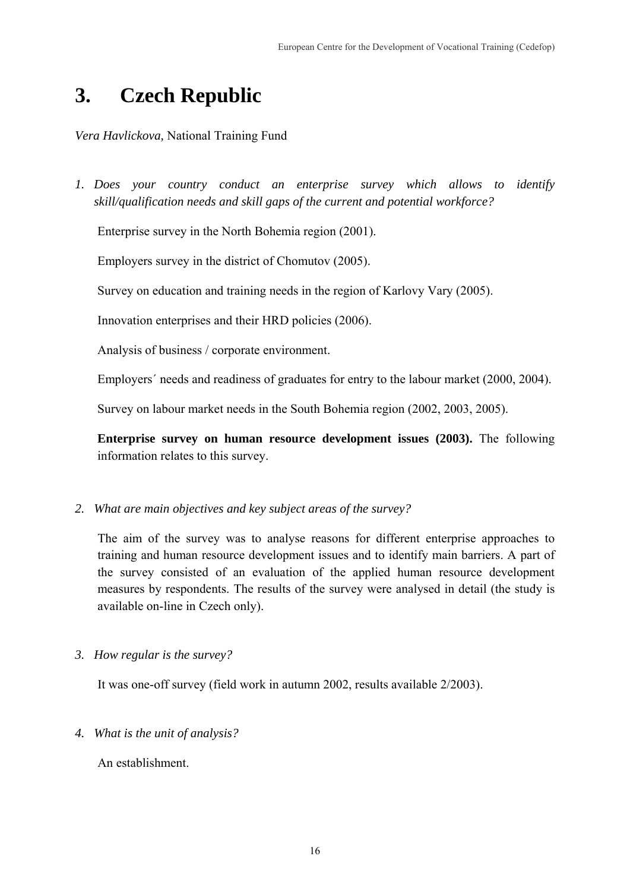# 3. Czech Republic

*Vera Havlickova,* National Training Fund

1. *Does your country conduct an enterprise survey which allows to identify skill/qualification needs and skill gaps of the current and potential workforce?*

   Enterprise survey in the North Bohemia region (2001).

   Employers survey in the district of Chomutov (2005).

   Survey on education and training needs in the region of Karlovy Vary (2005).

   Innovation enterprises and their HRD policies (2006).

   Analysis of business / corporate environment.

   Employers´ needs and readiness of graduates for entry to the labour market (2000, 2004).

   Survey on labour market needs in the South Bohemia region (2002, 2003, 2005).

   **Enterprise survey on human resource development issues (2003).** The following information relates to this survey.

2. *What are main objectives and key subject areas of the survey?*

   The aim of the survey was to analyse reasons for different enterprise approaches to training and human resource development issues and to identify main barriers. A part of the survey consisted of an evaluation of the applied human resource development measures by respondents. The results of the survey were analysed in detail (the study is available on-line in Czech only).

3. *How regular is the survey?*

   It was one-off survey (field work in autumn 2002, results available 2/2003).

4. *What is the unit of analysis?*

   An establishment.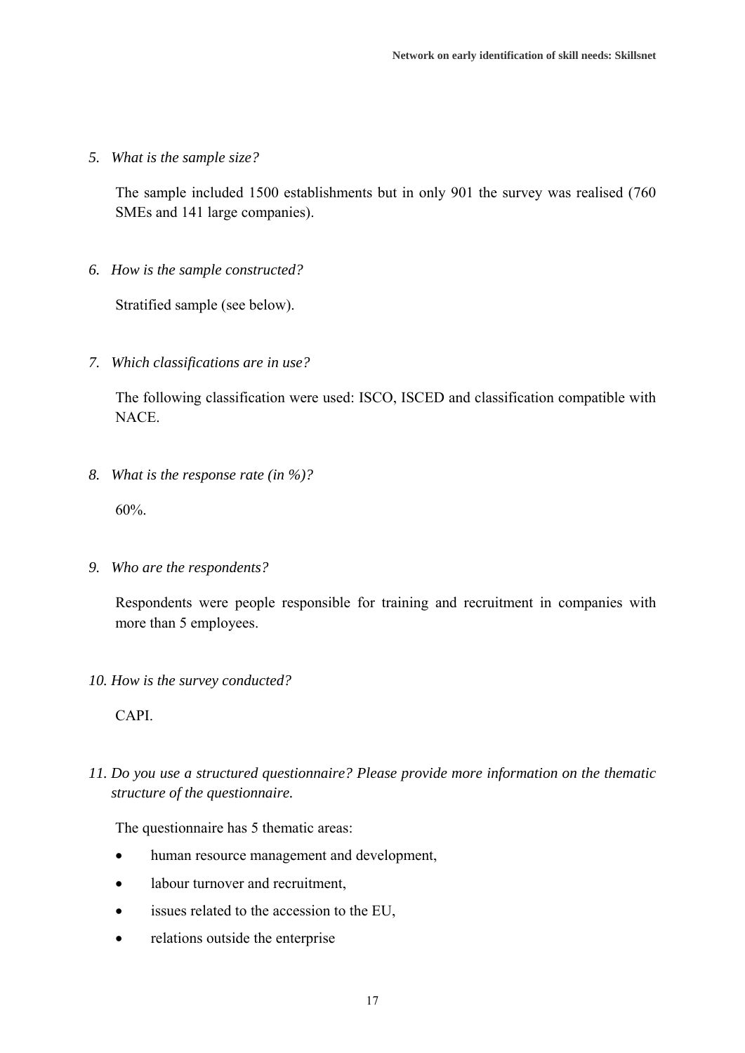*5. What is the sample size?*

The sample included 1500 establishments but in only 901 the survey was realised (760 SMEs and 141 large companies).

*6. How is the sample constructed?*

Stratified sample (see below).

*7. Which classifications are in use?*

The following classification were used: ISCO, ISCED and classification compatible with NACE.

*8. What is the response rate (in %)?*

60%.

*9. Who are the respondents?*

Respondents were people responsible for training and recruitment in companies with more than 5 employees.

*10. How is the survey conducted?*

CAPI.

*11. Do you use a structured questionnaire? Please provide more information on the thematic structure of the questionnaire.*

The questionnaire has 5 thematic areas:

- human resource management and development,
- labour turnover and recruitment,
- issues related to the accession to the EU,
- relations outside the enterprise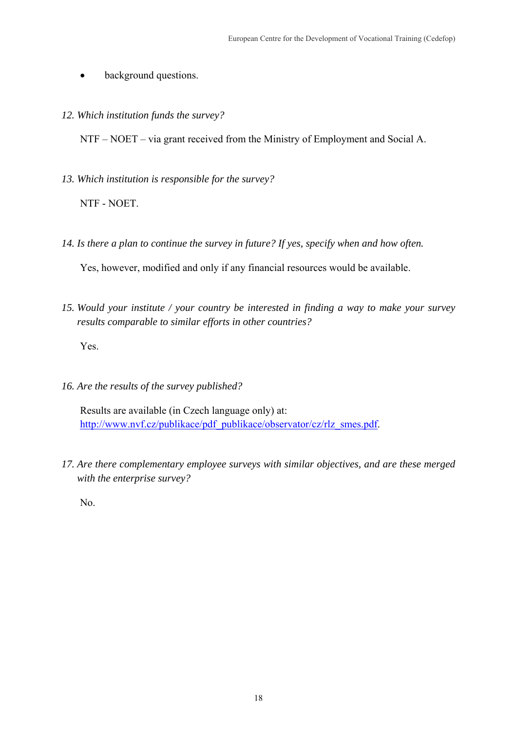- background questions.

*12. Which institution funds the survey?*

NTF – NOET – via grant received from the Ministry of Employment and Social A.

*13. Which institution is responsible for the survey?*

NTF - NOET.

*14. Is there a plan to continue the survey in future? If yes, specify when and how often.*

Yes, however, modified and only if any financial resources would be available.

*15. Would your institute / your country be interested in finding a way to make your survey results comparable to similar efforts in other countries?*

Yes.

*16. Are the results of the survey published?*

Results are available (in Czech language only) at: [http://www.nvf.cz/publikace/pdf_publikace/observator/cz/rlz_smes.pdf](http://www.nvf.cz/publikace/pdf_publikace/observator/cz/rlz_smes.pdf).

*17. Are there complementary employee surveys with similar objectives, and are these merged with the enterprise survey?*

No.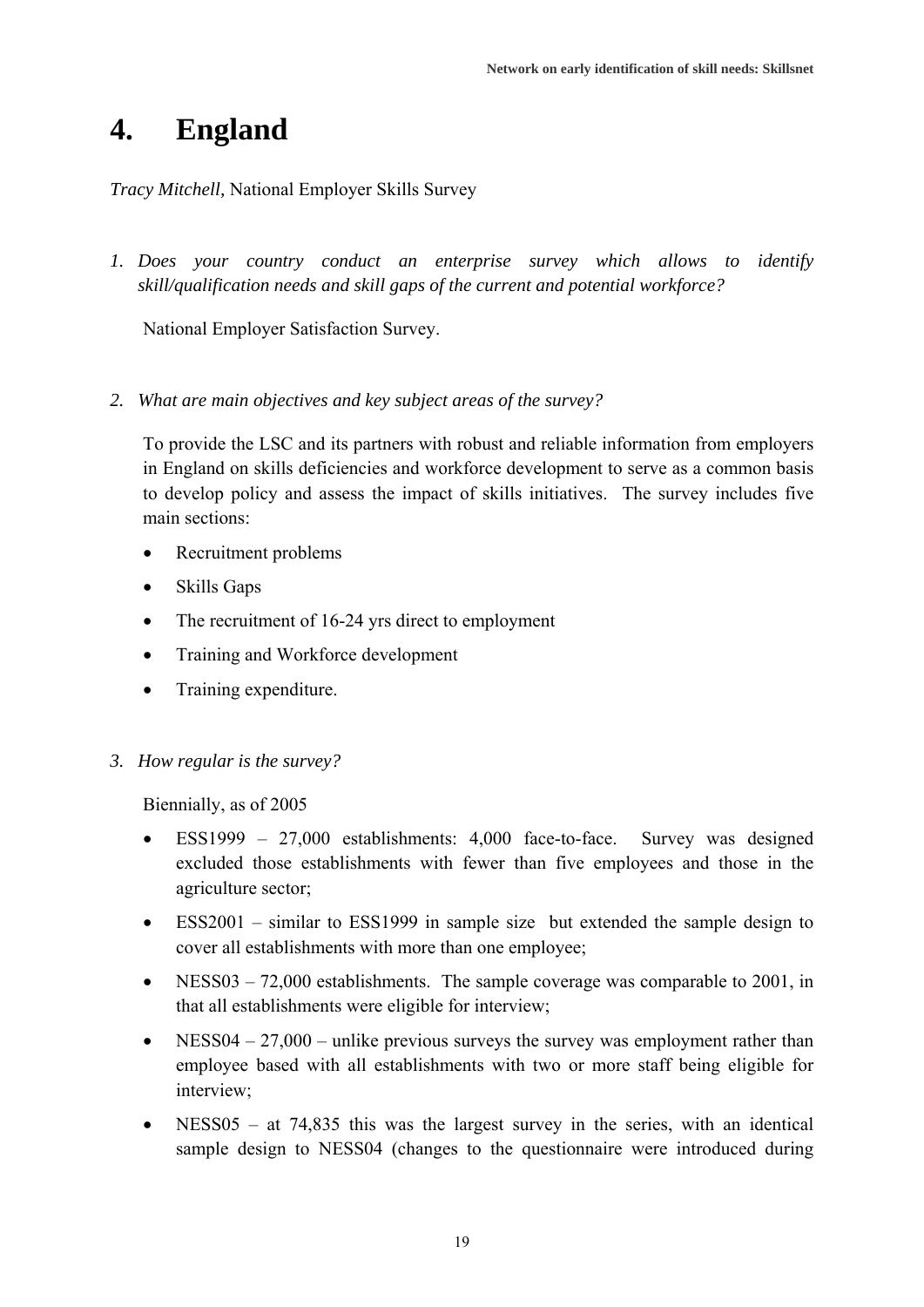# 4. England

*Tracy Mitchell,* National Employer Skills Survey

1. *Does your country conduct an enterprise survey which allows to identify skill/qualification needs and skill gaps of the current and potential workforce?*

   National Employer Satisfaction Survey.

2. *What are main objectives and key subject areas of the survey?*

   To provide the LSC and its partners with robust and reliable information from employers in England on skills deficiencies and workforce development to serve as a common basis to develop policy and assess the impact of skills initiatives. The survey includes five main sections:

   - Recruitment problems
   - Skills Gaps
   - The recruitment of 16-24 yrs direct to employment
   - Training and Workforce development
   - Training expenditure.

3. *How regular is the survey?*

   Biennially, as of 2005

   - ESS1999 – 27,000 establishments: 4,000 face-to-face. Survey was designed excluded those establishments with fewer than five employees and those in the agriculture sector;
   - ESS2001 – similar to ESS1999 in sample size but extended the sample design to cover all establishments with more than one employee;
   - NESS03 – 72,000 establishments. The sample coverage was comparable to 2001, in that all establishments were eligible for interview;
   - NESS04 – 27,000 – unlike previous surveys the survey was employment rather than employee based with all establishments with two or more staff being eligible for interview;
   - NESS05 – at 74,835 this was the largest survey in the series, with an identical sample design to NESS04 (changes to the questionnaire were introduced during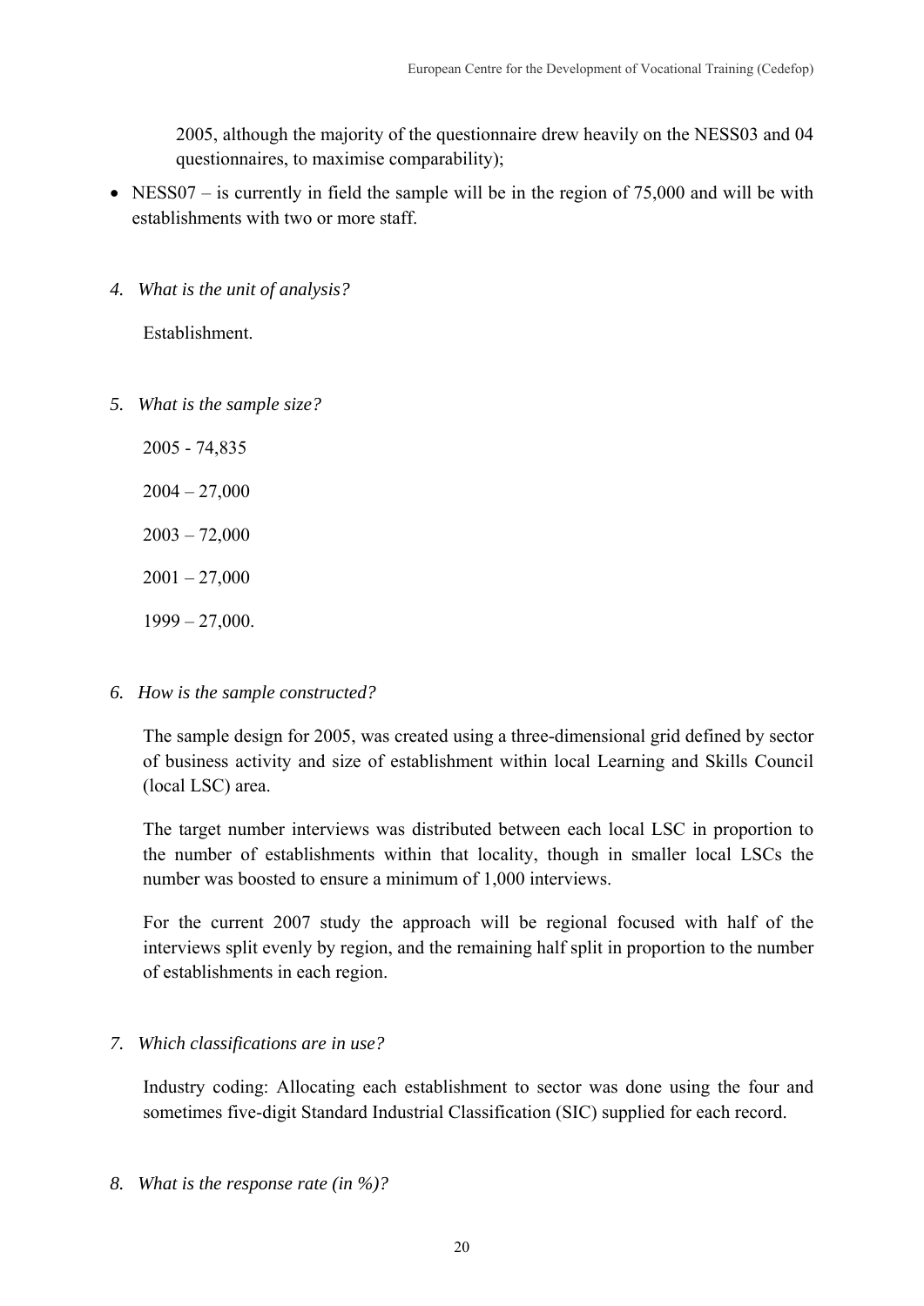2005, although the majority of the questionnaire drew heavily on the NESS03 and 04 questionnaires, to maximise comparability);

- NESS07 – is currently in field the sample will be in the region of 75,000 and will be with establishments with two or more staff.

4. *What is the unit of analysis?*

   Establishment.

5. *What is the sample size?*

   2005 - 74,835

   2004 – 27,000

   2003 – 72,000

   2001 – 27,000

   1999 – 27,000.

6. *How is the sample constructed?*

   The sample design for 2005, was created using a three-dimensional grid defined by sector of business activity and size of establishment within local Learning and Skills Council (local LSC) area.

   The target number interviews was distributed between each local LSC in proportion to the number of establishments within that locality, though in smaller local LSCs the number was boosted to ensure a minimum of 1,000 interviews.

   For the current 2007 study the approach will be regional focused with half of the interviews split evenly by region, and the remaining half split in proportion to the number of establishments in each region.

7. *Which classifications are in use?*

   Industry coding: Allocating each establishment to sector was done using the four and sometimes five-digit Standard Industrial Classification (SIC) supplied for each record.

8. *What is the response rate (in %)?*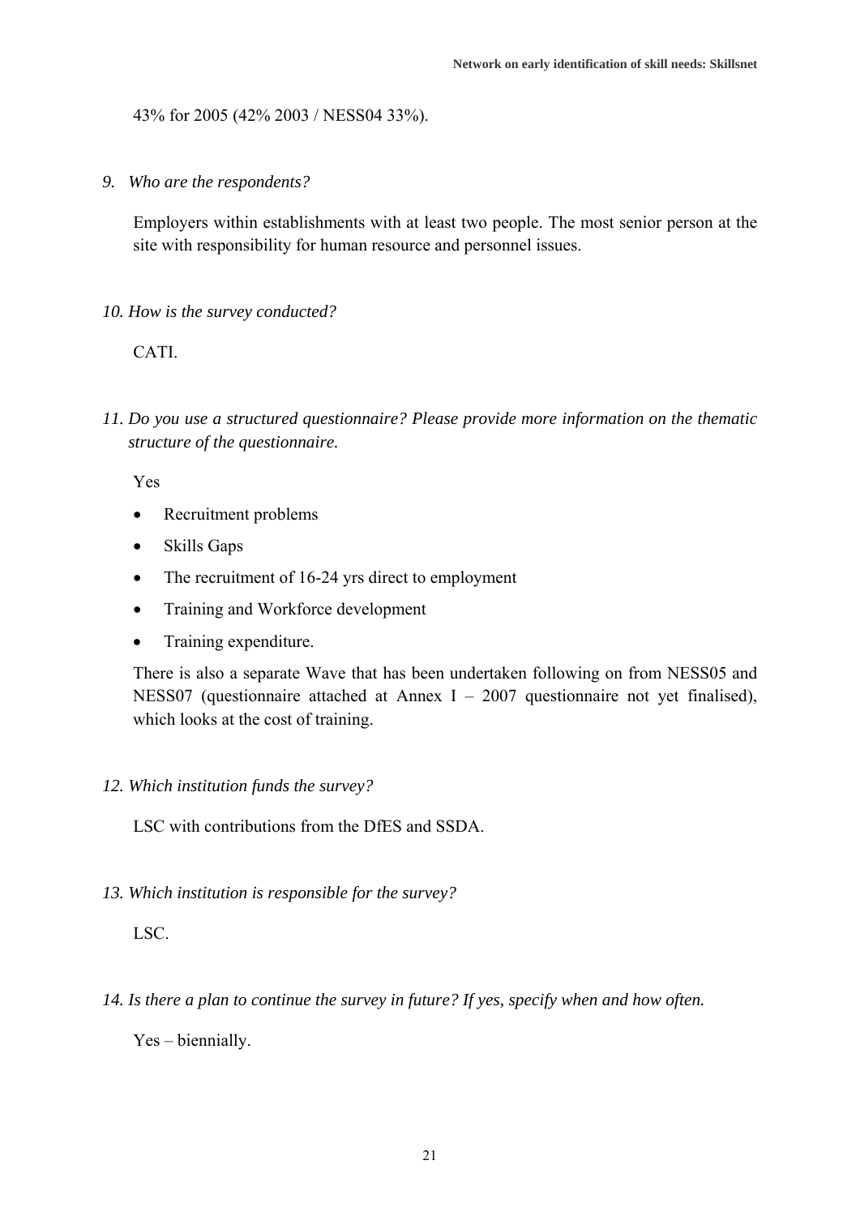43% for 2005 (42% 2003 / NESS04 33%).

*9. Who are the respondents?*

Employers within establishments with at least two people. The most senior person at the site with responsibility for human resource and personnel issues.

*10. How is the survey conducted?*

CATI.

*11. Do you use a structured questionnaire? Please provide more information on the thematic structure of the questionnaire.*

Yes

- Recruitment problems
- Skills Gaps
- The recruitment of 16-24 yrs direct to employment
- Training and Workforce development
- Training expenditure.

There is also a separate Wave that has been undertaken following on from NESS05 and NESS07 (questionnaire attached at Annex I – 2007 questionnaire not yet finalised), which looks at the cost of training.

*12. Which institution funds the survey?*

LSC with contributions from the DfES and SSDA.

*13. Which institution is responsible for the survey?*

LSC.

*14. Is there a plan to continue the survey in future? If yes, specify when and how often.*

Yes – biennially.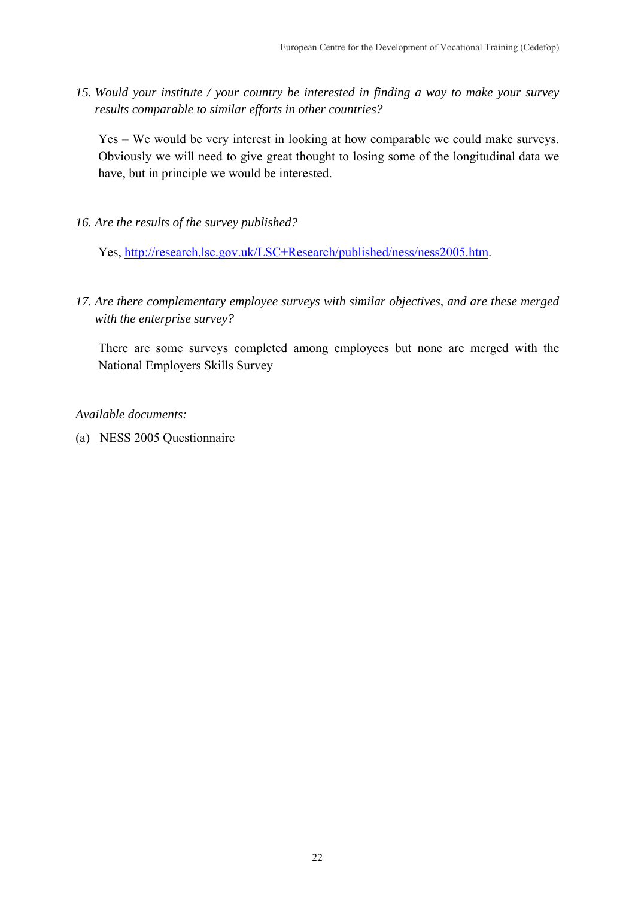*15. Would your institute / your country be interested in finding a way to make your survey results comparable to similar efforts in other countries?*

Yes – We would be very interest in looking at how comparable we could make surveys. Obviously we will need to give great thought to losing some of the longitudinal data we have, but in principle we would be interested.

*16. Are the results of the survey published?*

Yes, http://research.lsc.gov.uk/LSC+Research/published/ness/ness2005.htm.

*17. Are there complementary employee surveys with similar objectives, and are these merged with the enterprise survey?*

There are some surveys completed among employees but none are merged with the National Employers Skills Survey

*Available documents:*

(a) NESS 2005 Questionnaire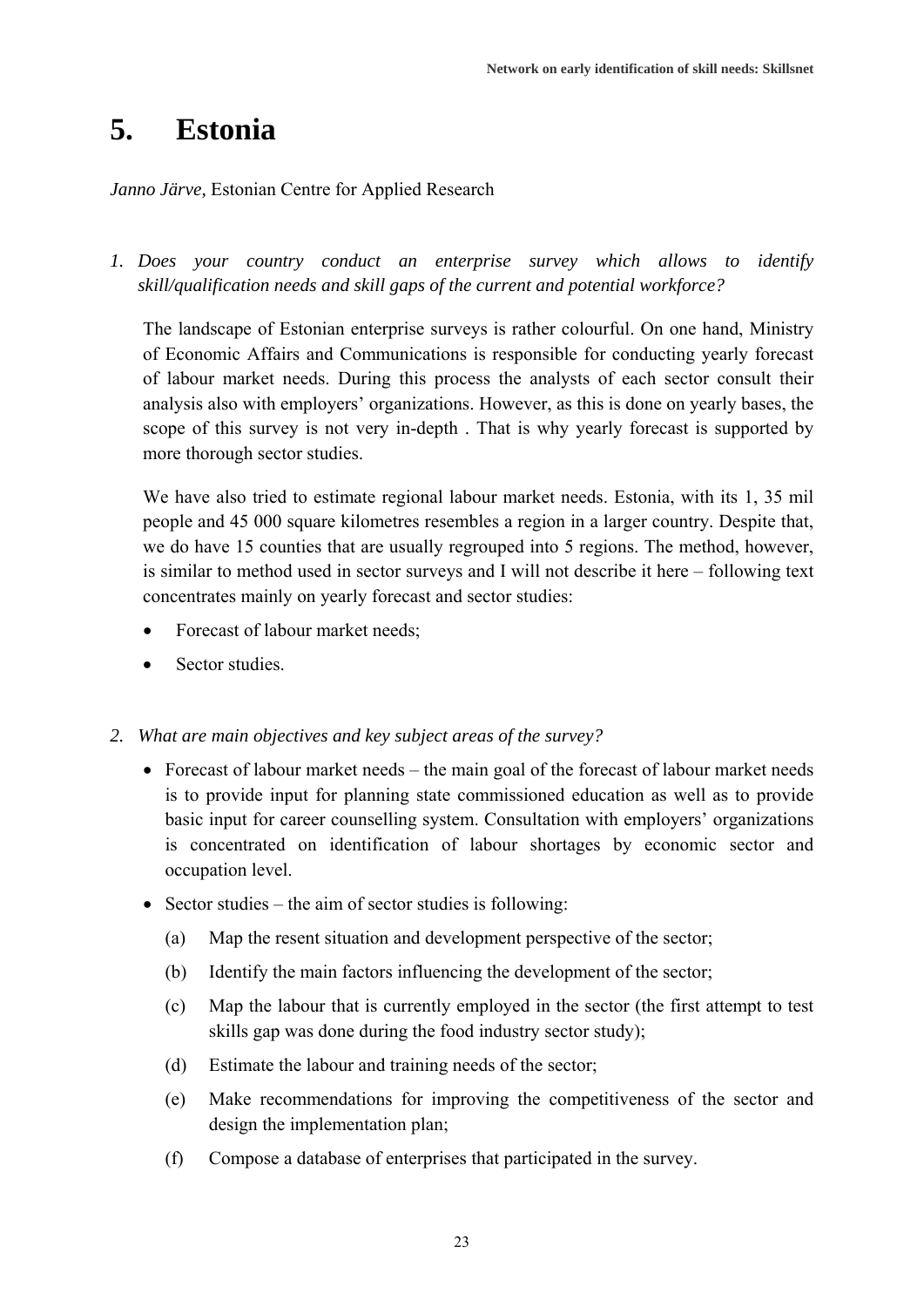# 5. Estonia

*Janno Järve,* Estonian Centre for Applied Research

1. *Does your country conduct an enterprise survey which allows to identify skill/qualification needs and skill gaps of the current and potential workforce?*

   The landscape of Estonian enterprise surveys is rather colourful. On one hand, Ministry of Economic Affairs and Communications is responsible for conducting yearly forecast of labour market needs. During this process the analysts of each sector consult their analysis also with employers' organizations. However, as this is done on yearly bases, the scope of this survey is not very in-depth . That is why yearly forecast is supported by more thorough sector studies.

   We have also tried to estimate regional labour market needs. Estonia, with its 1, 35 mil people and 45 000 square kilometres resembles a region in a larger country. Despite that, we do have 15 counties that are usually regrouped into 5 regions. The method, however, is similar to method used in sector surveys and I will not describe it here – following text concentrates mainly on yearly forecast and sector studies:

   - Forecast of labour market needs;
   - Sector studies.

2. *What are main objectives and key subject areas of the survey?*

   - Forecast of labour market needs – the main goal of the forecast of labour market needs is to provide input for planning state commissioned education as well as to provide basic input for career counselling system. Consultation with employers' organizations is concentrated on identification of labour shortages by economic sector and occupation level.
   - Sector studies – the aim of sector studies is following:
     - (a) Map the resent situation and development perspective of the sector;
     - (b) Identify the main factors influencing the development of the sector;
     - (c) Map the labour that is currently employed in the sector (the first attempt to test skills gap was done during the food industry sector study);
     - (d) Estimate the labour and training needs of the sector;
     - (e) Make recommendations for improving the competitiveness of the sector and design the implementation plan;
     - (f) Compose a database of enterprises that participated in the survey.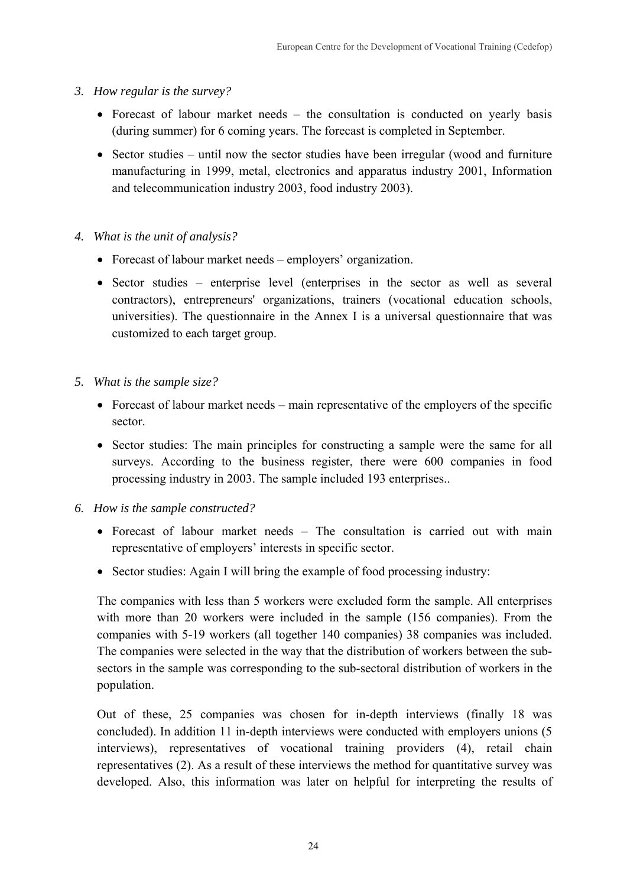3. *How regular is the survey?*

    - Forecast of labour market needs – the consultation is conducted on yearly basis (during summer) for 6 coming years. The forecast is completed in September.
    - Sector studies – until now the sector studies have been irregular (wood and furniture manufacturing in 1999, metal, electronics and apparatus industry 2001, Information and telecommunication industry 2003, food industry 2003).

4. *What is the unit of analysis?*

    - Forecast of labour market needs – employers' organization.
    - Sector studies – enterprise level (enterprises in the sector as well as several contractors), entrepreneurs' organizations, trainers (vocational education schools, universities). The questionnaire in the Annex I is a universal questionnaire that was customized to each target group.

5. *What is the sample size?*

    - Forecast of labour market needs – main representative of the employers of the specific sector.
    - Sector studies: The main principles for constructing a sample were the same for all surveys. According to the business register, there were 600 companies in food processing industry in 2003. The sample included 193 enterprises..

6. *How is the sample constructed?*

    - Forecast of labour market needs – The consultation is carried out with main representative of employers' interests in specific sector.
    - Sector studies: Again I will bring the example of food processing industry:

    The companies with less than 5 workers were excluded form the sample. All enterprises with more than 20 workers were included in the sample (156 companies). From the companies with 5-19 workers (all together 140 companies) 38 companies was included. The companies were selected in the way that the distribution of workers between the sub-sectors in the sample was corresponding to the sub-sectoral distribution of workers in the population.

    Out of these, 25 companies was chosen for in-depth interviews (finally 18 was concluded). In addition 11 in-depth interviews were conducted with employers unions (5 interviews), representatives of vocational training providers (4), retail chain representatives (2). As a result of these interviews the method for quantitative survey was developed. Also, this information was later on helpful for interpreting the results of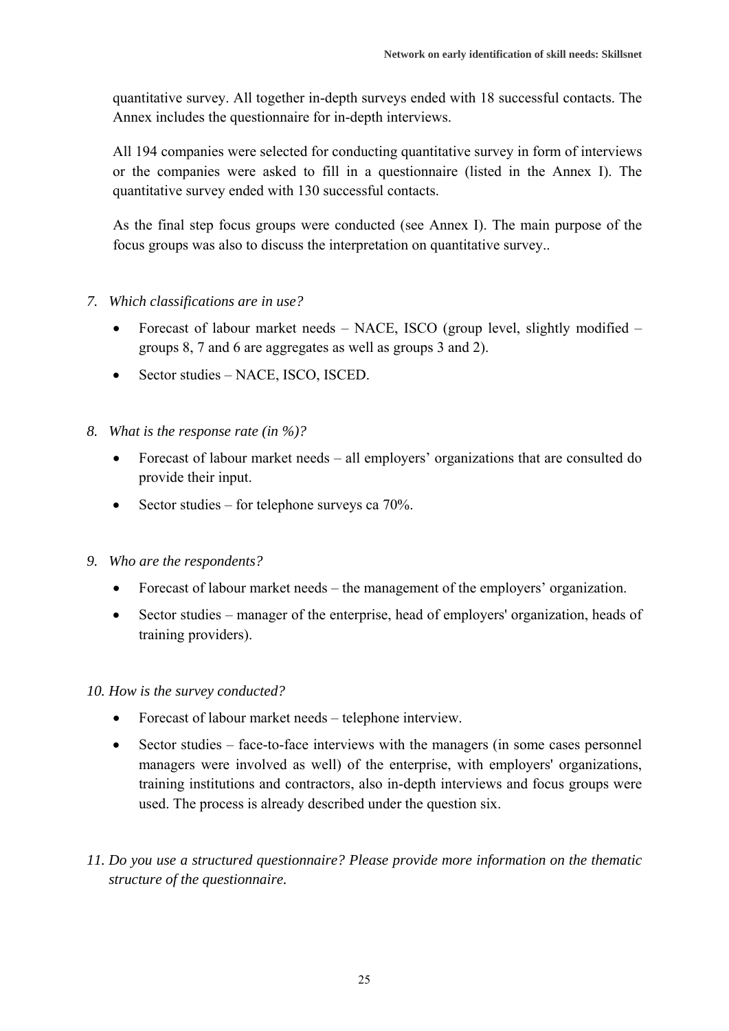quantitative survey. All together in-depth surveys ended with 18 successful contacts. The Annex includes the questionnaire for in-depth interviews.

All 194 companies were selected for conducting quantitative survey in form of interviews or the companies were asked to fill in a questionnaire (listed in the Annex I). The quantitative survey ended with 130 successful contacts.

As the final step focus groups were conducted (see Annex I). The main purpose of the focus groups was also to discuss the interpretation on quantitative survey..

7. *Which classifications are in use?*

- Forecast of labour market needs – NACE, ISCO (group level, slightly modified – groups 8, 7 and 6 are aggregates as well as groups 3 and 2).
- Sector studies – NACE, ISCO, ISCED.

8. *What is the response rate (in %)?*

- Forecast of labour market needs – all employers' organizations that are consulted do provide their input.
- Sector studies – for telephone surveys ca 70%.

9. *Who are the respondents?*

- Forecast of labour market needs – the management of the employers' organization.
- Sector studies – manager of the enterprise, head of employers' organization, heads of training providers).

10. *How is the survey conducted?*

- Forecast of labour market needs – telephone interview.
- Sector studies – face-to-face interviews with the managers (in some cases personnel managers were involved as well) of the enterprise, with employers' organizations, training institutions and contractors, also in-depth interviews and focus groups were used. The process is already described under the question six.

11. *Do you use a structured questionnaire? Please provide more information on the thematic structure of the questionnaire.*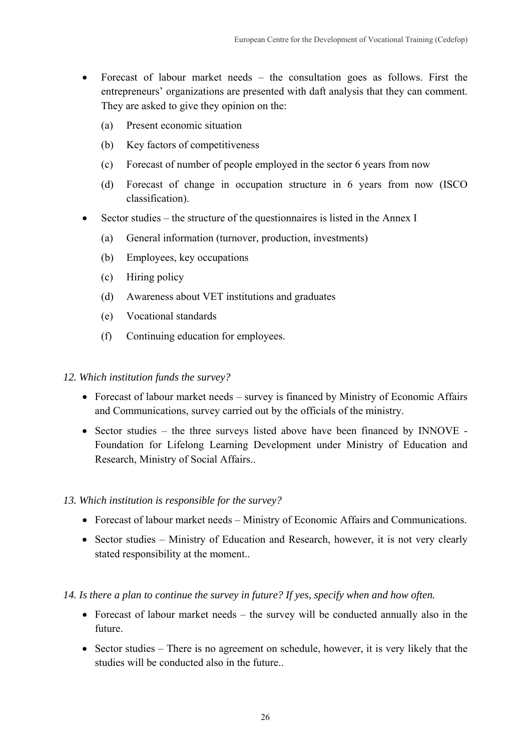- Forecast of labour market needs – the consultation goes as follows. First the entrepreneurs' organizations are presented with daft analysis that they can comment. They are asked to give they opinion on the:
  - (a) Present economic situation
  - (b) Key factors of competitiveness
  - (c) Forecast of number of people employed in the sector 6 years from now
  - (d) Forecast of change in occupation structure in 6 years from now (ISCO classification).
- Sector studies – the structure of the questionnaires is listed in the Annex I
  - (a) General information (turnover, production, investments)
  - (b) Employees, key occupations
  - (c) Hiring policy
  - (d) Awareness about VET institutions and graduates
  - (e) Vocational standards
  - (f) Continuing education for employees.

*12. Which institution funds the survey?*

- Forecast of labour market needs – survey is financed by Ministry of Economic Affairs and Communications, survey carried out by the officials of the ministry.
- Sector studies – the three surveys listed above have been financed by INNOVE - Foundation for Lifelong Learning Development under Ministry of Education and Research, Ministry of Social Affairs..

*13. Which institution is responsible for the survey?*

- Forecast of labour market needs – Ministry of Economic Affairs and Communications.
- Sector studies – Ministry of Education and Research, however, it is not very clearly stated responsibility at the moment..

*14. Is there a plan to continue the survey in future? If yes, specify when and how often.*

- Forecast of labour market needs – the survey will be conducted annually also in the future.
- Sector studies – There is no agreement on schedule, however, it is very likely that the studies will be conducted also in the future..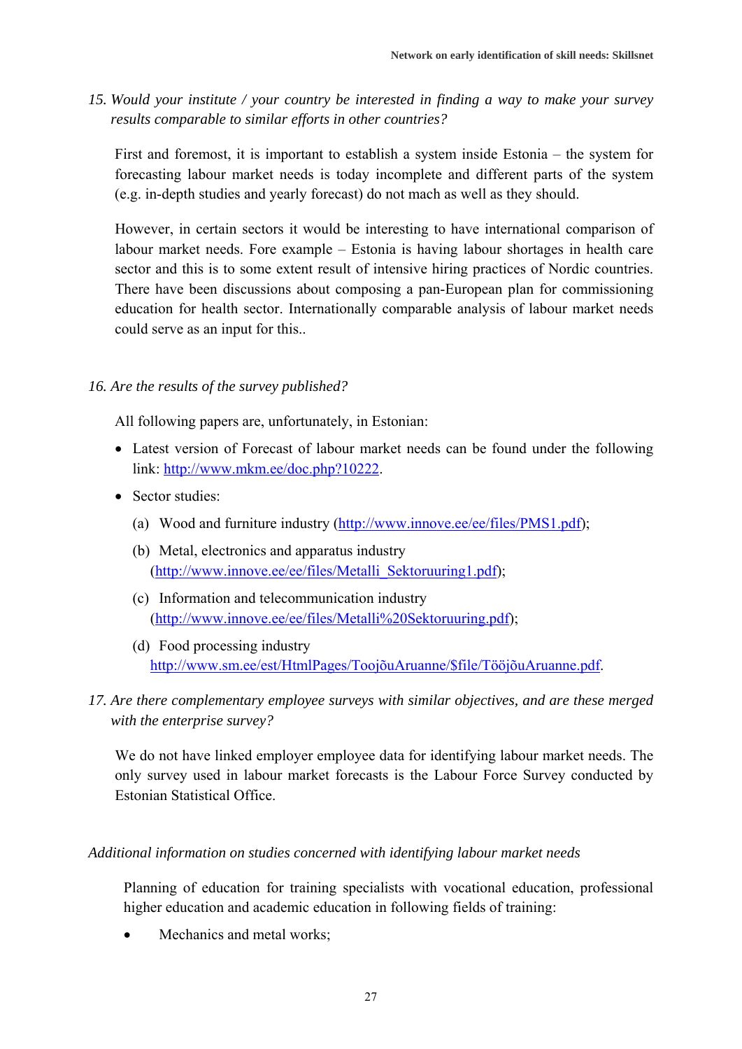*15. Would your institute / your country be interested in finding a way to make your survey results comparable to similar efforts in other countries?*

First and foremost, it is important to establish a system inside Estonia – the system for forecasting labour market needs is today incomplete and different parts of the system (e.g. in-depth studies and yearly forecast) do not mach as well as they should.

However, in certain sectors it would be interesting to have international comparison of labour market needs. Fore example – Estonia is having labour shortages in health care sector and this is to some extent result of intensive hiring practices of Nordic countries. There have been discussions about composing a pan-European plan for commissioning education for health sector. Internationally comparable analysis of labour market needs could serve as an input for this..

*16. Are the results of the survey published?*

All following papers are, unfortunately, in Estonian:

- Latest version of Forecast of labour market needs can be found under the following link: http://www.mkm.ee/doc.php?10222.
- Sector studies:
  - (a) Wood and furniture industry (http://www.innove.ee/ee/files/PMS1.pdf);
  - (b) Metal, electronics and apparatus industry (http://www.innove.ee/ee/files/Metalli_Sektoruuring1.pdf);
  - (c) Information and telecommunication industry (http://www.innove.ee/ee/files/Metalli%20Sektoruuring.pdf);
  - (d) Food processing industry http://www.sm.ee/est/HtmlPages/ToojõuAruanne/$file/TööjõuAruanne.pdf.

*17. Are there complementary employee surveys with similar objectives, and are these merged with the enterprise survey?*

We do not have linked employer employee data for identifying labour market needs. The only survey used in labour market forecasts is the Labour Force Survey conducted by Estonian Statistical Office.

*Additional information on studies concerned with identifying labour market needs*

Planning of education for training specialists with vocational education, professional higher education and academic education in following fields of training:

- Mechanics and metal works;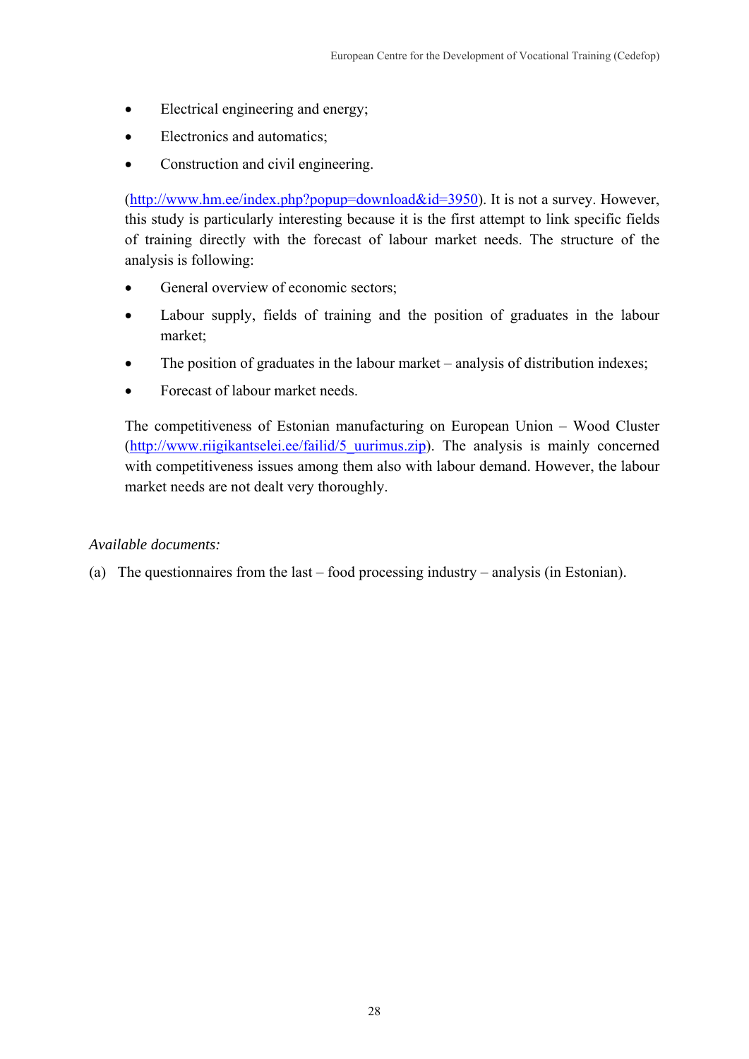- Electrical engineering and energy;
- Electronics and automatics;
- Construction and civil engineering.

(http://www.hm.ee/index.php?popup=download&id=3950). It is not a survey. However, this study is particularly interesting because it is the first attempt to link specific fields of training directly with the forecast of labour market needs. The structure of the analysis is following:

- General overview of economic sectors;
- Labour supply, fields of training and the position of graduates in the labour market;
- The position of graduates in the labour market – analysis of distribution indexes;
- Forecast of labour market needs.

The competitiveness of Estonian manufacturing on European Union – Wood Cluster (http://www.riigikantselei.ee/failid/5_uurimus.zip). The analysis is mainly concerned with competitiveness issues among them also with labour demand. However, the labour market needs are not dealt very thoroughly.

*Available documents:*

(a) The questionnaires from the last – food processing industry – analysis (in Estonian).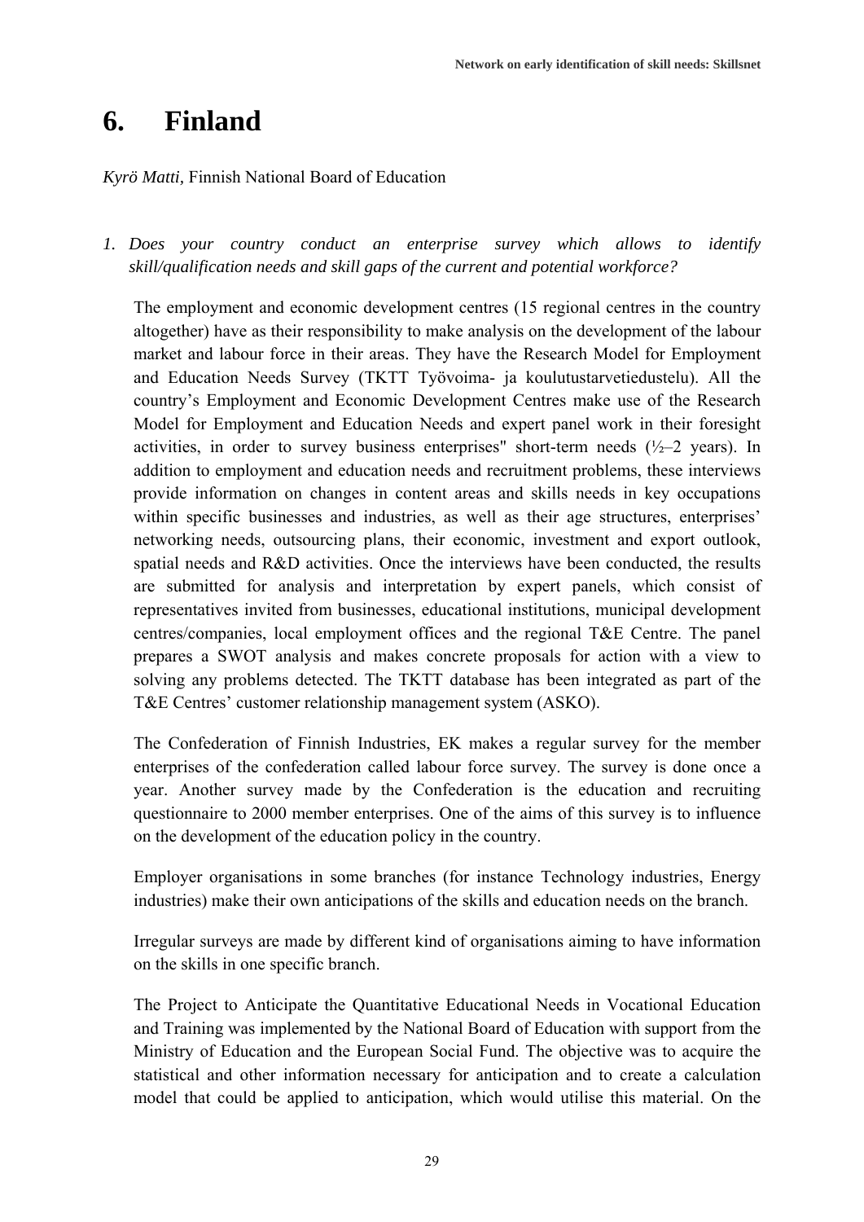# 6. Finland

*Kyrö Matti,* Finnish National Board of Education

1. *Does your country conduct an enterprise survey which allows to identify skill/qualification needs and skill gaps of the current and potential workforce?*

   The employment and economic development centres (15 regional centres in the country altogether) have as their responsibility to make analysis on the development of the labour market and labour force in their areas. They have the Research Model for Employment and Education Needs Survey (TKTT Työvoima- ja koulutustarvetiedustelu). All the country's Employment and Economic Development Centres make use of the Research Model for Employment and Education Needs and expert panel work in their foresight activities, in order to survey business enterprises" short-term needs (½–2 years). In addition to employment and education needs and recruitment problems, these interviews provide information on changes in content areas and skills needs in key occupations within specific businesses and industries, as well as their age structures, enterprises' networking needs, outsourcing plans, their economic, investment and export outlook, spatial needs and R&D activities. Once the interviews have been conducted, the results are submitted for analysis and interpretation by expert panels, which consist of representatives invited from businesses, educational institutions, municipal development centres/companies, local employment offices and the regional T&E Centre. The panel prepares a SWOT analysis and makes concrete proposals for action with a view to solving any problems detected. The TKTT database has been integrated as part of the T&E Centres' customer relationship management system (ASKO).

   The Confederation of Finnish Industries, EK makes a regular survey for the member enterprises of the confederation called labour force survey. The survey is done once a year. Another survey made by the Confederation is the education and recruiting questionnaire to 2000 member enterprises. One of the aims of this survey is to influence on the development of the education policy in the country.

   Employer organisations in some branches (for instance Technology industries, Energy industries) make their own anticipations of the skills and education needs on the branch.

   Irregular surveys are made by different kind of organisations aiming to have information on the skills in one specific branch.

   The Project to Anticipate the Quantitative Educational Needs in Vocational Education and Training was implemented by the National Board of Education with support from the Ministry of Education and the European Social Fund. The objective was to acquire the statistical and other information necessary for anticipation and to create a calculation model that could be applied to anticipation, which would utilise this material. On the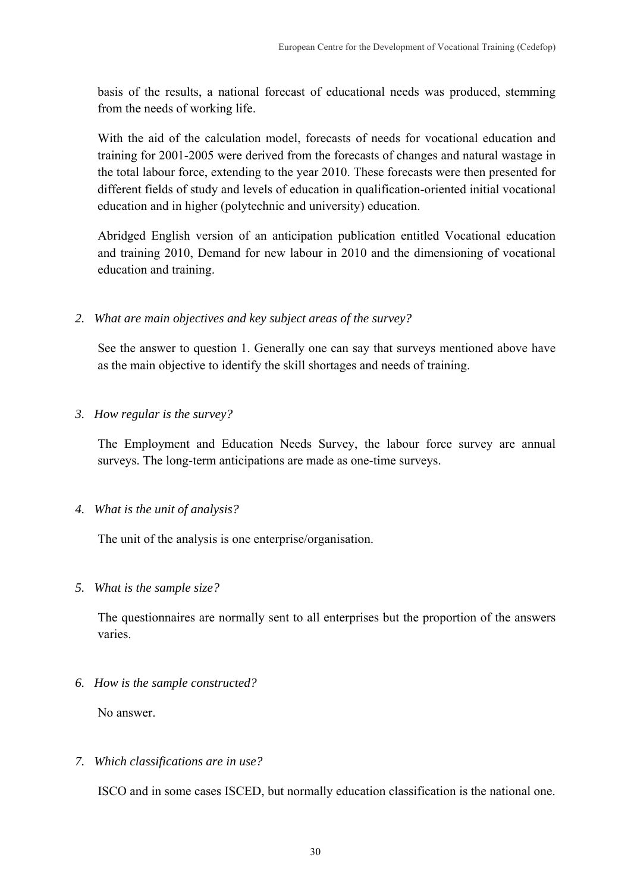basis of the results, a national forecast of educational needs was produced, stemming from the needs of working life.

With the aid of the calculation model, forecasts of needs for vocational education and training for 2001-2005 were derived from the forecasts of changes and natural wastage in the total labour force, extending to the year 2010. These forecasts were then presented for different fields of study and levels of education in qualification-oriented initial vocational education and in higher (polytechnic and university) education.

Abridged English version of an anticipation publication entitled Vocational education and training 2010, Demand for new labour in 2010 and the dimensioning of vocational education and training.

2. *What are main objectives and key subject areas of the survey?*

   See the answer to question 1. Generally one can say that surveys mentioned above have as the main objective to identify the skill shortages and needs of training.

3. *How regular is the survey?*

   The Employment and Education Needs Survey, the labour force survey are annual surveys. The long-term anticipations are made as one-time surveys.

4. *What is the unit of analysis?*

   The unit of the analysis is one enterprise/organisation.

5. *What is the sample size?*

   The questionnaires are normally sent to all enterprises but the proportion of the answers varies.

6. *How is the sample constructed?*

   No answer.

7. *Which classifications are in use?*

   ISCO and in some cases ISCED, but normally education classification is the national one.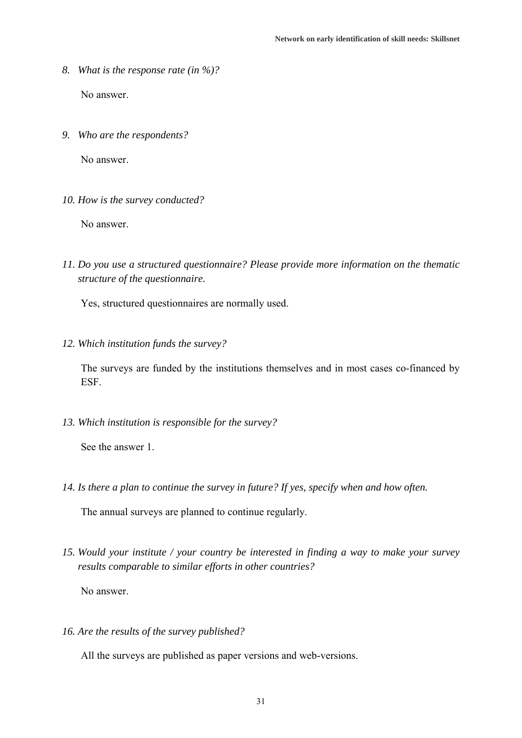8. *What is the response rate (in %)?*

   No answer.

9. *Who are the respondents?*

   No answer.

10. *How is the survey conducted?*

    No answer.

11. *Do you use a structured questionnaire? Please provide more information on the thematic structure of the questionnaire.*

    Yes, structured questionnaires are normally used.

12. *Which institution funds the survey?*

    The surveys are funded by the institutions themselves and in most cases co-financed by ESF.

13. *Which institution is responsible for the survey?*

    See the answer 1.

14. *Is there a plan to continue the survey in future? If yes, specify when and how often.*

    The annual surveys are planned to continue regularly.

15. *Would your institute / your country be interested in finding a way to make your survey results comparable to similar efforts in other countries?*

    No answer.

16. *Are the results of the survey published?*

    All the surveys are published as paper versions and web-versions.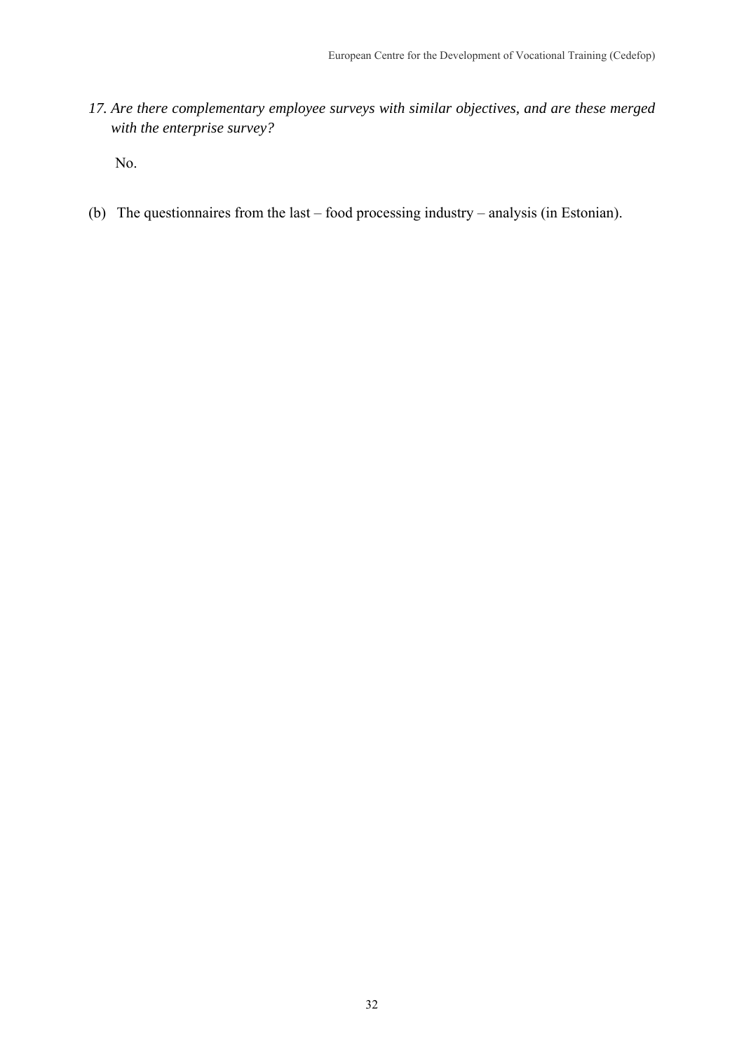*17. Are there complementary employee surveys with similar objectives, and are these merged with the enterprise survey?*

No.

(b) The questionnaires from the last – food processing industry – analysis (in Estonian).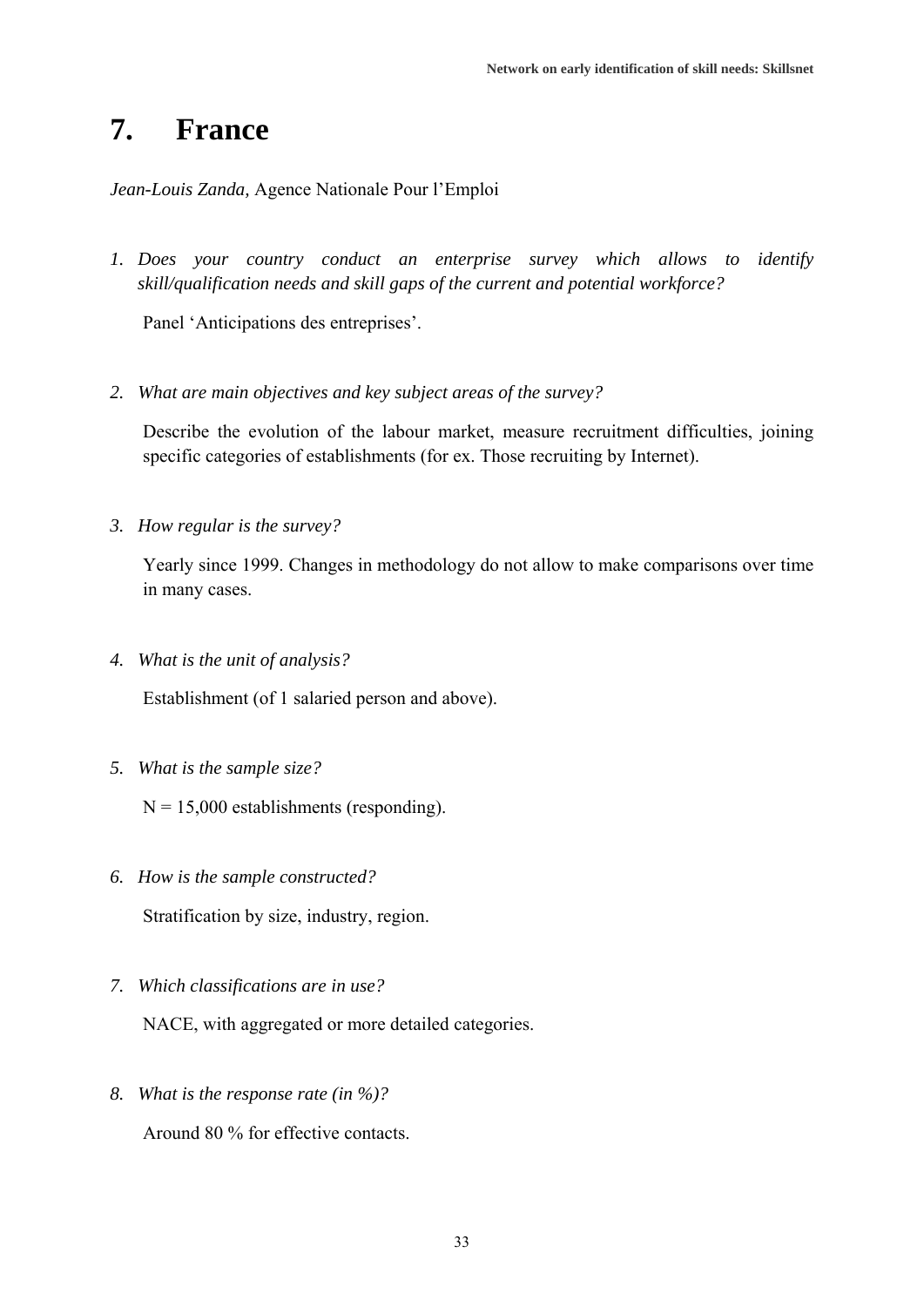# 7. France

*Jean-Louis Zanda,* Agence Nationale Pour l'Emploi

1. *Does your country conduct an enterprise survey which allows to identify skill/qualification needs and skill gaps of the current and potential workforce?*

   Panel 'Anticipations des entreprises'.

2. *What are main objectives and key subject areas of the survey?*

   Describe the evolution of the labour market, measure recruitment difficulties, joining specific categories of establishments (for ex. Those recruiting by Internet).

3. *How regular is the survey?*

   Yearly since 1999. Changes in methodology do not allow to make comparisons over time in many cases.

4. *What is the unit of analysis?*

   Establishment (of 1 salaried person and above).

5. *What is the sample size?*

   N = 15,000 establishments (responding).

6. *How is the sample constructed?*

   Stratification by size, industry, region.

7. *Which classifications are in use?*

   NACE, with aggregated or more detailed categories.

8. *What is the response rate (in %)?*

   Around 80 % for effective contacts.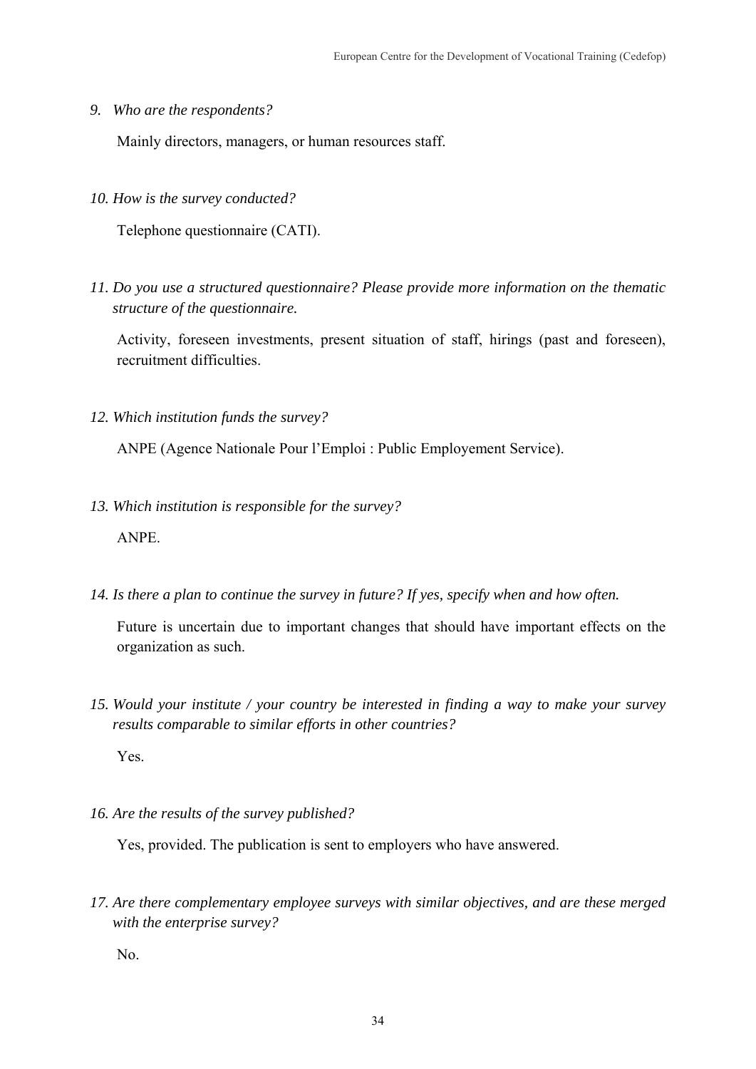9. *Who are the respondents?*

   Mainly directors, managers, or human resources staff.

10. *How is the survey conducted?*

    Telephone questionnaire (CATI).

11. *Do you use a structured questionnaire? Please provide more information on the thematic structure of the questionnaire.*

    Activity, foreseen investments, present situation of staff, hirings (past and foreseen), recruitment difficulties.

12. *Which institution funds the survey?*

    ANPE (Agence Nationale Pour l'Emploi : Public Employement Service).

13. *Which institution is responsible for the survey?*

    ANPE.

14. *Is there a plan to continue the survey in future? If yes, specify when and how often.*

    Future is uncertain due to important changes that should have important effects on the organization as such.

15. *Would your institute / your country be interested in finding a way to make your survey results comparable to similar efforts in other countries?*

    Yes.

16. *Are the results of the survey published?*

    Yes, provided. The publication is sent to employers who have answered.

17. *Are there complementary employee surveys with similar objectives, and are these merged with the enterprise survey?*

    No.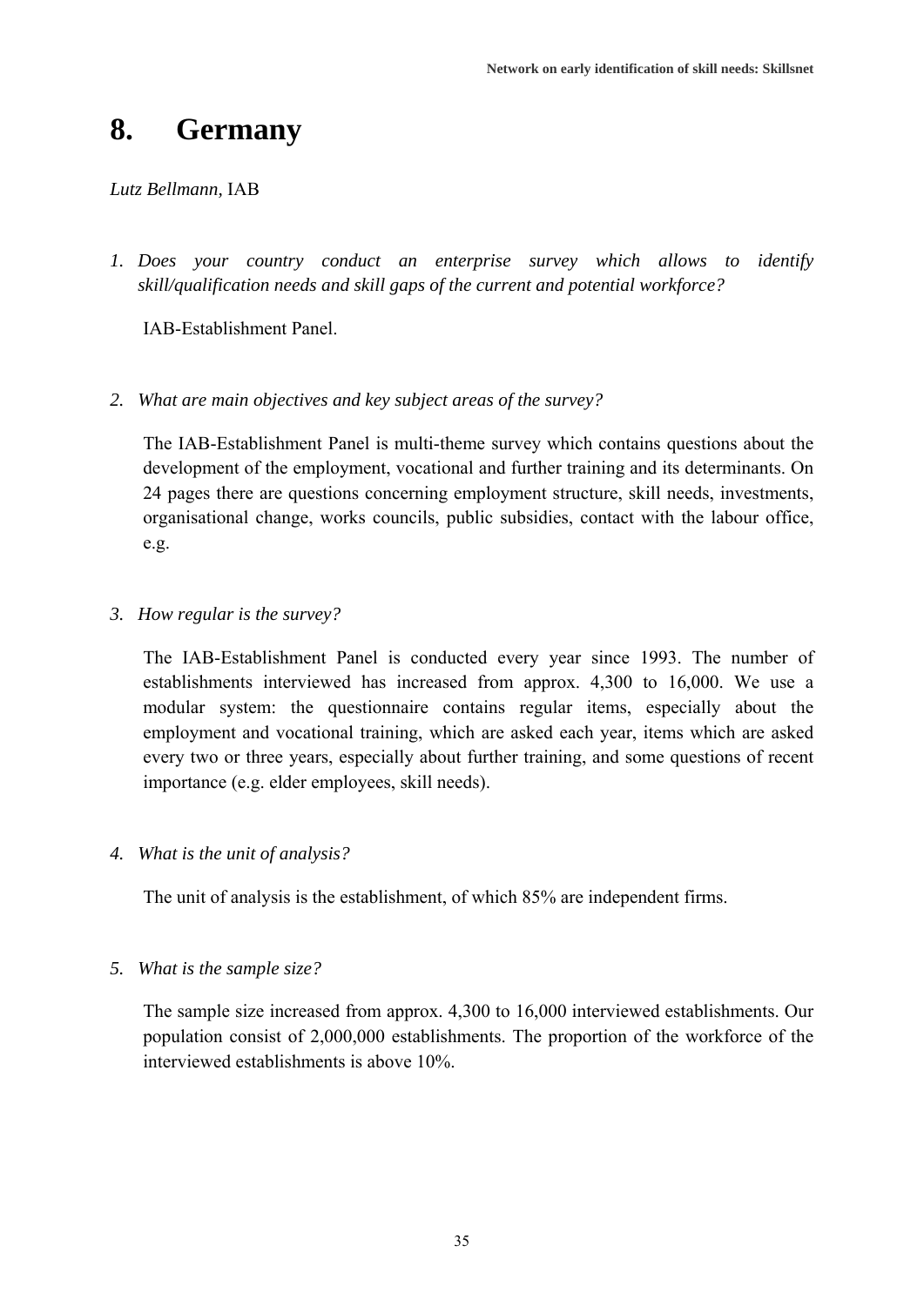# 8. Germany

*Lutz Bellmann*, IAB

1. *Does your country conduct an enterprise survey which allows to identify skill/qualification needs and skill gaps of the current and potential workforce?*

   IAB-Establishment Panel.

2. *What are main objectives and key subject areas of the survey?*

   The IAB-Establishment Panel is multi-theme survey which contains questions about the development of the employment, vocational and further training and its determinants. On 24 pages there are questions concerning employment structure, skill needs, investments, organisational change, works councils, public subsidies, contact with the labour office, e.g.

3. *How regular is the survey?*

   The IAB-Establishment Panel is conducted every year since 1993. The number of establishments interviewed has increased from approx. 4,300 to 16,000. We use a modular system: the questionnaire contains regular items, especially about the employment and vocational training, which are asked each year, items which are asked every two or three years, especially about further training, and some questions of recent importance (e.g. elder employees, skill needs).

4. *What is the unit of analysis?*

   The unit of analysis is the establishment, of which 85% are independent firms.

5. *What is the sample size?*

   The sample size increased from approx. 4,300 to 16,000 interviewed establishments. Our population consist of 2,000,000 establishments. The proportion of the workforce of the interviewed establishments is above 10%.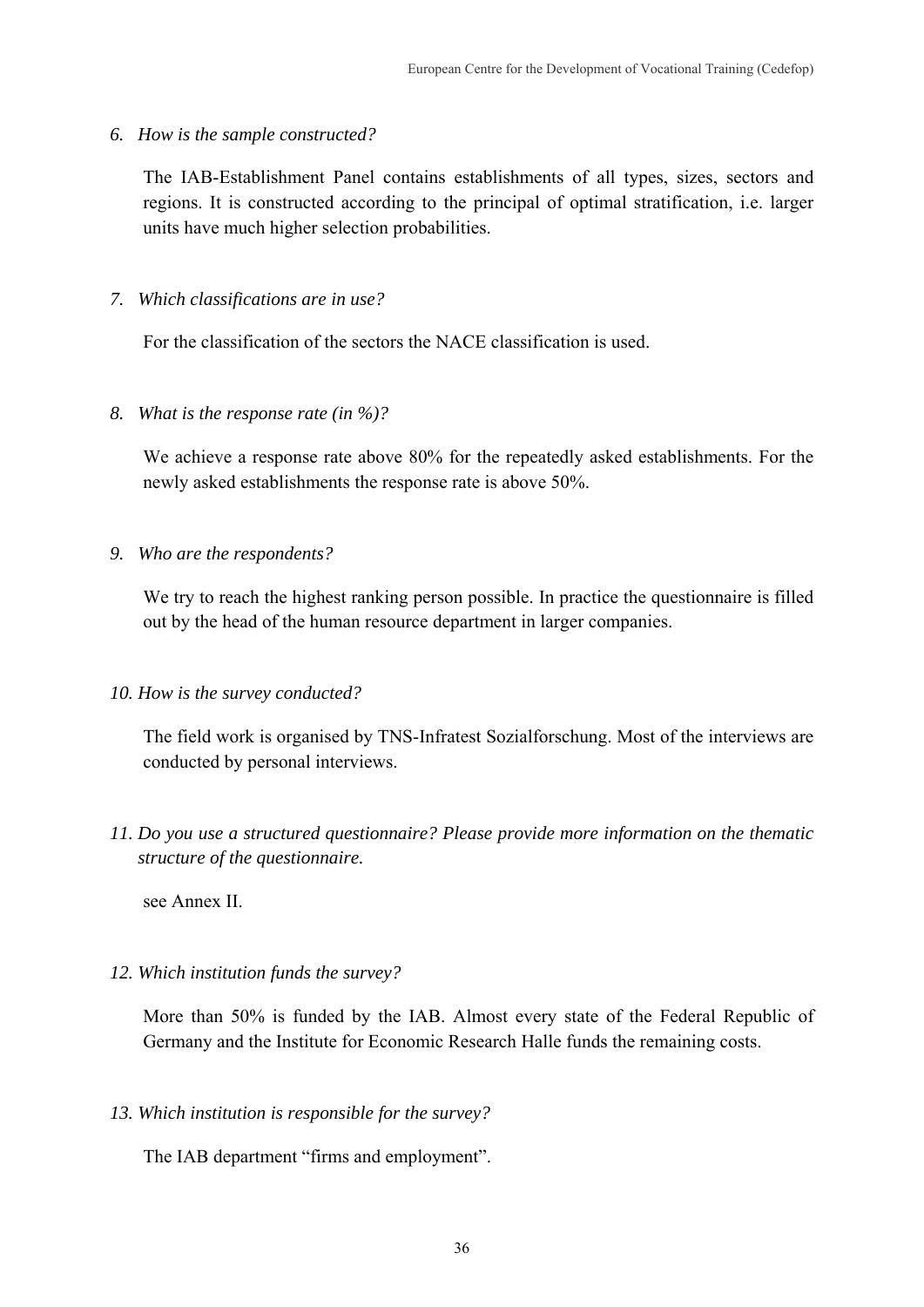*6. How is the sample constructed?*

The IAB-Establishment Panel contains establishments of all types, sizes, sectors and regions. It is constructed according to the principal of optimal stratification, i.e. larger units have much higher selection probabilities.

*7. Which classifications are in use?*

For the classification of the sectors the NACE classification is used.

*8. What is the response rate (in %)?*

We achieve a response rate above 80% for the repeatedly asked establishments. For the newly asked establishments the response rate is above 50%.

*9. Who are the respondents?*

We try to reach the highest ranking person possible. In practice the questionnaire is filled out by the head of the human resource department in larger companies.

*10. How is the survey conducted?*

The field work is organised by TNS-Infratest Sozialforschung. Most of the interviews are conducted by personal interviews.

*11. Do you use a structured questionnaire? Please provide more information on the thematic structure of the questionnaire.*

see Annex II.

*12. Which institution funds the survey?*

More than 50% is funded by the IAB. Almost every state of the Federal Republic of Germany and the Institute for Economic Research Halle funds the remaining costs.

*13. Which institution is responsible for the survey?*

The IAB department "firms and employment".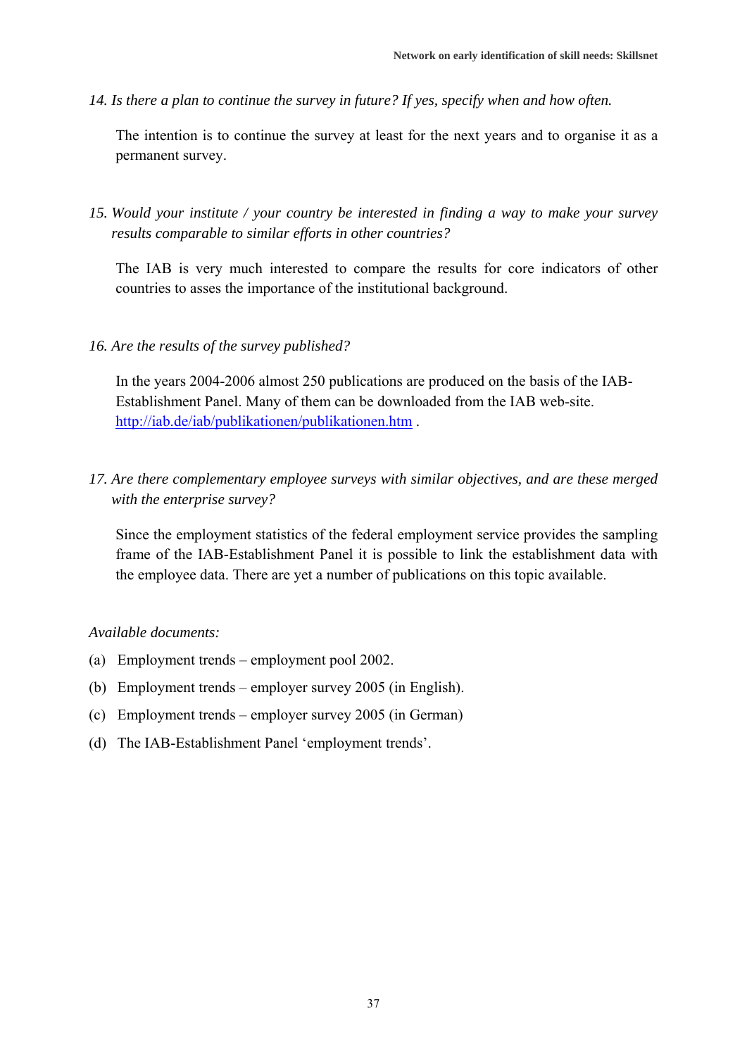*14. Is there a plan to continue the survey in future? If yes, specify when and how often.*

The intention is to continue the survey at least for the next years and to organise it as a permanent survey.

*15. Would your institute / your country be interested in finding a way to make your survey results comparable to similar efforts in other countries?*

The IAB is very much interested to compare the results for core indicators of other countries to asses the importance of the institutional background.

*16. Are the results of the survey published?*

In the years 2004-2006 almost 250 publications are produced on the basis of the IAB-Establishment Panel. Many of them can be downloaded from the IAB web-site. http://iab.de/iab/publikationen/publikationen.htm .

*17. Are there complementary employee surveys with similar objectives, and are these merged with the enterprise survey?*

Since the employment statistics of the federal employment service provides the sampling frame of the IAB-Establishment Panel it is possible to link the establishment data with the employee data. There are yet a number of publications on this topic available.

*Available documents:*

(a) Employment trends – employment pool 2002.

(b) Employment trends – employer survey 2005 (in English).

(c) Employment trends – employer survey 2005 (in German)

(d) The IAB-Establishment Panel 'employment trends'.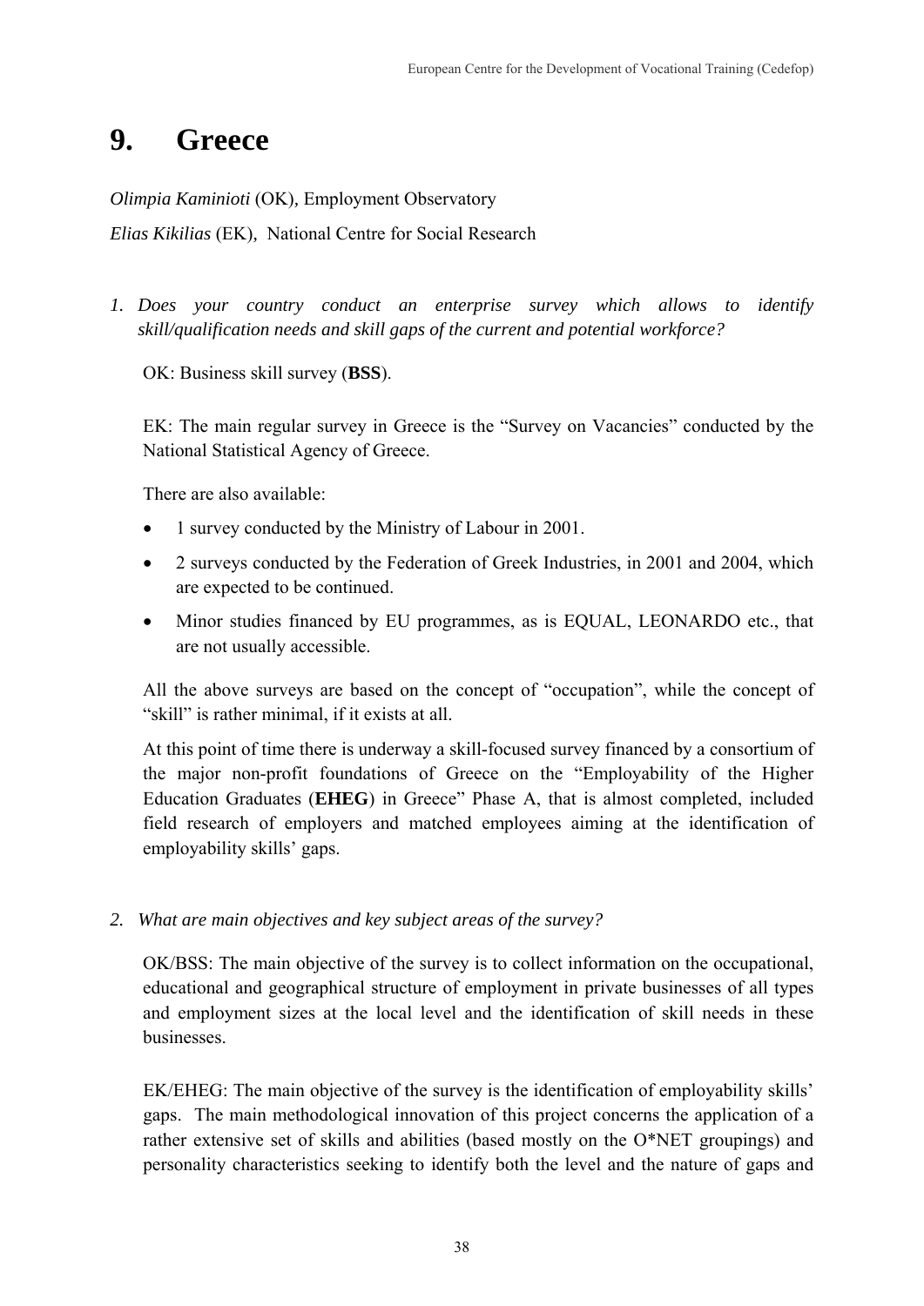# 9. Greece

*Olimpia Kaminioti* (OK), Employment Observatory

*Elias Kikilias* (EK), National Centre for Social Research

1. *Does your country conduct an enterprise survey which allows to identify skill/qualification needs and skill gaps of the current and potential workforce?*

   OK: Business skill survey (**BSS**).

   EK: The main regular survey in Greece is the "Survey on Vacancies" conducted by the National Statistical Agency of Greece.

   There are also available:

   - 1 survey conducted by the Ministry of Labour in 2001.
   - 2 surveys conducted by the Federation of Greek Industries, in 2001 and 2004, which are expected to be continued.
   - Minor studies financed by EU programmes, as is EQUAL, LEONARDO etc., that are not usually accessible.

   All the above surveys are based on the concept of "occupation", while the concept of "skill" is rather minimal, if it exists at all.

   At this point of time there is underway a skill-focused survey financed by a consortium of the major non-profit foundations of Greece on the "Employability of the Higher Education Graduates (**EHEG**) in Greece" Phase A, that is almost completed, included field research of employers and matched employees aiming at the identification of employability skills' gaps.

2. *What are main objectives and key subject areas of the survey?*

   OK/BSS: The main objective of the survey is to collect information on the occupational, educational and geographical structure of employment in private businesses of all types and employment sizes at the local level and the identification of skill needs in these businesses.

   EK/EHEG: The main objective of the survey is the identification of employability skills' gaps. The main methodological innovation of this project concerns the application of a rather extensive set of skills and abilities (based mostly on the O*NET groupings) and personality characteristics seeking to identify both the level and the nature of gaps and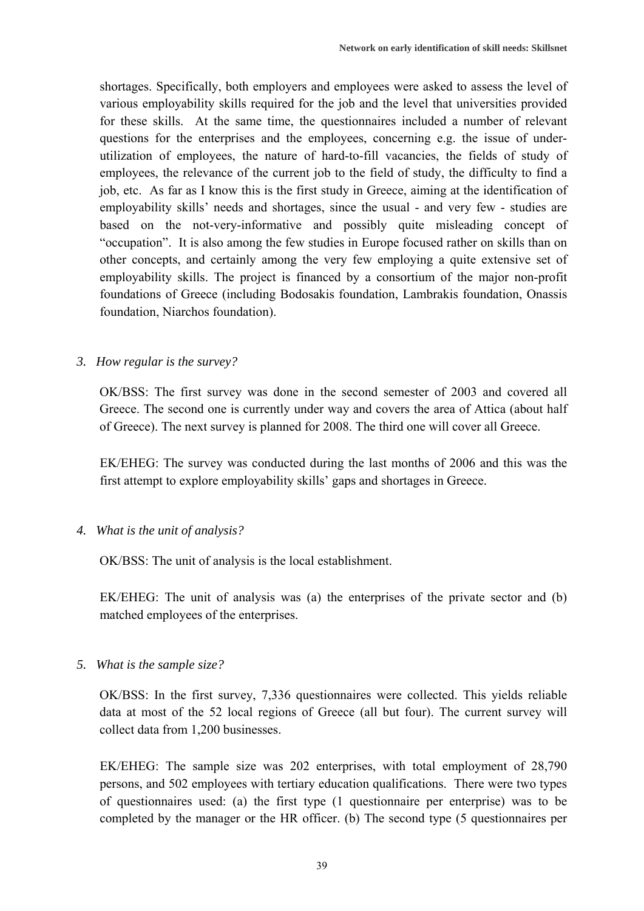shortages. Specifically, both employers and employees were asked to assess the level of various employability skills required for the job and the level that universities provided for these skills. At the same time, the questionnaires included a number of relevant questions for the enterprises and the employees, concerning e.g. the issue of under-utilization of employees, the nature of hard-to-fill vacancies, the fields of study of employees, the relevance of the current job to the field of study, the difficulty to find a job, etc. As far as I know this is the first study in Greece, aiming at the identification of employability skills' needs and shortages, since the usual - and very few - studies are based on the not-very-informative and possibly quite misleading concept of "occupation". It is also among the few studies in Europe focused rather on skills than on other concepts, and certainly among the very few employing a quite extensive set of employability skills. The project is financed by a consortium of the major non-profit foundations of Greece (including Bodosakis foundation, Lambrakis foundation, Onassis foundation, Niarchos foundation).

3. *How regular is the survey?*

   OK/BSS: The first survey was done in the second semester of 2003 and covered all Greece. The second one is currently under way and covers the area of Attica (about half of Greece). The next survey is planned for 2008. The third one will cover all Greece.

   EK/EHEG: The survey was conducted during the last months of 2006 and this was the first attempt to explore employability skills' gaps and shortages in Greece.

4. *What is the unit of analysis?*

   OK/BSS: The unit of analysis is the local establishment.

   EK/EHEG: The unit of analysis was (a) the enterprises of the private sector and (b) matched employees of the enterprises.

5. *What is the sample size?*

   OK/BSS: In the first survey, 7,336 questionnaires were collected. This yields reliable data at most of the 52 local regions of Greece (all but four). The current survey will collect data from 1,200 businesses.

   EK/EHEG: The sample size was 202 enterprises, with total employment of 28,790 persons, and 502 employees with tertiary education qualifications. There were two types of questionnaires used: (a) the first type (1 questionnaire per enterprise) was to be completed by the manager or the HR officer. (b) The second type (5 questionnaires per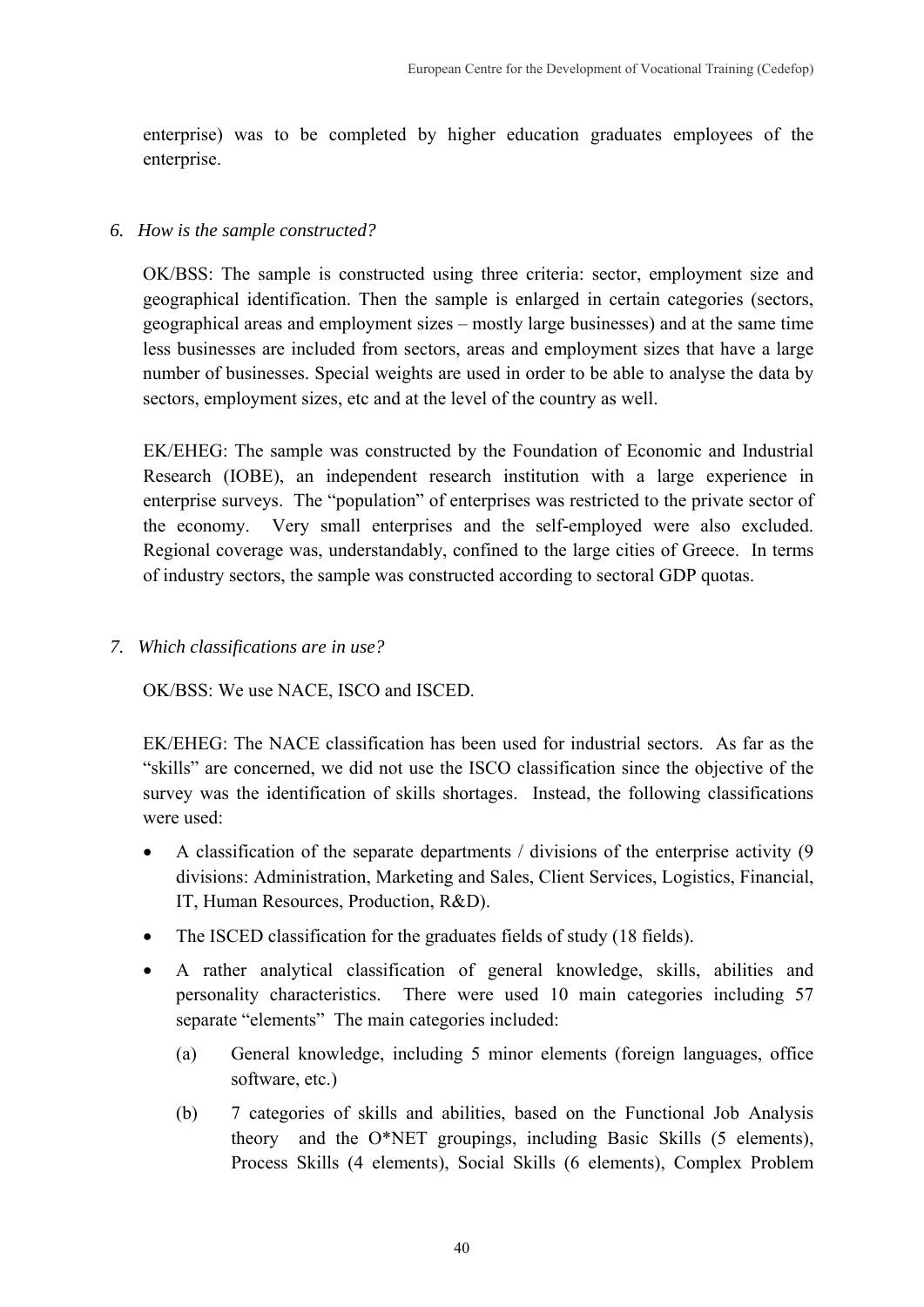enterprise) was to be completed by higher education graduates employees of the enterprise.

*6. How is the sample constructed?*

OK/BSS: The sample is constructed using three criteria: sector, employment size and geographical identification. Then the sample is enlarged in certain categories (sectors, geographical areas and employment sizes – mostly large businesses) and at the same time less businesses are included from sectors, areas and employment sizes that have a large number of businesses. Special weights are used in order to be able to analyse the data by sectors, employment sizes, etc and at the level of the country as well.

EK/EHEG: The sample was constructed by the Foundation of Economic and Industrial Research (IOBE), an independent research institution with a large experience in enterprise surveys. The "population" of enterprises was restricted to the private sector of the economy. Very small enterprises and the self-employed were also excluded. Regional coverage was, understandably, confined to the large cities of Greece. In terms of industry sectors, the sample was constructed according to sectoral GDP quotas.

*7. Which classifications are in use?*

OK/BSS: We use NACE, ISCO and ISCED.

EK/EHEG: The NACE classification has been used for industrial sectors. As far as the "skills" are concerned, we did not use the ISCO classification since the objective of the survey was the identification of skills shortages. Instead, the following classifications were used:

- A classification of the separate departments / divisions of the enterprise activity (9 divisions: Administration, Marketing and Sales, Client Services, Logistics, Financial, IT, Human Resources, Production, R&D).
- The ISCED classification for the graduates fields of study (18 fields).
- A rather analytical classification of general knowledge, skills, abilities and personality characteristics. There were used 10 main categories including 57 separate "elements" The main categories included:
  - (a) General knowledge, including 5 minor elements (foreign languages, office software, etc.)
  - (b) 7 categories of skills and abilities, based on the Functional Job Analysis theory and the O*NET groupings, including Basic Skills (5 elements), Process Skills (4 elements), Social Skills (6 elements), Complex Problem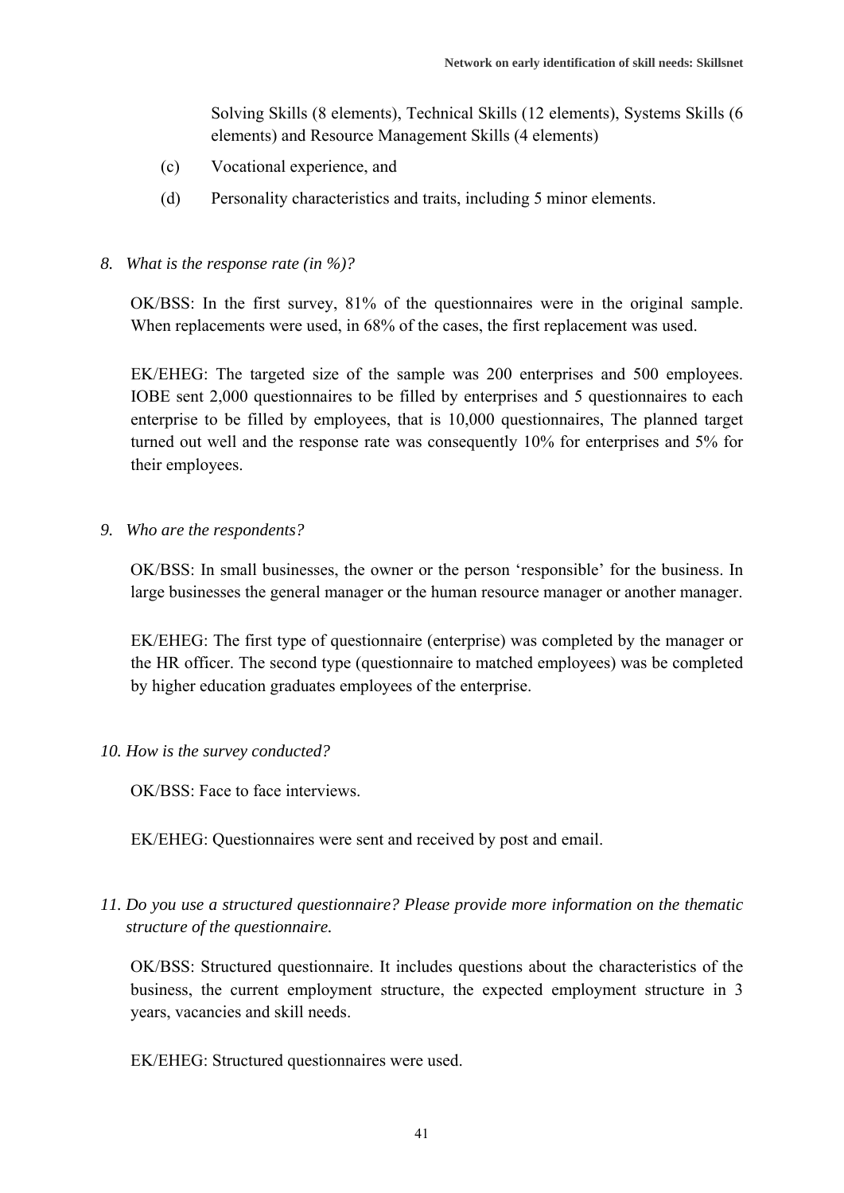Solving Skills (8 elements), Technical Skills (12 elements), Systems Skills (6 elements) and Resource Management Skills (4 elements)

(c) Vocational experience, and

(d) Personality characteristics and traits, including 5 minor elements.

*8. What is the response rate (in %)?*

OK/BSS: In the first survey, 81% of the questionnaires were in the original sample. When replacements were used, in 68% of the cases, the first replacement was used.

EK/EHEG: The targeted size of the sample was 200 enterprises and 500 employees. IOBE sent 2,000 questionnaires to be filled by enterprises and 5 questionnaires to each enterprise to be filled by employees, that is 10,000 questionnaires, The planned target turned out well and the response rate was consequently 10% for enterprises and 5% for their employees.

*9. Who are the respondents?*

OK/BSS: In small businesses, the owner or the person 'responsible' for the business. In large businesses the general manager or the human resource manager or another manager.

EK/EHEG: The first type of questionnaire (enterprise) was completed by the manager or the HR officer. The second type (questionnaire to matched employees) was be completed by higher education graduates employees of the enterprise.

*10. How is the survey conducted?*

OK/BSS: Face to face interviews.

EK/EHEG: Questionnaires were sent and received by post and email.

*11. Do you use a structured questionnaire? Please provide more information on the thematic structure of the questionnaire.*

OK/BSS: Structured questionnaire. It includes questions about the characteristics of the business, the current employment structure, the expected employment structure in 3 years, vacancies and skill needs.

EK/EHEG: Structured questionnaires were used.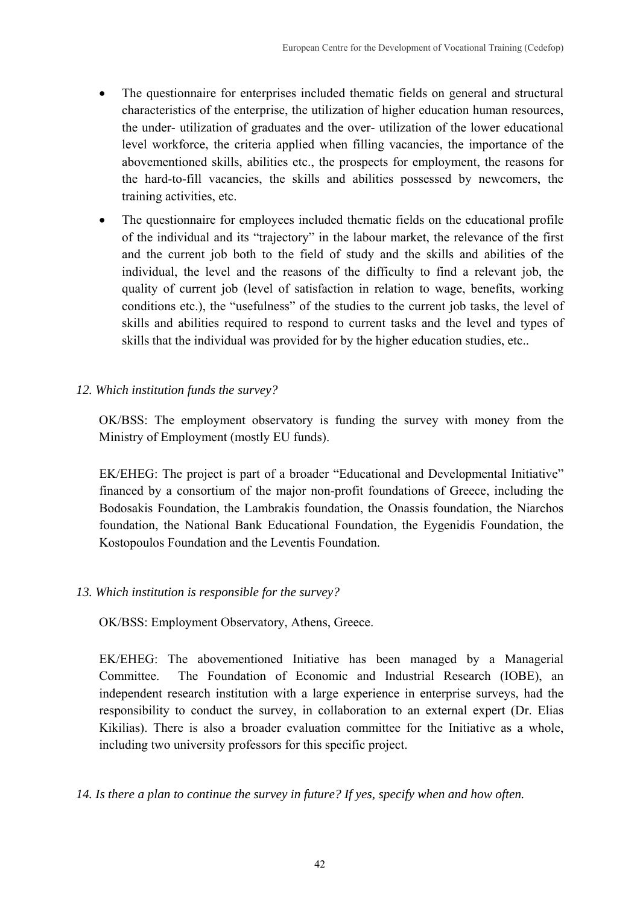- The questionnaire for enterprises included thematic fields on general and structural characteristics of the enterprise, the utilization of higher education human resources, the under- utilization of graduates and the over- utilization of the lower educational level workforce, the criteria applied when filling vacancies, the importance of the abovementioned skills, abilities etc., the prospects for employment, the reasons for the hard-to-fill vacancies, the skills and abilities possessed by newcomers, the training activities, etc.
- The questionnaire for employees included thematic fields on the educational profile of the individual and its "trajectory" in the labour market, the relevance of the first and the current job both to the field of study and the skills and abilities of the individual, the level and the reasons of the difficulty to find a relevant job, the quality of current job (level of satisfaction in relation to wage, benefits, working conditions etc.), the "usefulness" of the studies to the current job tasks, the level of skills and abilities required to respond to current tasks and the level and types of skills that the individual was provided for by the higher education studies, etc..

*12. Which institution funds the survey?*

OK/BSS: The employment observatory is funding the survey with money from the Ministry of Employment (mostly EU funds).

EK/EHEG: The project is part of a broader "Educational and Developmental Initiative" financed by a consortium of the major non-profit foundations of Greece, including the Bodosakis Foundation, the Lambrakis foundation, the Onassis foundation, the Niarchos foundation, the National Bank Educational Foundation, the Eygenidis Foundation, the Kostopoulos Foundation and the Leventis Foundation.

*13. Which institution is responsible for the survey?*

OK/BSS: Employment Observatory, Athens, Greece.

EK/EHEG: The abovementioned Initiative has been managed by a Managerial Committee. The Foundation of Economic and Industrial Research (IOBE), an independent research institution with a large experience in enterprise surveys, had the responsibility to conduct the survey, in collaboration to an external expert (Dr. Elias Kikilias). There is also a broader evaluation committee for the Initiative as a whole, including two university professors for this specific project.

*14. Is there a plan to continue the survey in future? If yes, specify when and how often.*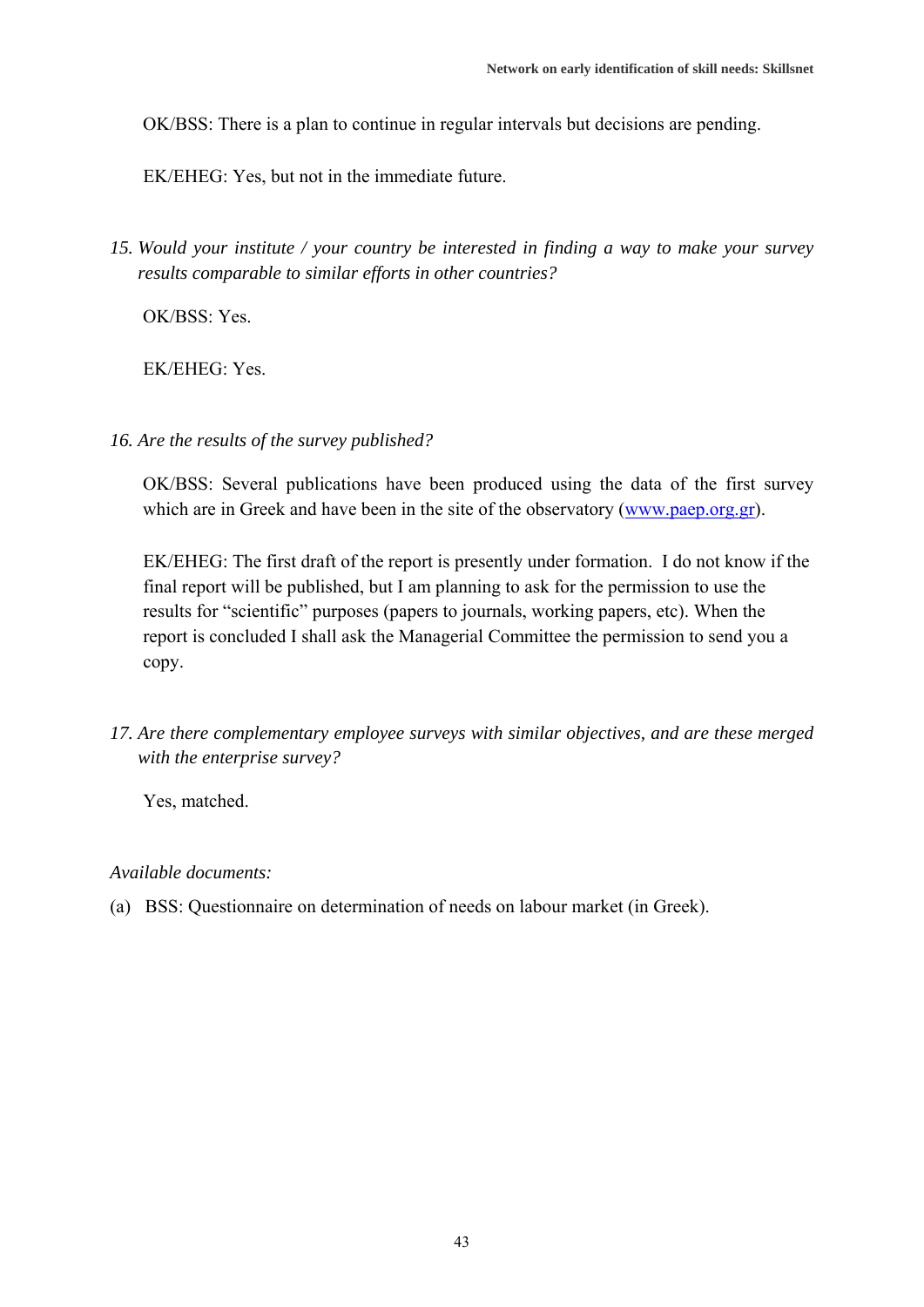OK/BSS: There is a plan to continue in regular intervals but decisions are pending.

EK/EHEG: Yes, but not in the immediate future.

15. *Would your institute / your country be interested in finding a way to make your survey results comparable to similar efforts in other countries?*

OK/BSS: Yes.

EK/EHEG: Yes.

16. *Are the results of the survey published?*

OK/BSS: Several publications have been produced using the data of the first survey which are in Greek and have been in the site of the observatory (www.paep.org.gr).

EK/EHEG: The first draft of the report is presently under formation. I do not know if the final report will be published, but I am planning to ask for the permission to use the results for "scientific" purposes (papers to journals, working papers, etc). When the report is concluded I shall ask the Managerial Committee the permission to send you a copy.

17. *Are there complementary employee surveys with similar objectives, and are these merged with the enterprise survey?*

Yes, matched.

*Available documents:*

(a) BSS: Questionnaire on determination of needs on labour market (in Greek).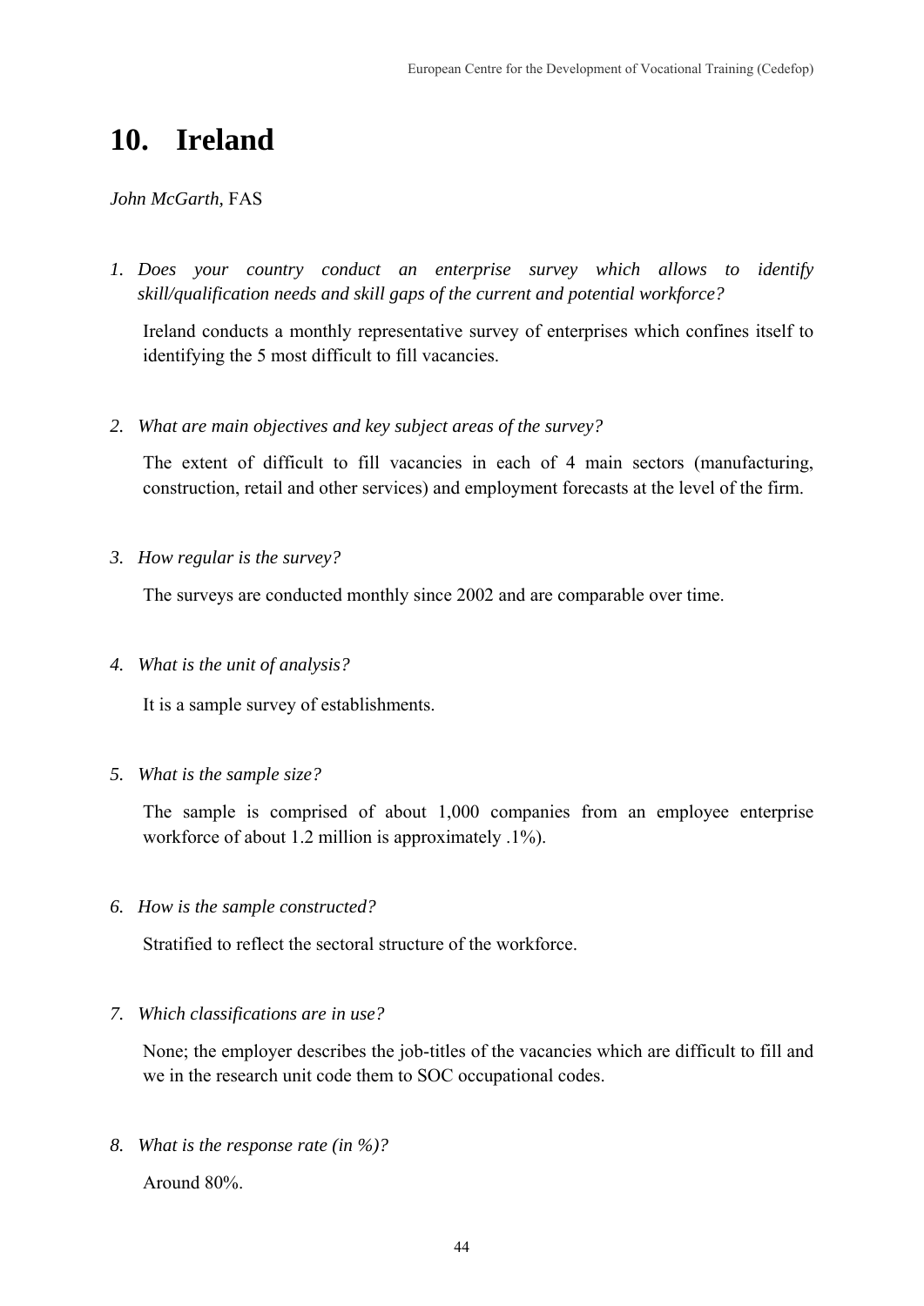# 10. Ireland

*John McGarth,* FAS

1. *Does your country conduct an enterprise survey which allows to identify skill/qualification needs and skill gaps of the current and potential workforce?*

   Ireland conducts a monthly representative survey of enterprises which confines itself to identifying the 5 most difficult to fill vacancies.

2. *What are main objectives and key subject areas of the survey?*

   The extent of difficult to fill vacancies in each of 4 main sectors (manufacturing, construction, retail and other services) and employment forecasts at the level of the firm.

3. *How regular is the survey?*

   The surveys are conducted monthly since 2002 and are comparable over time.

4. *What is the unit of analysis?*

   It is a sample survey of establishments.

5. *What is the sample size?*

   The sample is comprised of about 1,000 companies from an employee enterprise workforce of about 1.2 million is approximately .1%).

6. *How is the sample constructed?*

   Stratified to reflect the sectoral structure of the workforce.

7. *Which classifications are in use?*

   None; the employer describes the job-titles of the vacancies which are difficult to fill and we in the research unit code them to SOC occupational codes.

8. *What is the response rate (in %)?*

   Around 80%.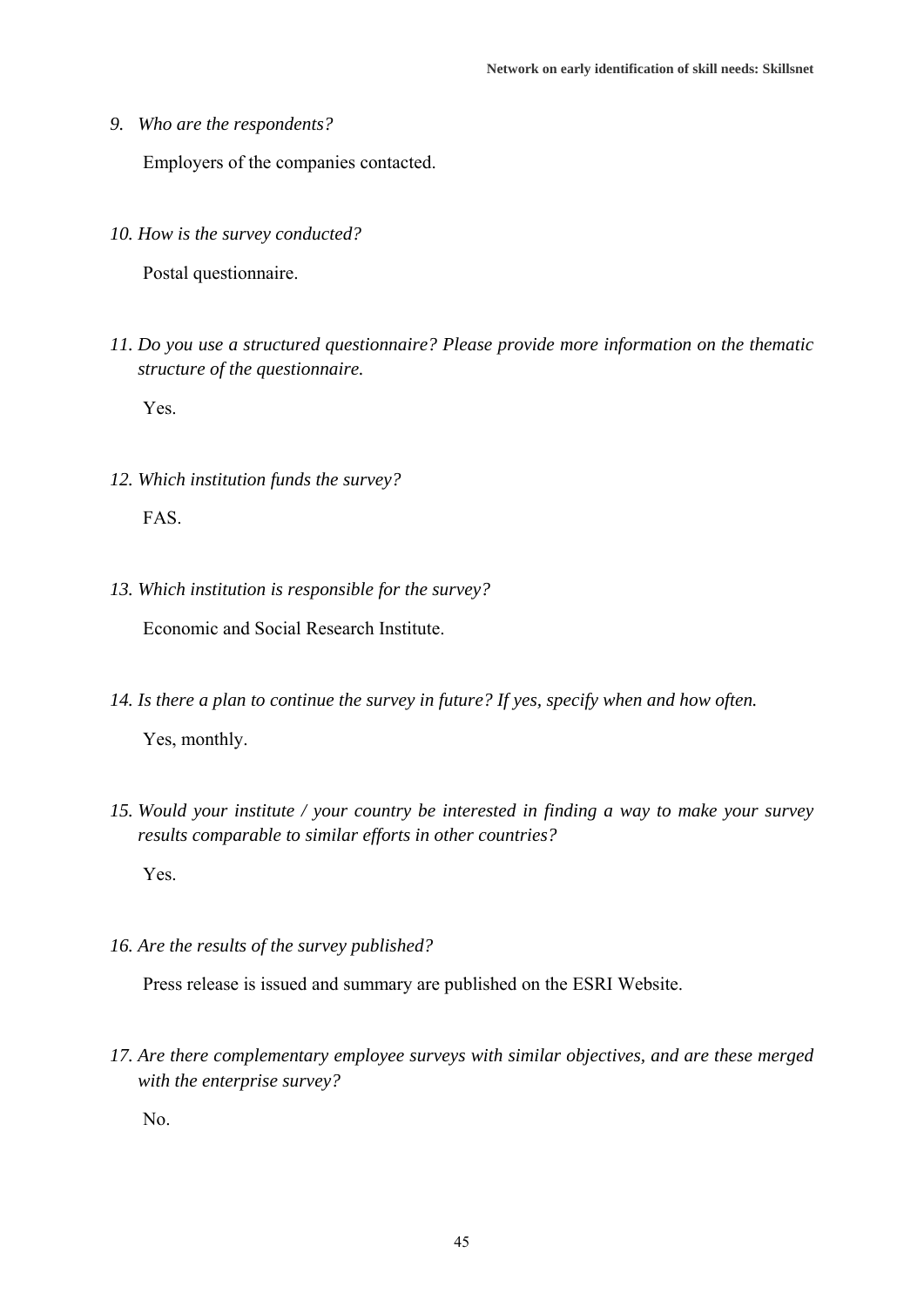9. *Who are the respondents?*

   Employers of the companies contacted.

10. *How is the survey conducted?*

    Postal questionnaire.

11. *Do you use a structured questionnaire? Please provide more information on the thematic structure of the questionnaire.*

    Yes.

12. *Which institution funds the survey?*

    FAS.

13. *Which institution is responsible for the survey?*

    Economic and Social Research Institute.

14. *Is there a plan to continue the survey in future? If yes, specify when and how often.*

    Yes, monthly.

15. *Would your institute / your country be interested in finding a way to make your survey results comparable to similar efforts in other countries?*

    Yes.

16. *Are the results of the survey published?*

    Press release is issued and summary are published on the ESRI Website.

17. *Are there complementary employee surveys with similar objectives, and are these merged with the enterprise survey?*

    No.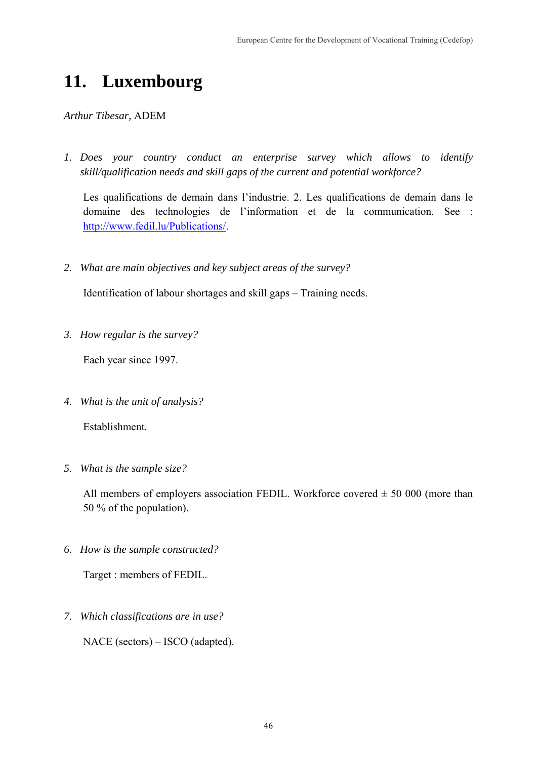# 11. Luxembourg

*Arthur Tibesar*, ADEM

1. *Does your country conduct an enterprise survey which allows to identify skill/qualification needs and skill gaps of the current and potential workforce?*

   Les qualifications de demain dans l'industrie. 2. Les qualifications de demain dans le domaine des technologies de l'information et de la communication. See : http://www.fedil.lu/Publications/.

2. *What are main objectives and key subject areas of the survey?*

   Identification of labour shortages and skill gaps – Training needs.

3. *How regular is the survey?*

   Each year since 1997.

4. *What is the unit of analysis?*

   Establishment.

5. *What is the sample size?*

   All members of employers association FEDIL. Workforce covered ± 50 000 (more than 50 % of the population).

6. *How is the sample constructed?*

   Target : members of FEDIL.

7. *Which classifications are in use?*

   NACE (sectors) – ISCO (adapted).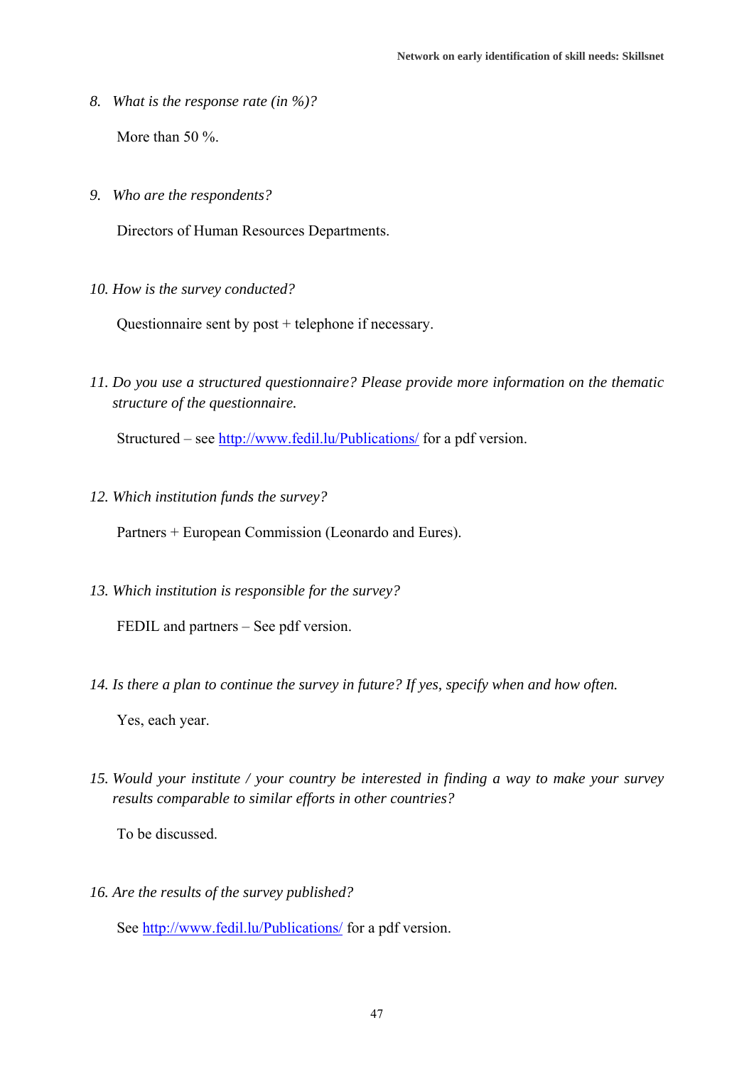8. *What is the response rate (in %)?*

   More than 50 %.

9. *Who are the respondents?*

   Directors of Human Resources Departments.

10. *How is the survey conducted?*

    Questionnaire sent by post + telephone if necessary.

11. *Do you use a structured questionnaire? Please provide more information on the thematic structure of the questionnaire.*

    Structured – see [http://www.fedil.lu/Publications/](http://www.fedil.lu/Publications/) for a pdf version.

12. *Which institution funds the survey?*

    Partners + European Commission (Leonardo and Eures).

13. *Which institution is responsible for the survey?*

    FEDIL and partners – See pdf version.

14. *Is there a plan to continue the survey in future? If yes, specify when and how often.*

    Yes, each year.

15. *Would your institute / your country be interested in finding a way to make your survey results comparable to similar efforts in other countries?*

    To be discussed.

16. *Are the results of the survey published?*

    See [http://www.fedil.lu/Publications/](http://www.fedil.lu/Publications/) for a pdf version.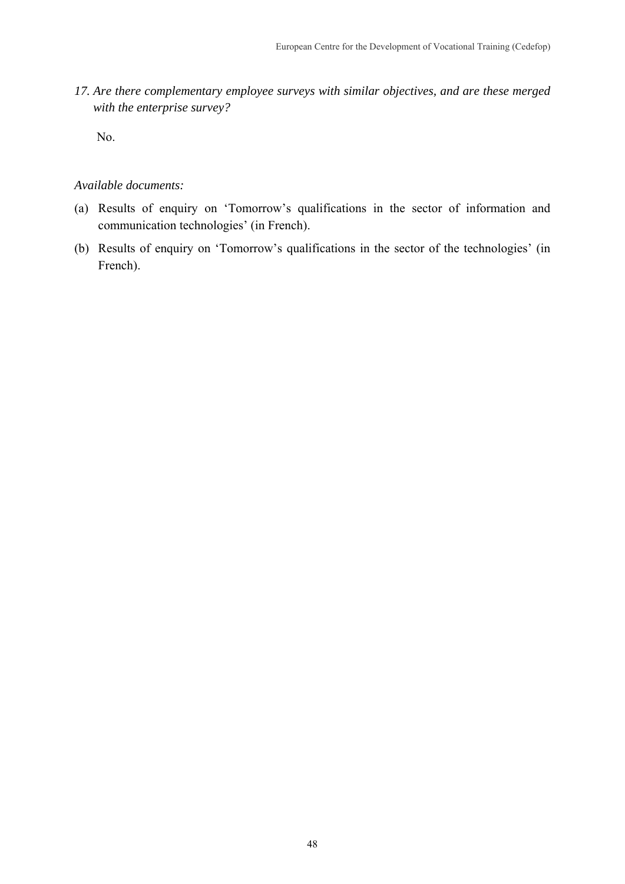*17. Are there complementary employee surveys with similar objectives, and are these merged with the enterprise survey?*

No.

*Available documents:*

(a) Results of enquiry on 'Tomorrow's qualifications in the sector of information and communication technologies' (in French).

(b) Results of enquiry on 'Tomorrow's qualifications in the sector of the technologies' (in French).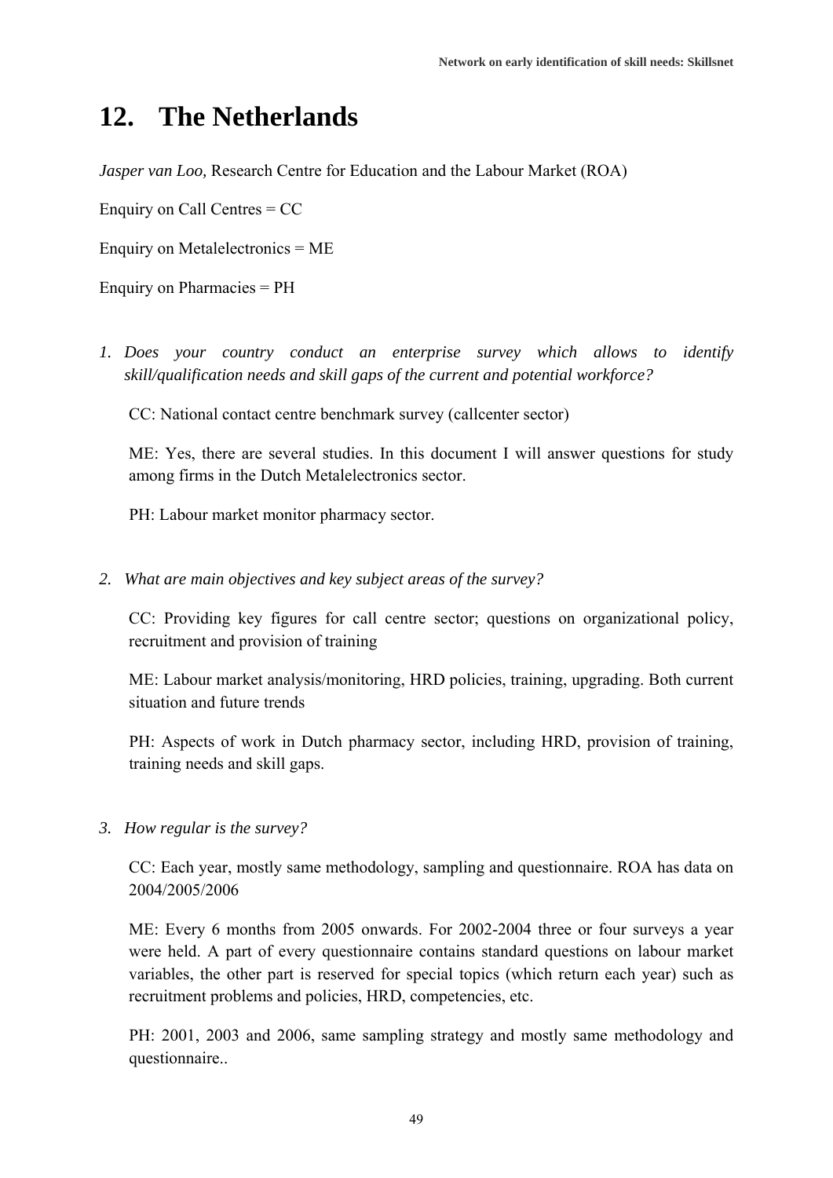# 12. The Netherlands

*Jasper van Loo,* Research Centre for Education and the Labour Market (ROA)

Enquiry on Call Centres = CC

Enquiry on Metalelectronics = ME

Enquiry on Pharmacies = PH

1. *Does your country conduct an enterprise survey which allows to identify skill/qualification needs and skill gaps of the current and potential workforce?*

   CC: National contact centre benchmark survey (callcenter sector)

   ME: Yes, there are several studies. In this document I will answer questions for study among firms in the Dutch Metalelectronics sector.

   PH: Labour market monitor pharmacy sector.

2. *What are main objectives and key subject areas of the survey?*

   CC: Providing key figures for call centre sector; questions on organizational policy, recruitment and provision of training

   ME: Labour market analysis/monitoring, HRD policies, training, upgrading. Both current situation and future trends

   PH: Aspects of work in Dutch pharmacy sector, including HRD, provision of training, training needs and skill gaps.

3. *How regular is the survey?*

   CC: Each year, mostly same methodology, sampling and questionnaire. ROA has data on 2004/2005/2006

   ME: Every 6 months from 2005 onwards. For 2002-2004 three or four surveys a year were held. A part of every questionnaire contains standard questions on labour market variables, the other part is reserved for special topics (which return each year) such as recruitment problems and policies, HRD, competencies, etc.

   PH: 2001, 2003 and 2006, same sampling strategy and mostly same methodology and questionnaire..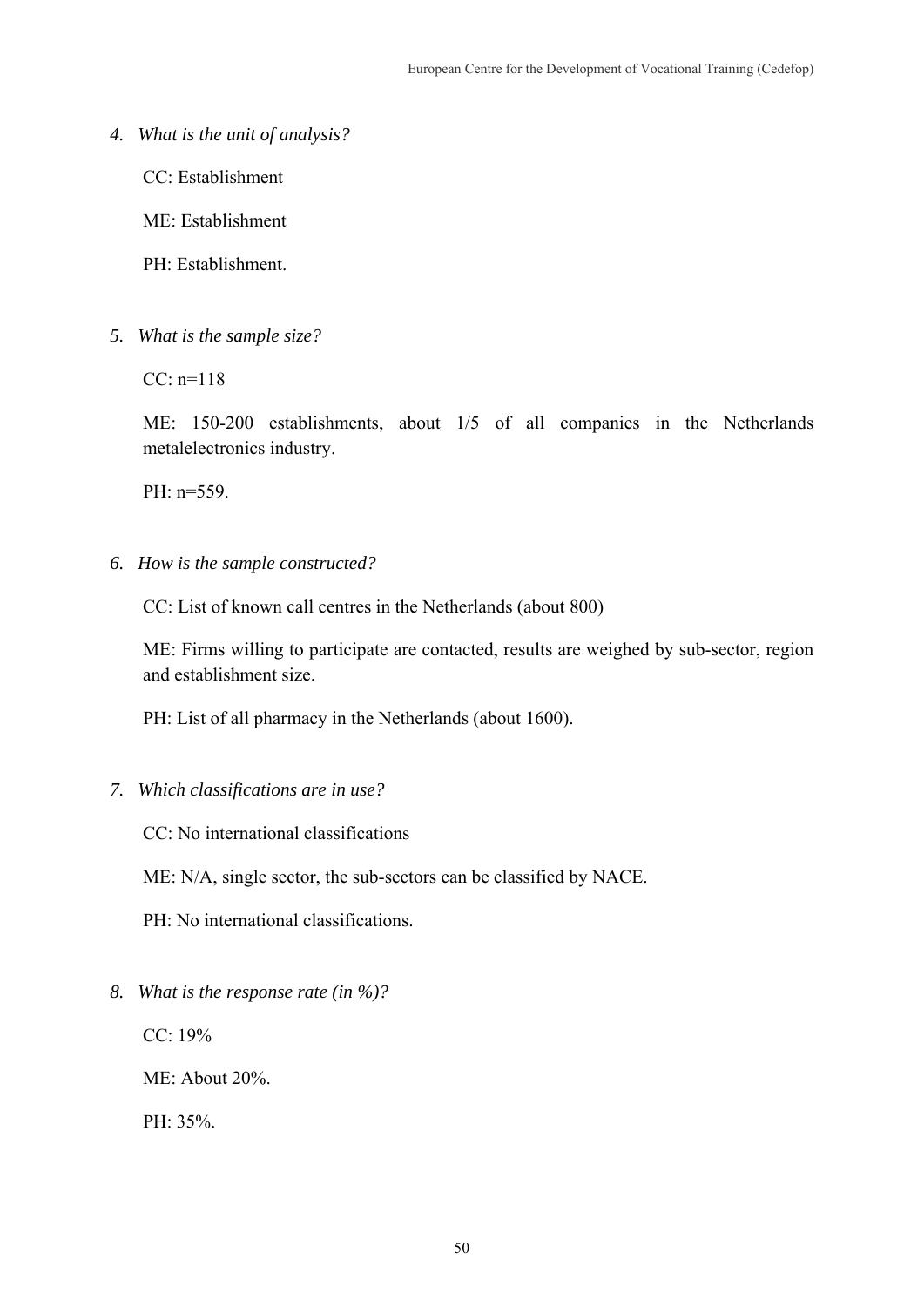4. *What is the unit of analysis?*

   CC: Establishment

   ME: Establishment

   PH: Establishment.

5. *What is the sample size?*

   CC: n=118

   ME: 150-200 establishments, about 1/5 of all companies in the Netherlands metalelectronics industry.

   PH: n=559.

6. *How is the sample constructed?*

   CC: List of known call centres in the Netherlands (about 800)

   ME: Firms willing to participate are contacted, results are weighed by sub-sector, region and establishment size.

   PH: List of all pharmacy in the Netherlands (about 1600).

7. *Which classifications are in use?*

   CC: No international classifications

   ME: N/A, single sector, the sub-sectors can be classified by NACE.

   PH: No international classifications.

8. *What is the response rate (in %)?*

   CC: 19%

   ME: About 20%.

   PH: 35%.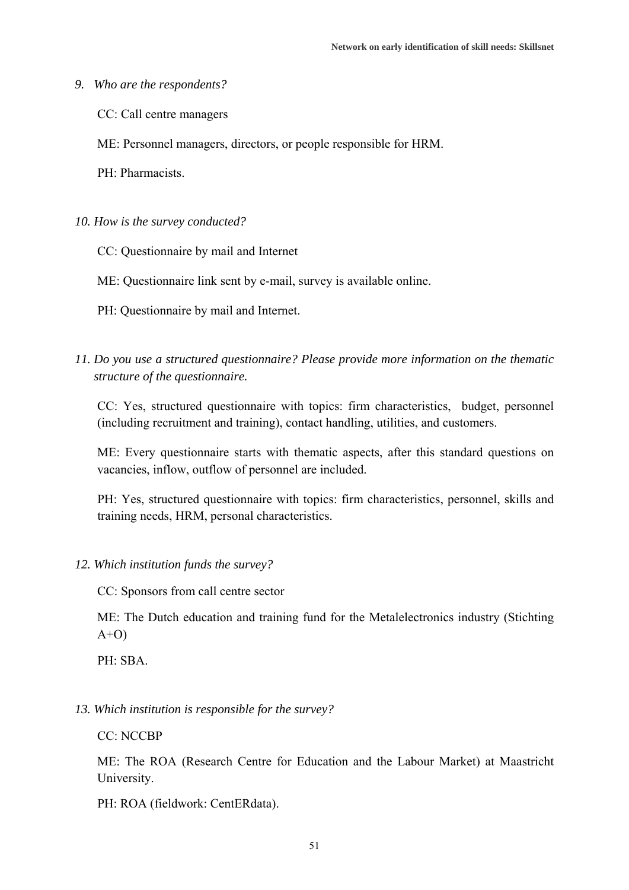*9. Who are the respondents?*

CC: Call centre managers

ME: Personnel managers, directors, or people responsible for HRM.

PH: Pharmacists.

*10. How is the survey conducted?*

CC: Questionnaire by mail and Internet

ME: Questionnaire link sent by e-mail, survey is available online.

PH: Questionnaire by mail and Internet.

*11. Do you use a structured questionnaire? Please provide more information on the thematic structure of the questionnaire.*

CC: Yes, structured questionnaire with topics: firm characteristics, budget, personnel (including recruitment and training), contact handling, utilities, and customers.

ME: Every questionnaire starts with thematic aspects, after this standard questions on vacancies, inflow, outflow of personnel are included.

PH: Yes, structured questionnaire with topics: firm characteristics, personnel, skills and training needs, HRM, personal characteristics.

*12. Which institution funds the survey?*

CC: Sponsors from call centre sector

ME: The Dutch education and training fund for the Metalelectronics industry (Stichting A+O)

PH: SBA.

*13. Which institution is responsible for the survey?*

CC: NCCBP

ME: The ROA (Research Centre for Education and the Labour Market) at Maastricht University.

PH: ROA (fieldwork: CentERdata).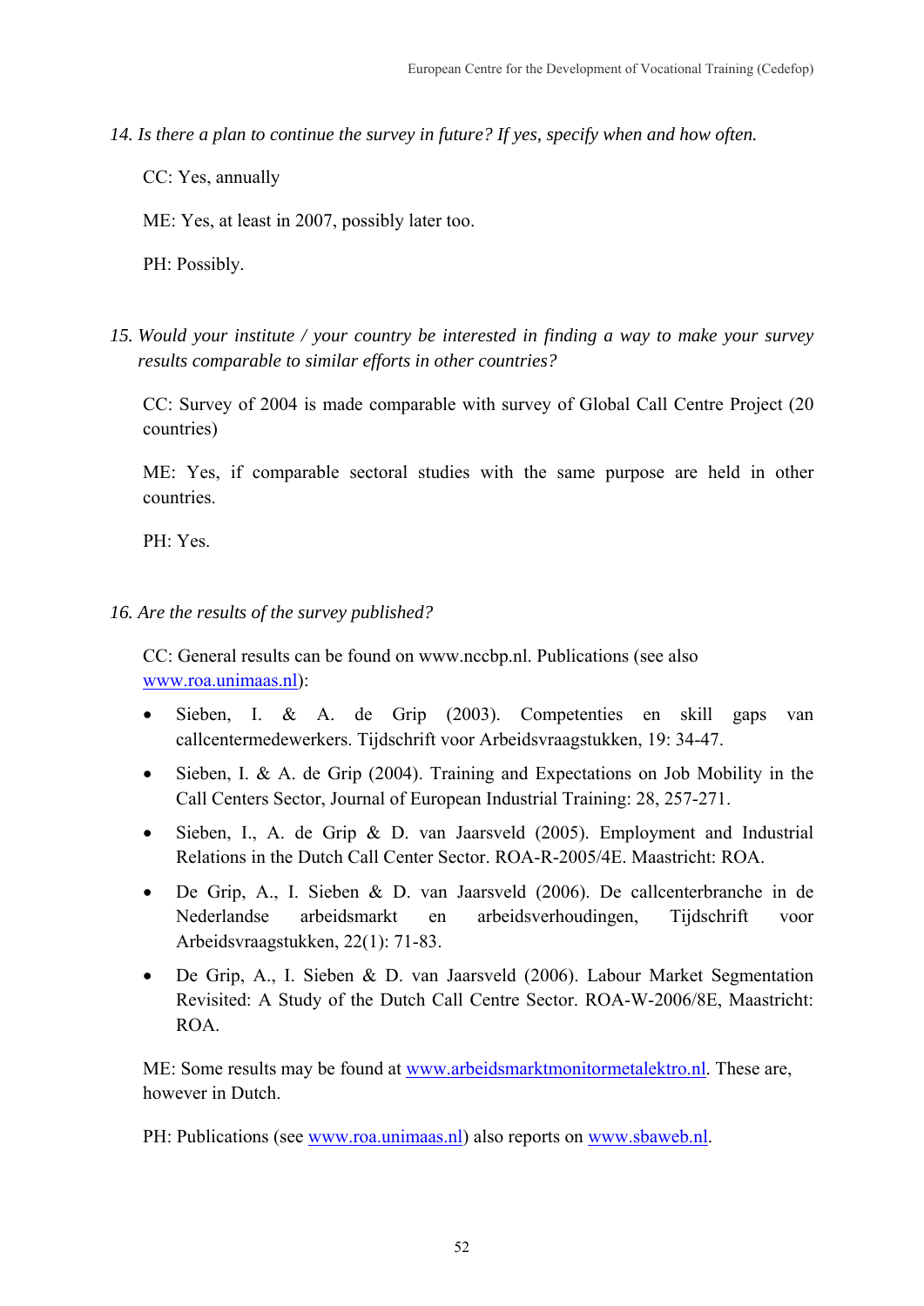*14. Is there a plan to continue the survey in future? If yes, specify when and how often.*

CC: Yes, annually

ME: Yes, at least in 2007, possibly later too.

PH: Possibly.

*15. Would your institute / your country be interested in finding a way to make your survey results comparable to similar efforts in other countries?*

CC: Survey of 2004 is made comparable with survey of Global Call Centre Project (20 countries)

ME: Yes, if comparable sectoral studies with the same purpose are held in other countries.

PH: Yes.

*16. Are the results of the survey published?*

CC: General results can be found on www.nccbp.nl. Publications (see also www.roa.unimaas.nl):

- Sieben, I. & A. de Grip (2003). Competenties en skill gaps van callcentermedewerkers. Tijdschrift voor Arbeidsvraagstukken, 19: 34-47.
- Sieben, I. & A. de Grip (2004). Training and Expectations on Job Mobility in the Call Centers Sector, Journal of European Industrial Training: 28, 257-271.
- Sieben, I., A. de Grip & D. van Jaarsveld (2005). Employment and Industrial Relations in the Dutch Call Center Sector. ROA-R-2005/4E. Maastricht: ROA.
- De Grip, A., I. Sieben & D. van Jaarsveld (2006). De callcenterbranche in de Nederlandse arbeidsmarkt en arbeidsverhoudingen, Tijdschrift voor Arbeidsvraagstukken, 22(1): 71-83.
- De Grip, A., I. Sieben & D. van Jaarsveld (2006). Labour Market Segmentation Revisited: A Study of the Dutch Call Centre Sector. ROA-W-2006/8E, Maastricht: ROA.

ME: Some results may be found at www.arbeidsmarktmonitormetalektro.nl. These are, however in Dutch.

PH: Publications (see www.roa.unimaas.nl) also reports on www.sbaweb.nl.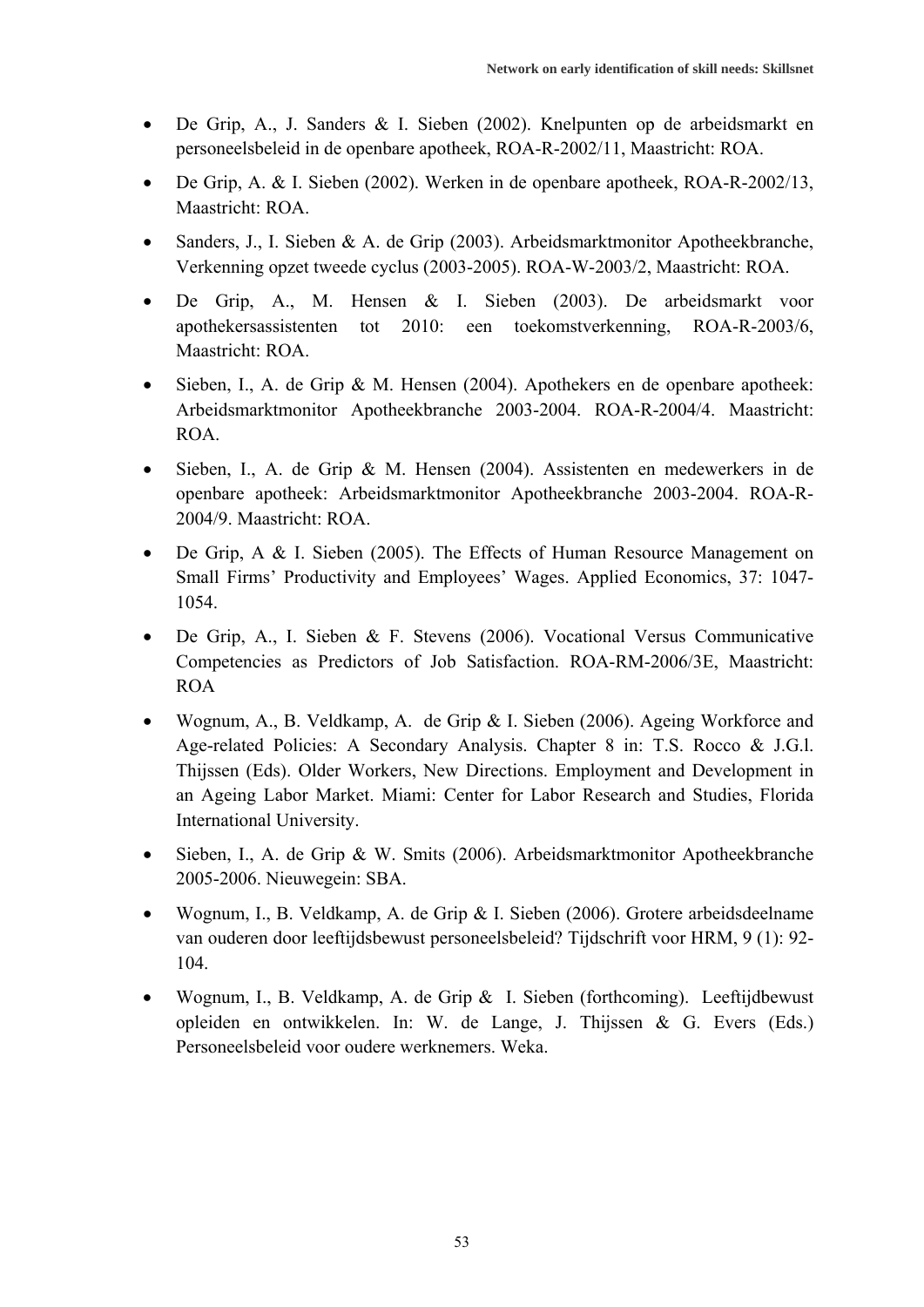- De Grip, A., J. Sanders & I. Sieben (2002). Knelpunten op de arbeidsmarkt en personeelsbeleid in de openbare apotheek, ROA-R-2002/11, Maastricht: ROA.
- De Grip, A. & I. Sieben (2002). Werken in de openbare apotheek, ROA-R-2002/13, Maastricht: ROA.
- Sanders, J., I. Sieben & A. de Grip (2003). Arbeidsmarktmonitor Apotheekbranche, Verkenning opzet tweede cyclus (2003-2005). ROA-W-2003/2, Maastricht: ROA.
- De Grip, A., M. Hensen & I. Sieben (2003). De arbeidsmarkt voor apothekersassistenten tot 2010: een toekomstverkenning, ROA-R-2003/6, Maastricht: ROA.
- Sieben, I., A. de Grip & M. Hensen (2004). Apothekers en de openbare apotheek: Arbeidsmarktmonitor Apotheekbranche 2003-2004. ROA-R-2004/4. Maastricht: ROA.
- Sieben, I., A. de Grip & M. Hensen (2004). Assistenten en medewerkers in de openbare apotheek: Arbeidsmarktmonitor Apotheekbranche 2003-2004. ROA-R-2004/9. Maastricht: ROA.
- De Grip, A & I. Sieben (2005). The Effects of Human Resource Management on Small Firms' Productivity and Employees' Wages. Applied Economics, 37: 1047-1054.
- De Grip, A., I. Sieben & F. Stevens (2006). Vocational Versus Communicative Competencies as Predictors of Job Satisfaction. ROA-RM-2006/3E, Maastricht: ROA
- Wognum, A., B. Veldkamp, A. de Grip & I. Sieben (2006). Ageing Workforce and Age-related Policies: A Secondary Analysis. Chapter 8 in: T.S. Rocco & J.G.l. Thijssen (Eds). Older Workers, New Directions. Employment and Development in an Ageing Labor Market. Miami: Center for Labor Research and Studies, Florida International University.
- Sieben, I., A. de Grip & W. Smits (2006). Arbeidsmarktmonitor Apotheekbranche 2005-2006. Nieuwegein: SBA.
- Wognum, I., B. Veldkamp, A. de Grip & I. Sieben (2006). Grotere arbeidsdeelname van ouderen door leeftijdsbewust personeelsbeleid? Tijdschrift voor HRM, 9 (1): 92-104.
- Wognum, I., B. Veldkamp, A. de Grip & I. Sieben (forthcoming). Leeftijdbewust opleiden en ontwikkelen. In: W. de Lange, J. Thijssen & G. Evers (Eds.) Personeelsbeleid voor oudere werknemers. Weka.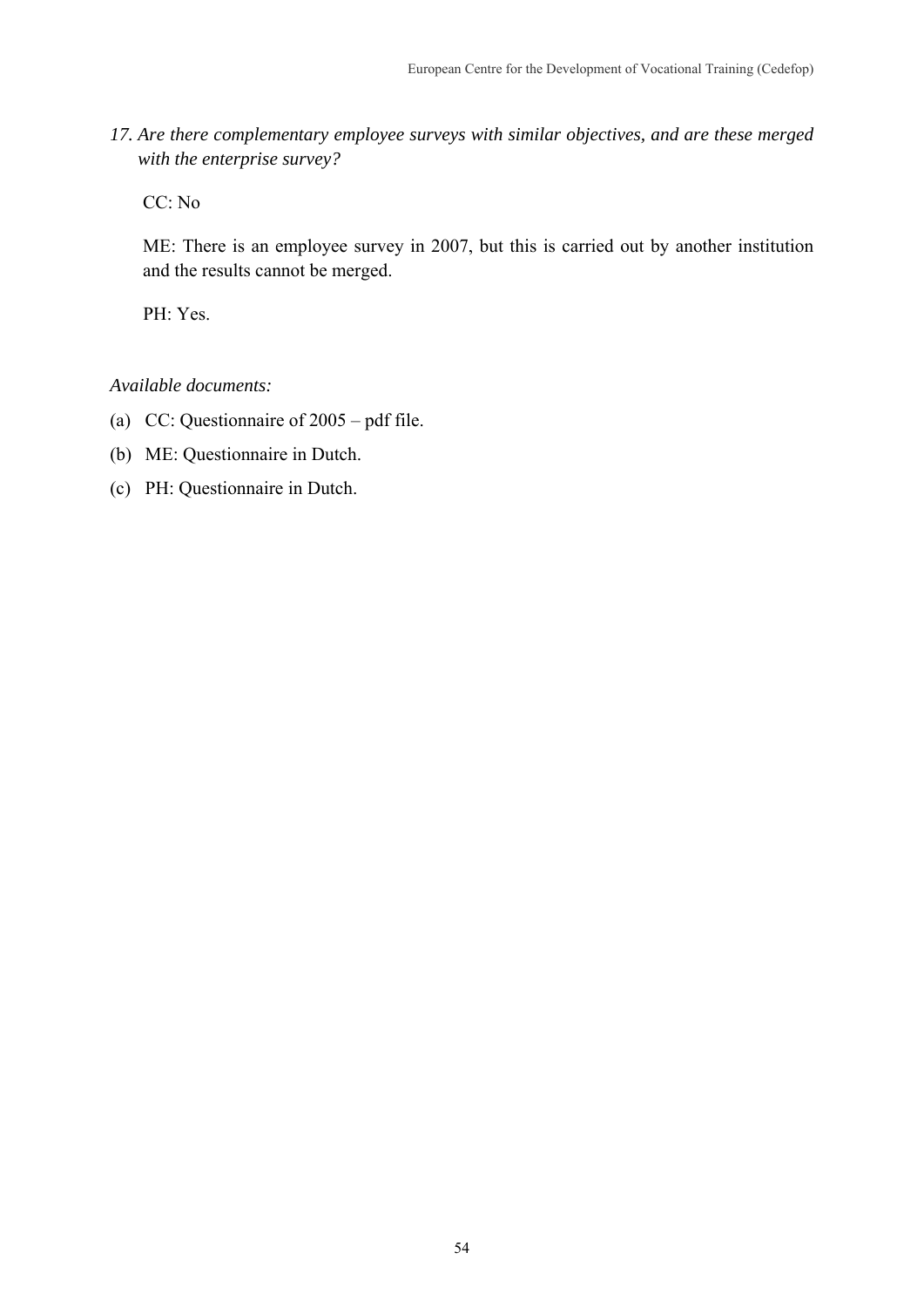*17. Are there complementary employee surveys with similar objectives, and are these merged with the enterprise survey?*

CC: No

ME: There is an employee survey in 2007, but this is carried out by another institution and the results cannot be merged.

PH: Yes.

*Available documents:*

(a) CC: Questionnaire of 2005 – pdf file.

(b) ME: Questionnaire in Dutch.

(c) PH: Questionnaire in Dutch.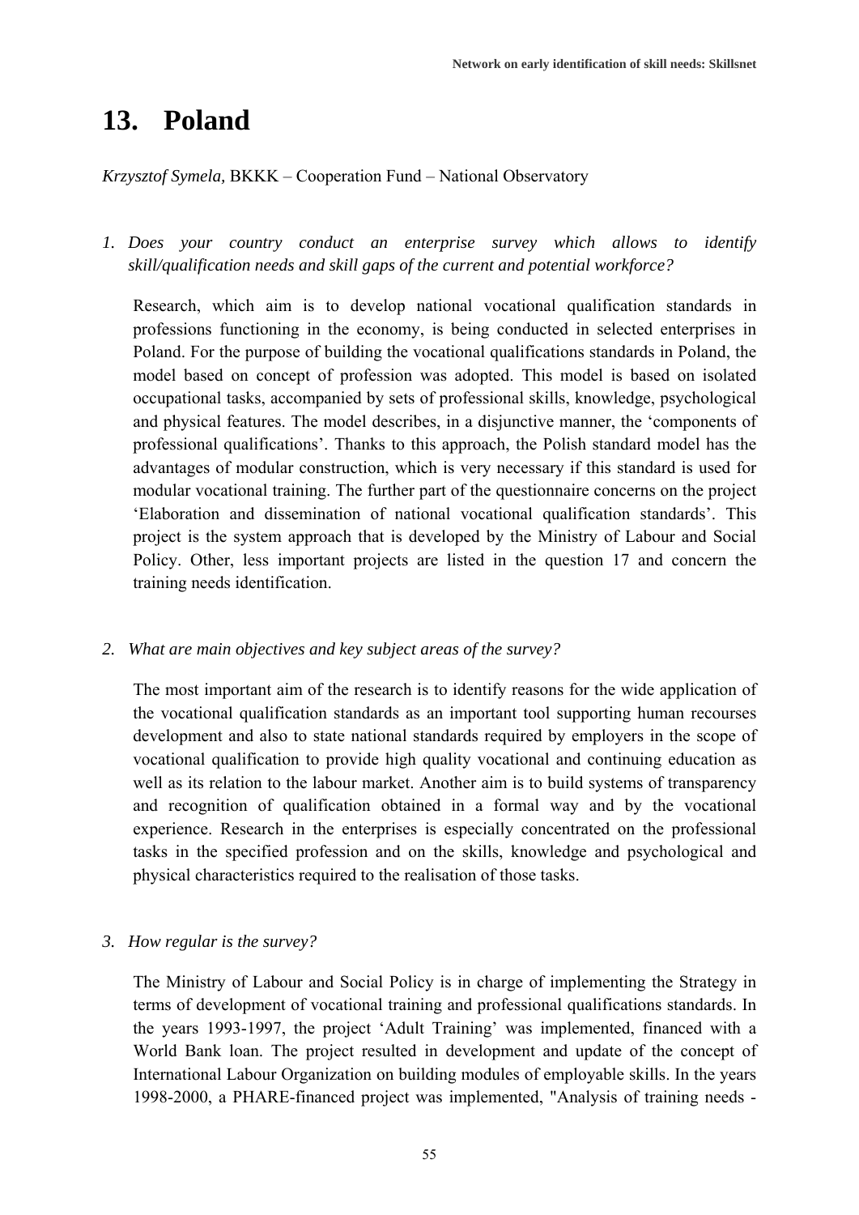# 13. Poland

*Krzysztof Symela,* BKKK – Cooperation Fund – National Observatory

1. *Does your country conduct an enterprise survey which allows to identify skill/qualification needs and skill gaps of the current and potential workforce?*

   Research, which aim is to develop national vocational qualification standards in professions functioning in the economy, is being conducted in selected enterprises in Poland. For the purpose of building the vocational qualifications standards in Poland, the model based on concept of profession was adopted. This model is based on isolated occupational tasks, accompanied by sets of professional skills, knowledge, psychological and physical features. The model describes, in a disjunctive manner, the 'components of professional qualifications'. Thanks to this approach, the Polish standard model has the advantages of modular construction, which is very necessary if this standard is used for modular vocational training. The further part of the questionnaire concerns on the project 'Elaboration and dissemination of national vocational qualification standards'. This project is the system approach that is developed by the Ministry of Labour and Social Policy. Other, less important projects are listed in the question 17 and concern the training needs identification.

2. *What are main objectives and key subject areas of the survey?*

   The most important aim of the research is to identify reasons for the wide application of the vocational qualification standards as an important tool supporting human recourses development and also to state national standards required by employers in the scope of vocational qualification to provide high quality vocational and continuing education as well as its relation to the labour market. Another aim is to build systems of transparency and recognition of qualification obtained in a formal way and by the vocational experience. Research in the enterprises is especially concentrated on the professional tasks in the specified profession and on the skills, knowledge and psychological and physical characteristics required to the realisation of those tasks.

3. *How regular is the survey?*

   The Ministry of Labour and Social Policy is in charge of implementing the Strategy in terms of development of vocational training and professional qualifications standards. In the years 1993-1997, the project 'Adult Training' was implemented, financed with a World Bank loan. The project resulted in development and update of the concept of International Labour Organization on building modules of employable skills. In the years 1998-2000, a PHARE-financed project was implemented, "Analysis of training needs -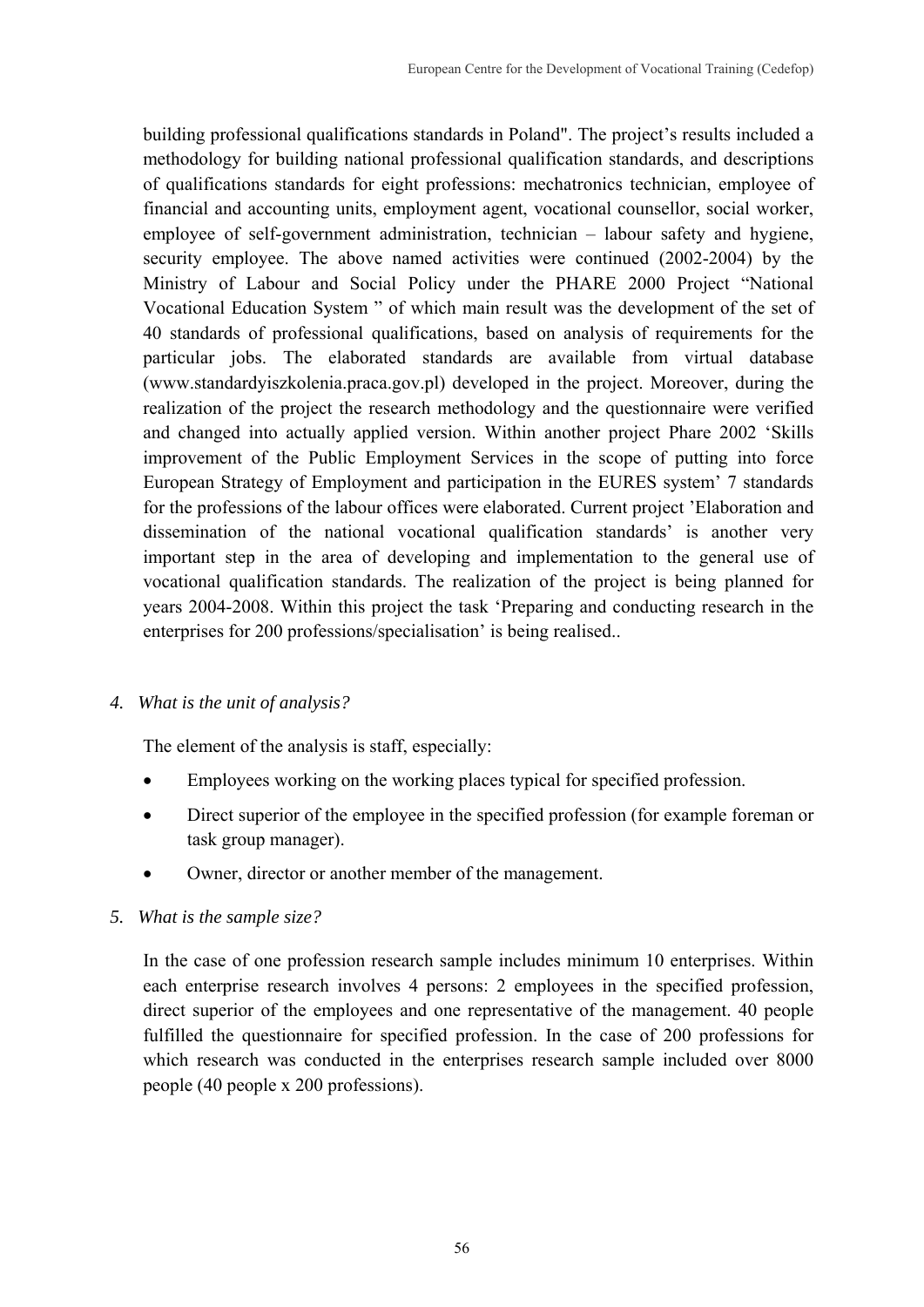building professional qualifications standards in Poland". The project's results included a methodology for building national professional qualification standards, and descriptions of qualifications standards for eight professions: mechatronics technician, employee of financial and accounting units, employment agent, vocational counsellor, social worker, employee of self-government administration, technician – labour safety and hygiene, security employee. The above named activities were continued (2002-2004) by the Ministry of Labour and Social Policy under the PHARE 2000 Project "National Vocational Education System " of which main result was the development of the set of 40 standards of professional qualifications, based on analysis of requirements for the particular jobs. The elaborated standards are available from virtual database (www.standardyiszkolenia.praca.gov.pl) developed in the project. Moreover, during the realization of the project the research methodology and the questionnaire were verified and changed into actually applied version. Within another project Phare 2002 'Skills improvement of the Public Employment Services in the scope of putting into force European Strategy of Employment and participation in the EURES system' 7 standards for the professions of the labour offices were elaborated. Current project 'Elaboration and dissemination of the national vocational qualification standards' is another very important step in the area of developing and implementation to the general use of vocational qualification standards. The realization of the project is being planned for years 2004-2008. Within this project the task 'Preparing and conducting research in the enterprises for 200 professions/specialisation' is being realised..

4. *What is the unit of analysis?*

The element of the analysis is staff, especially:

- Employees working on the working places typical for specified profession.
- Direct superior of the employee in the specified profession (for example foreman or task group manager).
- Owner, director or another member of the management.

5. *What is the sample size?*

In the case of one profession research sample includes minimum 10 enterprises. Within each enterprise research involves 4 persons: 2 employees in the specified profession, direct superior of the employees and one representative of the management. 40 people fulfilled the questionnaire for specified profession. In the case of 200 professions for which research was conducted in the enterprises research sample included over 8000 people (40 people x 200 professions).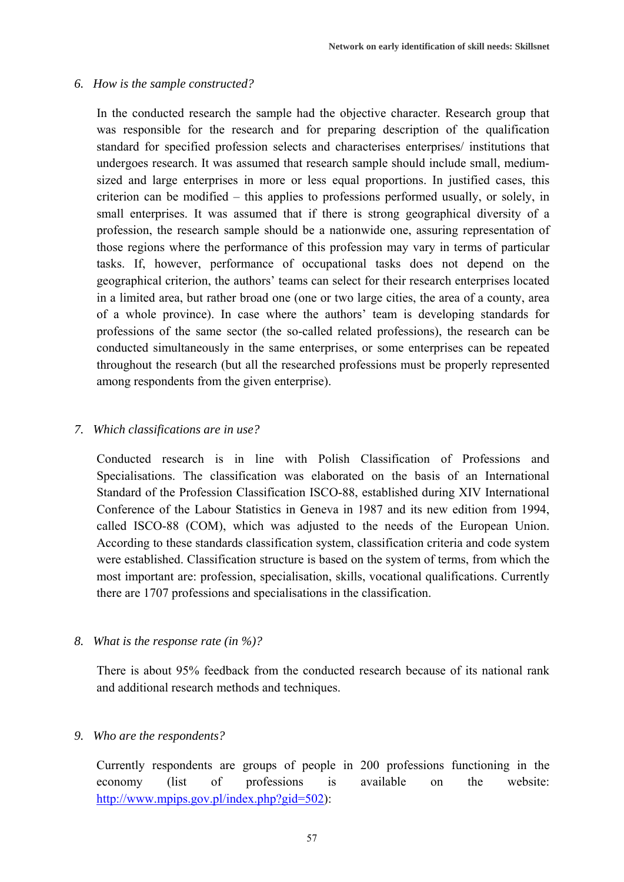6. *How is the sample constructed?*

   In the conducted research the sample had the objective character. Research group that was responsible for the research and for preparing description of the qualification standard for specified profession selects and characterises enterprises/ institutions that undergoes research. It was assumed that research sample should include small, medium-sized and large enterprises in more or less equal proportions. In justified cases, this criterion can be modified – this applies to professions performed usually, or solely, in small enterprises. It was assumed that if there is strong geographical diversity of a profession, the research sample should be a nationwide one, assuring representation of those regions where the performance of this profession may vary in terms of particular tasks. If, however, performance of occupational tasks does not depend on the geographical criterion, the authors' teams can select for their research enterprises located in a limited area, but rather broad one (one or two large cities, the area of a county, area of a whole province). In case where the authors' team is developing standards for professions of the same sector (the so-called related professions), the research can be conducted simultaneously in the same enterprises, or some enterprises can be repeated throughout the research (but all the researched professions must be properly represented among respondents from the given enterprise).

7. *Which classifications are in use?*

   Conducted research is in line with Polish Classification of Professions and Specialisations. The classification was elaborated on the basis of an International Standard of the Profession Classification ISCO-88, established during XIV International Conference of the Labour Statistics in Geneva in 1987 and its new edition from 1994, called ISCO-88 (COM), which was adjusted to the needs of the European Union. According to these standards classification system, classification criteria and code system were established. Classification structure is based on the system of terms, from which the most important are: profession, specialisation, skills, vocational qualifications. Currently there are 1707 professions and specialisations in the classification.

8. *What is the response rate (in %)?*

   There is about 95% feedback from the conducted research because of its national rank and additional research methods and techniques.

9. *Who are the respondents?*

   Currently respondents are groups of people in 200 professions functioning in the economy (list of professions is available on the website: [http://www.mpips.gov.pl/index.php?gid=502](http://www.mpips.gov.pl/index.php?gid=502)):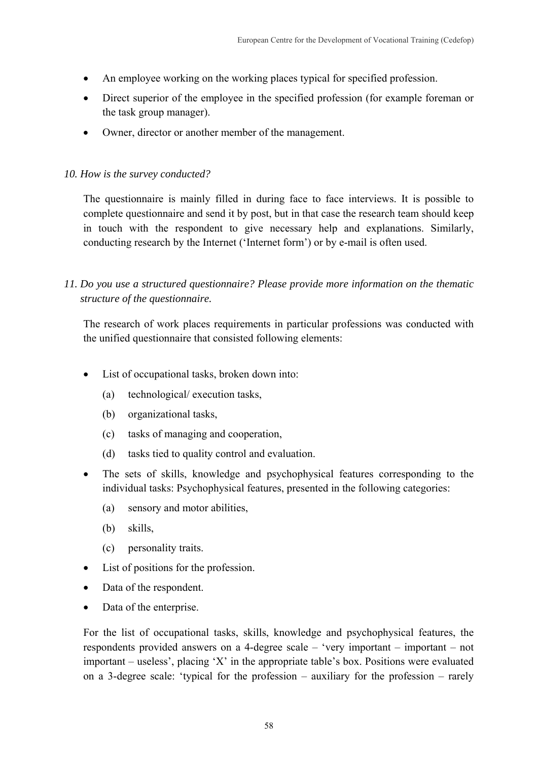- An employee working on the working places typical for specified profession.
- Direct superior of the employee in the specified profession (for example foreman or the task group manager).
- Owner, director or another member of the management.

*10. How is the survey conducted?*

The questionnaire is mainly filled in during face to face interviews. It is possible to complete questionnaire and send it by post, but in that case the research team should keep in touch with the respondent to give necessary help and explanations. Similarly, conducting research by the Internet ('Internet form') or by e-mail is often used.

*11. Do you use a structured questionnaire? Please provide more information on the thematic structure of the questionnaire.*

The research of work places requirements in particular professions was conducted with the unified questionnaire that consisted following elements:

- List of occupational tasks, broken down into:
  - (a) technological/ execution tasks,
  - (b) organizational tasks,
  - (c) tasks of managing and cooperation,
  - (d) tasks tied to quality control and evaluation.
- The sets of skills, knowledge and psychophysical features corresponding to the individual tasks: Psychophysical features, presented in the following categories:
  - (a) sensory and motor abilities,
  - (b) skills,
  - (c) personality traits.
- List of positions for the profession.
- Data of the respondent.
- Data of the enterprise.

For the list of occupational tasks, skills, knowledge and psychophysical features, the respondents provided answers on a 4-degree scale – 'very important – important – not important – useless', placing 'X' in the appropriate table's box. Positions were evaluated on a 3-degree scale: 'typical for the profession – auxiliary for the profession – rarely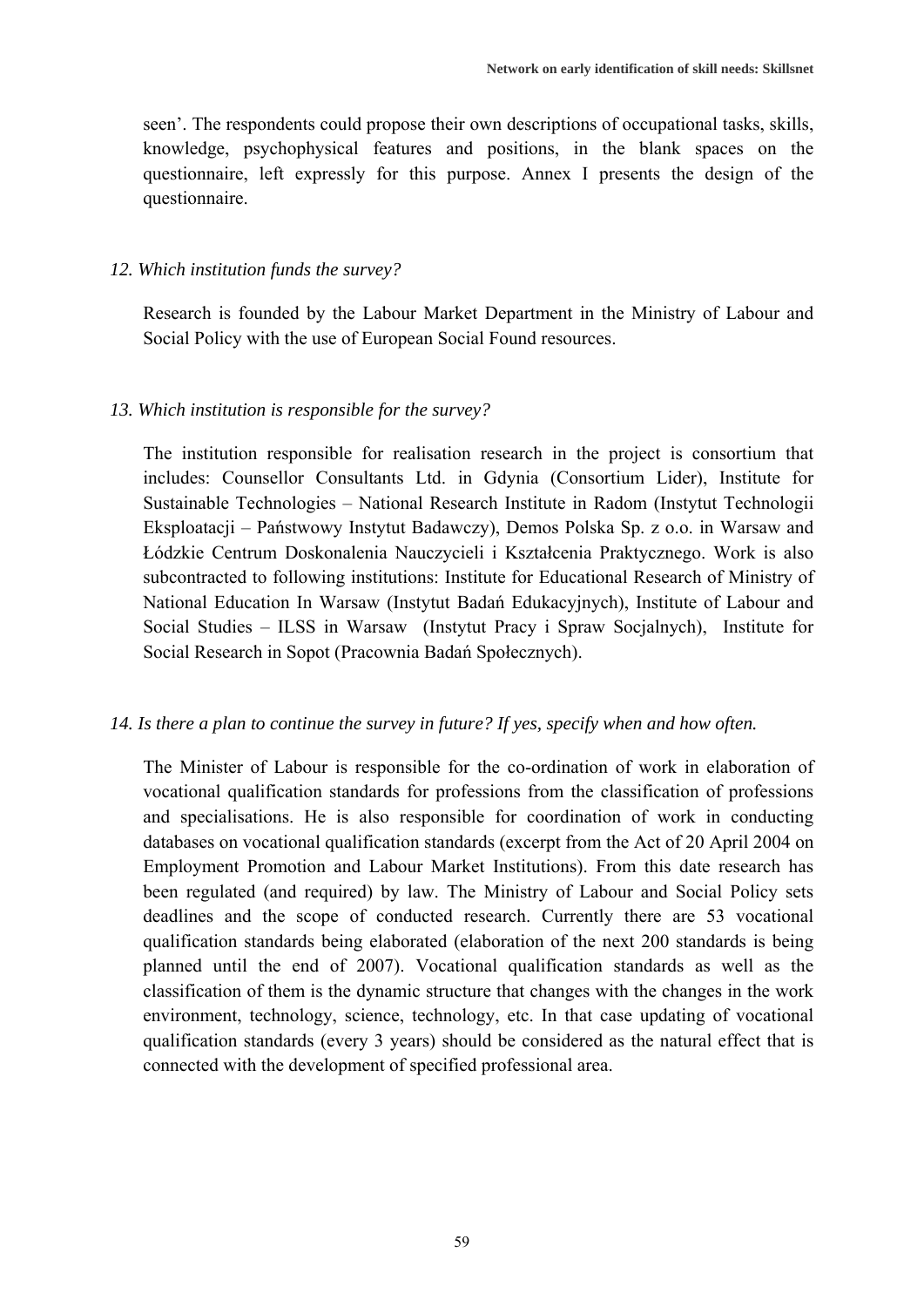seen'. The respondents could propose their own descriptions of occupational tasks, skills, knowledge, psychophysical features and positions, in the blank spaces on the questionnaire, left expressly for this purpose. Annex I presents the design of the questionnaire.

*12. Which institution funds the survey?*

Research is founded by the Labour Market Department in the Ministry of Labour and Social Policy with the use of European Social Found resources.

*13. Which institution is responsible for the survey?*

The institution responsible for realisation research in the project is consortium that includes: Counsellor Consultants Ltd. in Gdynia (Consortium Lider), Institute for Sustainable Technologies – National Research Institute in Radom (Instytut Technologii Eksploatacji – Państwowy Instytut Badawczy), Demos Polska Sp. z o.o. in Warsaw and Łódzkie Centrum Doskonalenia Nauczycieli i Kształcenia Praktycznego. Work is also subcontracted to following institutions: Institute for Educational Research of Ministry of National Education In Warsaw (Instytut Badań Edukacyjnych), Institute of Labour and Social Studies – ILSS in Warsaw (Instytut Pracy i Spraw Socjalnych), Institute for Social Research in Sopot (Pracownia Badań Społecznych).

*14. Is there a plan to continue the survey in future? If yes, specify when and how often.*

The Minister of Labour is responsible for the co-ordination of work in elaboration of vocational qualification standards for professions from the classification of professions and specialisations. He is also responsible for coordination of work in conducting databases on vocational qualification standards (excerpt from the Act of 20 April 2004 on Employment Promotion and Labour Market Institutions). From this date research has been regulated (and required) by law. The Ministry of Labour and Social Policy sets deadlines and the scope of conducted research. Currently there are 53 vocational qualification standards being elaborated (elaboration of the next 200 standards is being planned until the end of 2007). Vocational qualification standards as well as the classification of them is the dynamic structure that changes with the changes in the work environment, technology, science, technology, etc. In that case updating of vocational qualification standards (every 3 years) should be considered as the natural effect that is connected with the development of specified professional area.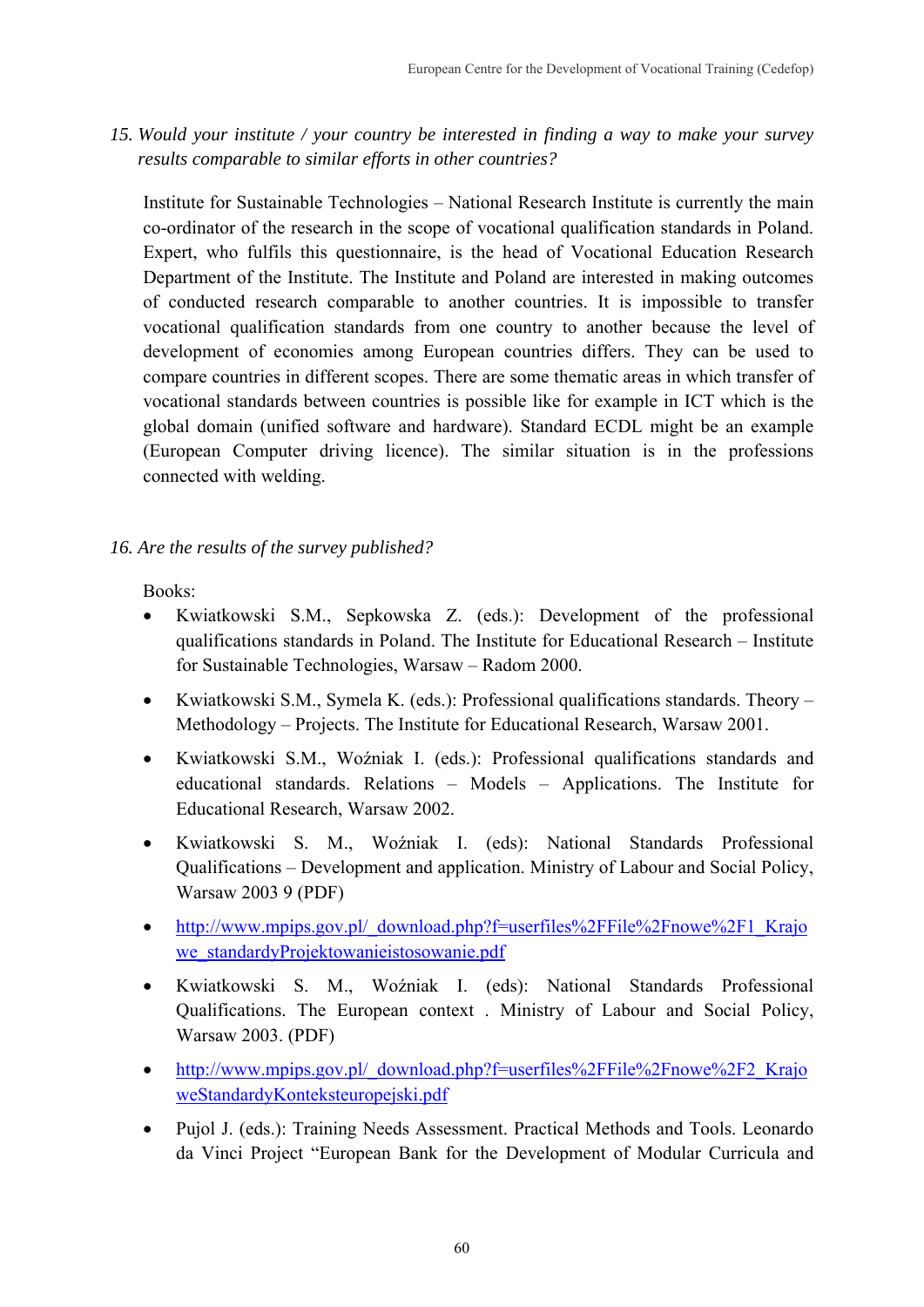*15. Would your institute / your country be interested in finding a way to make your survey results comparable to similar efforts in other countries?*

Institute for Sustainable Technologies – National Research Institute is currently the main co-ordinator of the research in the scope of vocational qualification standards in Poland. Expert, who fulfils this questionnaire, is the head of Vocational Education Research Department of the Institute. The Institute and Poland are interested in making outcomes of conducted research comparable to another countries. It is impossible to transfer vocational qualification standards from one country to another because the level of development of economies among European countries differs. They can be used to compare countries in different scopes. There are some thematic areas in which transfer of vocational standards between countries is possible like for example in ICT which is the global domain (unified software and hardware). Standard ECDL might be an example (European Computer driving licence). The similar situation is in the professions connected with welding.

*16. Are the results of the survey published?*

Books:

- Kwiatkowski S.M., Sepkowska Z. (eds.): Development of the professional qualifications standards in Poland. The Institute for Educational Research – Institute for Sustainable Technologies, Warsaw – Radom 2000.
- Kwiatkowski S.M., Symela K. (eds.): Professional qualifications standards. Theory – Methodology – Projects. The Institute for Educational Research, Warsaw 2001.
- Kwiatkowski S.M., Woźniak I. (eds.): Professional qualifications standards and educational standards. Relations – Models – Applications. The Institute for Educational Research, Warsaw 2002.
- Kwiatkowski S. M., Woźniak I. (eds): National Standards Professional Qualifications – Development and application. Ministry of Labour and Social Policy, Warsaw 2003 9 (PDF)
- http://www.mpips.gov.pl/_download.php?f=userfiles%2FFile%2Fnowe%2F1_Krajowe_standardyProjektowanieistosowanie.pdf
- Kwiatkowski S. M., Woźniak I. (eds): National Standards Professional Qualifications. The European context . Ministry of Labour and Social Policy, Warsaw 2003. (PDF)
- http://www.mpips.gov.pl/_download.php?f=userfiles%2FFile%2Fnowe%2F2_KrajoweStandardyKontekseuropejski.pdf
- Pujol J. (eds.): Training Needs Assessment. Practical Methods and Tools. Leonardo da Vinci Project "European Bank for the Development of Modular Curricula and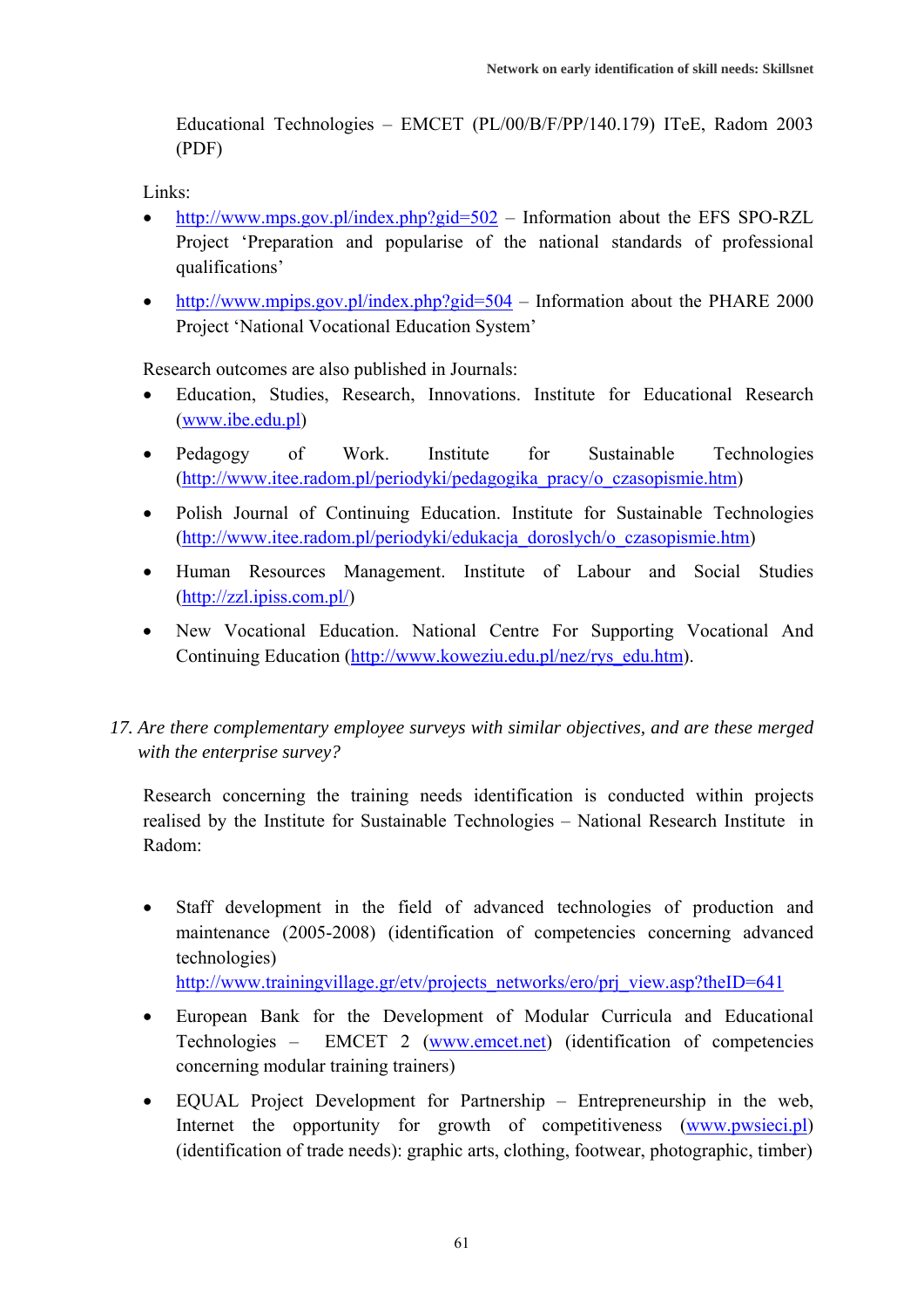Educational Technologies – EMCET (PL/00/B/F/PP/140.179) ITeE, Radom 2003 (PDF)

Links:

- http://www.mps.gov.pl/index.php?gid=502 – Information about the EFS SPO-RZL Project 'Preparation and popularise of the national standards of professional qualifications'
- http://www.mpips.gov.pl/index.php?gid=504 – Information about the PHARE 2000 Project 'National Vocational Education System'

Research outcomes are also published in Journals:

- Education, Studies, Research, Innovations. Institute for Educational Research (www.ibe.edu.pl)
- Pedagogy of Work. Institute for Sustainable Technologies (http://www.itee.radom.pl/periodyki/pedagogika_pracy/o_czasopismie.htm)
- Polish Journal of Continuing Education. Institute for Sustainable Technologies (http://www.itee.radom.pl/periodyki/edukacja_doroslych/o_czasopismie.htm)
- Human Resources Management. Institute of Labour and Social Studies (http://zzl.ipiss.com.pl/)
- New Vocational Education. National Centre For Supporting Vocational And Continuing Education (http://www.koweziu.edu.pl/nez/rys_edu.htm).

*17. Are there complementary employee surveys with similar objectives, and are these merged with the enterprise survey?*

Research concerning the training needs identification is conducted within projects realised by the Institute for Sustainable Technologies – National Research Institute in Radom:

- Staff development in the field of advanced technologies of production and maintenance (2005-2008) (identification of competencies concerning advanced technologies)
  http://www.trainingvillage.gr/etv/projects_networks/ero/prj_view.asp?theID=641
- European Bank for the Development of Modular Curricula and Educational Technologies – EMCET 2 (www.emcet.net) (identification of competencies concerning modular training trainers)
- EQUAL Project Development for Partnership – Entrepreneurship in the web, Internet the opportunity for growth of competitiveness (www.pwsieci.pl) (identification of trade needs): graphic arts, clothing, footwear, photographic, timber)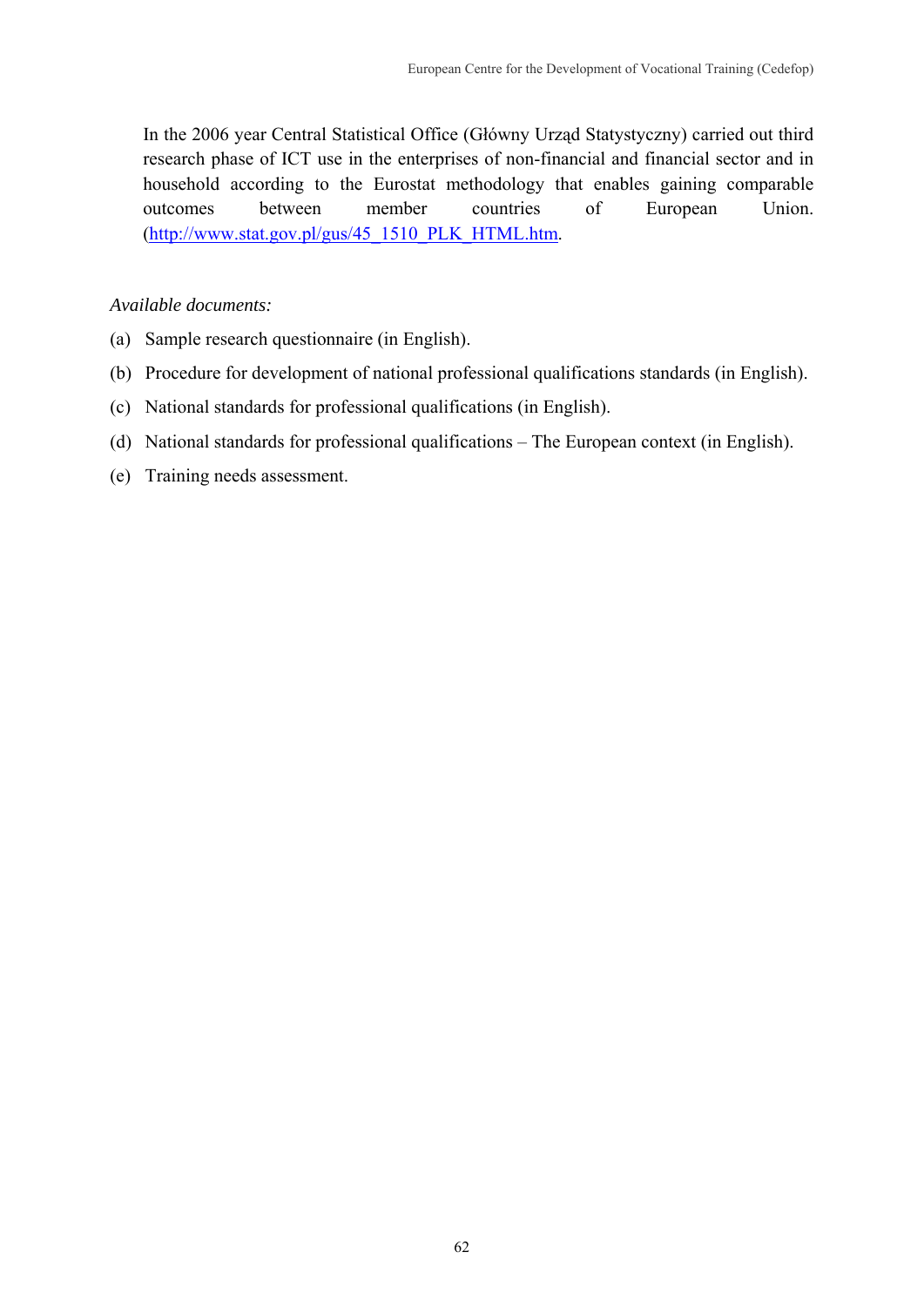In the 2006 year Central Statistical Office (Główny Urząd Statystyczny) carried out third research phase of ICT use in the enterprises of non-financial and financial sector and in household according to the Eurostat methodology that enables gaining comparable outcomes between member countries of European Union. (http://www.stat.gov.pl/gus/45_1510_PLK_HTML.htm.

*Available documents:*

(a) Sample research questionnaire (in English).

(b) Procedure for development of national professional qualifications standards (in English).

(c) National standards for professional qualifications (in English).

(d) National standards for professional qualifications – The European context (in English).

(e) Training needs assessment.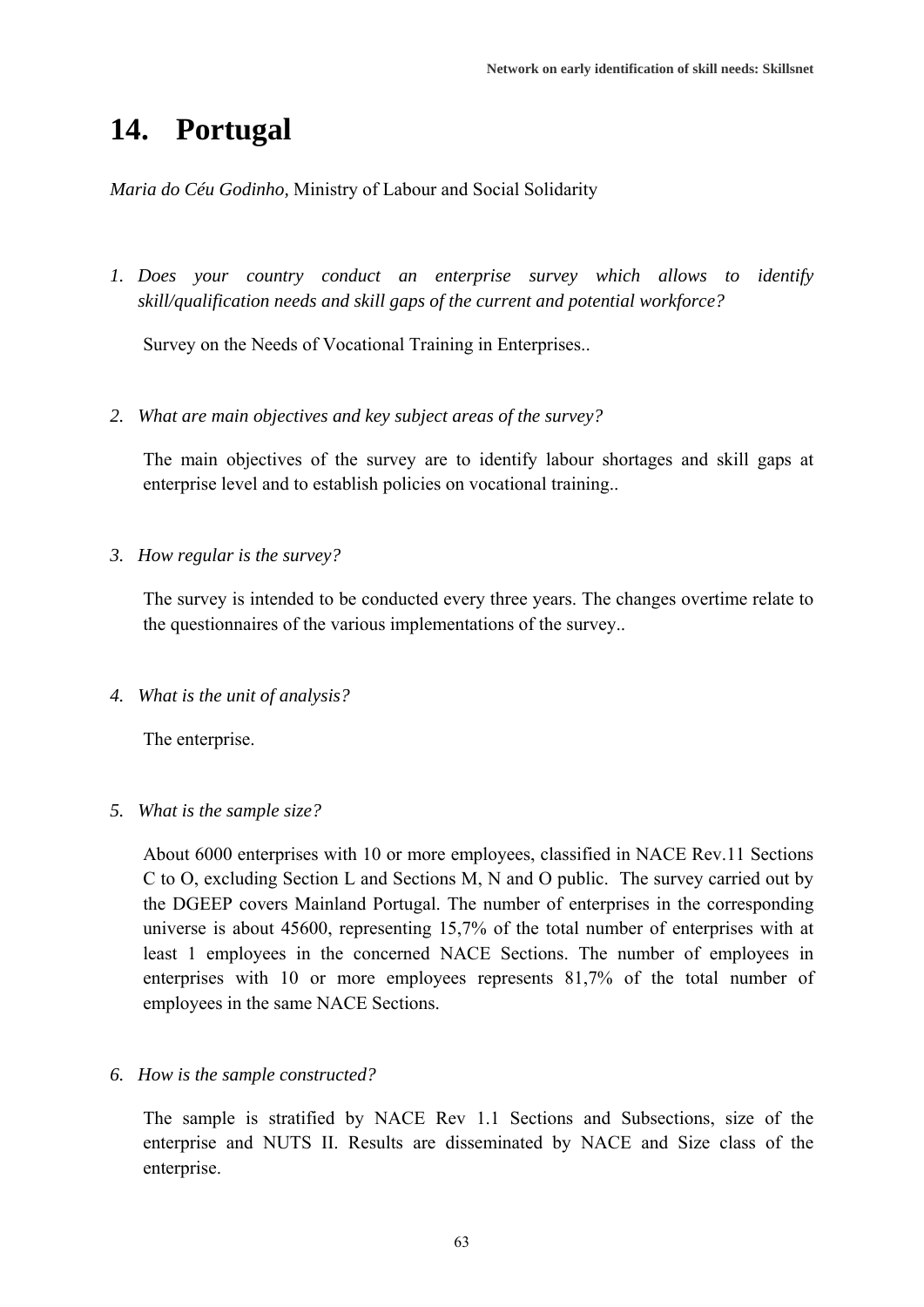# 14. Portugal

*Maria do Céu Godinho,* Ministry of Labour and Social Solidarity

1. *Does your country conduct an enterprise survey which allows to identify skill/qualification needs and skill gaps of the current and potential workforce?*

   Survey on the Needs of Vocational Training in Enterprises..

2. *What are main objectives and key subject areas of the survey?*

   The main objectives of the survey are to identify labour shortages and skill gaps at enterprise level and to establish policies on vocational training..

3. *How regular is the survey?*

   The survey is intended to be conducted every three years. The changes overtime relate to the questionnaires of the various implementations of the survey..

4. *What is the unit of analysis?*

   The enterprise.

5. *What is the sample size?*

   About 6000 enterprises with 10 or more employees, classified in NACE Rev.11 Sections C to O, excluding Section L and Sections M, N and O public. The survey carried out by the DGEEP covers Mainland Portugal. The number of enterprises in the corresponding universe is about 45600, representing 15,7% of the total number of enterprises with at least 1 employees in the concerned NACE Sections. The number of employees in enterprises with 10 or more employees represents 81,7% of the total number of employees in the same NACE Sections.

6. *How is the sample constructed?*

   The sample is stratified by NACE Rev 1.1 Sections and Subsections, size of the enterprise and NUTS II. Results are disseminated by NACE and Size class of the enterprise.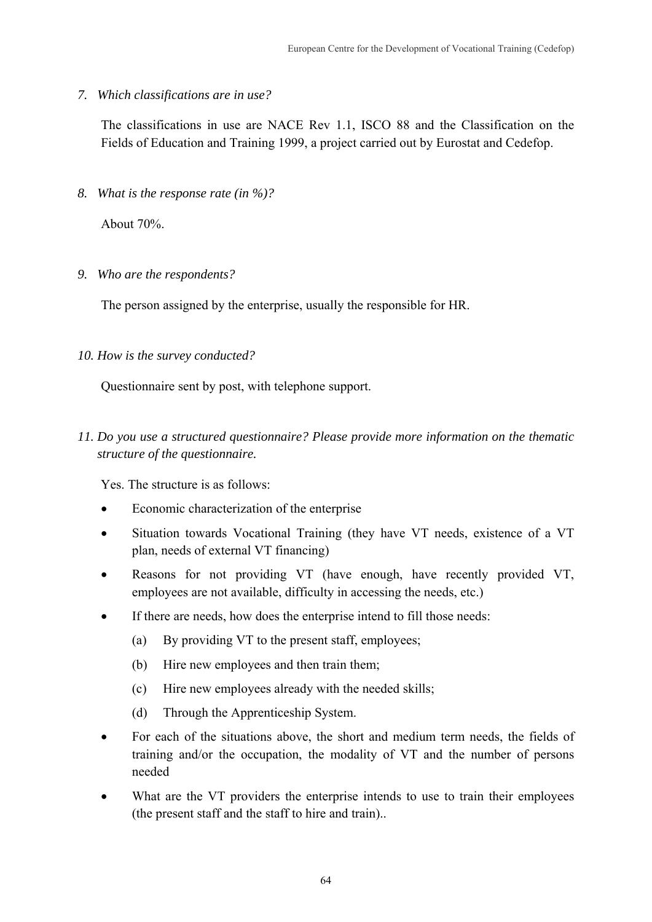*7. Which classifications are in use?*

The classifications in use are NACE Rev 1.1, ISCO 88 and the Classification on the Fields of Education and Training 1999, a project carried out by Eurostat and Cedefop.

*8. What is the response rate (in %)?*

About 70%.

*9. Who are the respondents?*

The person assigned by the enterprise, usually the responsible for HR.

*10. How is the survey conducted?*

Questionnaire sent by post, with telephone support.

*11. Do you use a structured questionnaire? Please provide more information on the thematic structure of the questionnaire.*

Yes. The structure is as follows:

- Economic characterization of the enterprise
- Situation towards Vocational Training (they have VT needs, existence of a VT plan, needs of external VT financing)
- Reasons for not providing VT (have enough, have recently provided VT, employees are not available, difficulty in accessing the needs, etc.)
- If there are needs, how does the enterprise intend to fill those needs:
  - (a) By providing VT to the present staff, employees;
  - (b) Hire new employees and then train them;
  - (c) Hire new employees already with the needed skills;
  - (d) Through the Apprenticeship System.
- For each of the situations above, the short and medium term needs, the fields of training and/or the occupation, the modality of VT and the number of persons needed
- What are the VT providers the enterprise intends to use to train their employees (the present staff and the staff to hire and train)..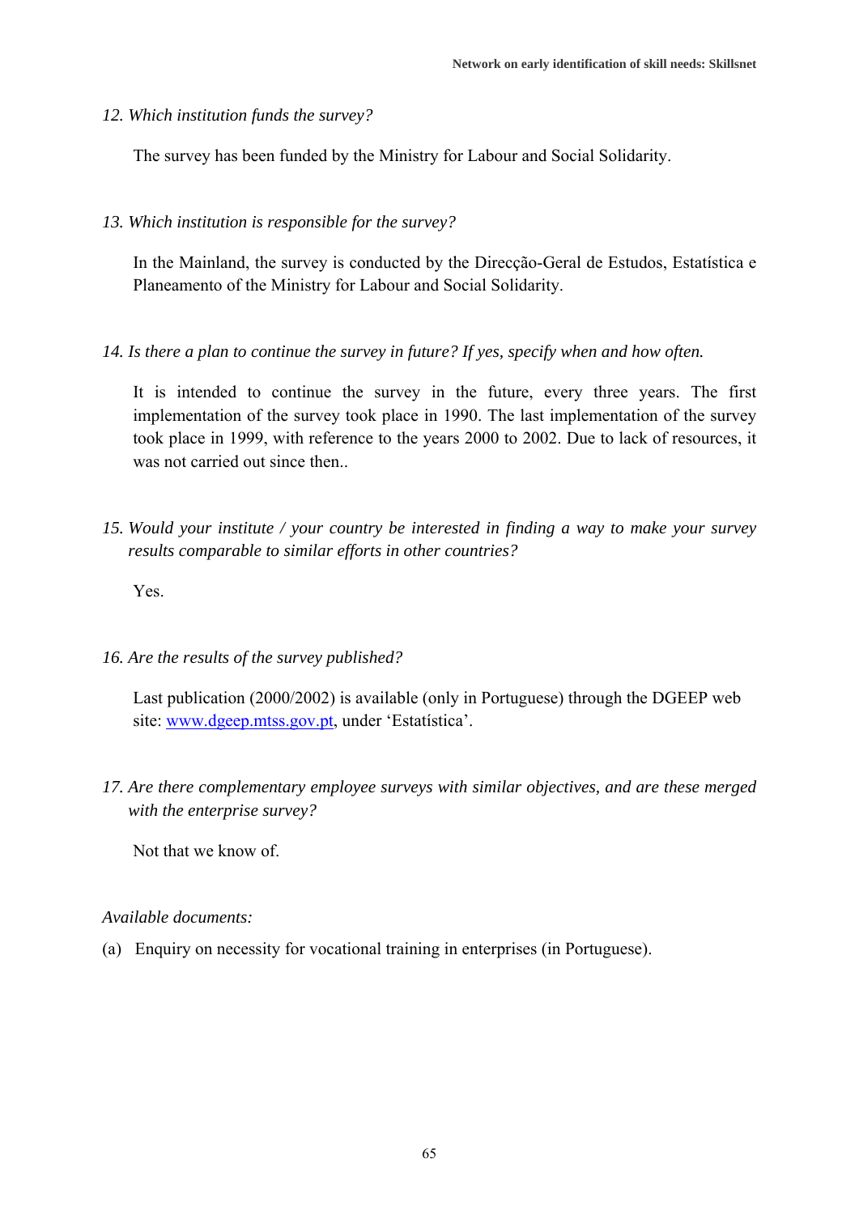*12. Which institution funds the survey?*

The survey has been funded by the Ministry for Labour and Social Solidarity.

*13. Which institution is responsible for the survey?*

In the Mainland, the survey is conducted by the Direcção-Geral de Estudos, Estatística e Planeamento of the Ministry for Labour and Social Solidarity.

*14. Is there a plan to continue the survey in future? If yes, specify when and how often.*

It is intended to continue the survey in the future, every three years. The first implementation of the survey took place in 1990. The last implementation of the survey took place in 1999, with reference to the years 2000 to 2002. Due to lack of resources, it was not carried out since then..

*15. Would your institute / your country be interested in finding a way to make your survey results comparable to similar efforts in other countries?*

Yes.

*16. Are the results of the survey published?*

Last publication (2000/2002) is available (only in Portuguese) through the DGEEP web site: www.dgeep.mtss.gov.pt, under 'Estatística'.

*17. Are there complementary employee surveys with similar objectives, and are these merged with the enterprise survey?*

Not that we know of.

*Available documents:*

(a) Enquiry on necessity for vocational training in enterprises (in Portuguese).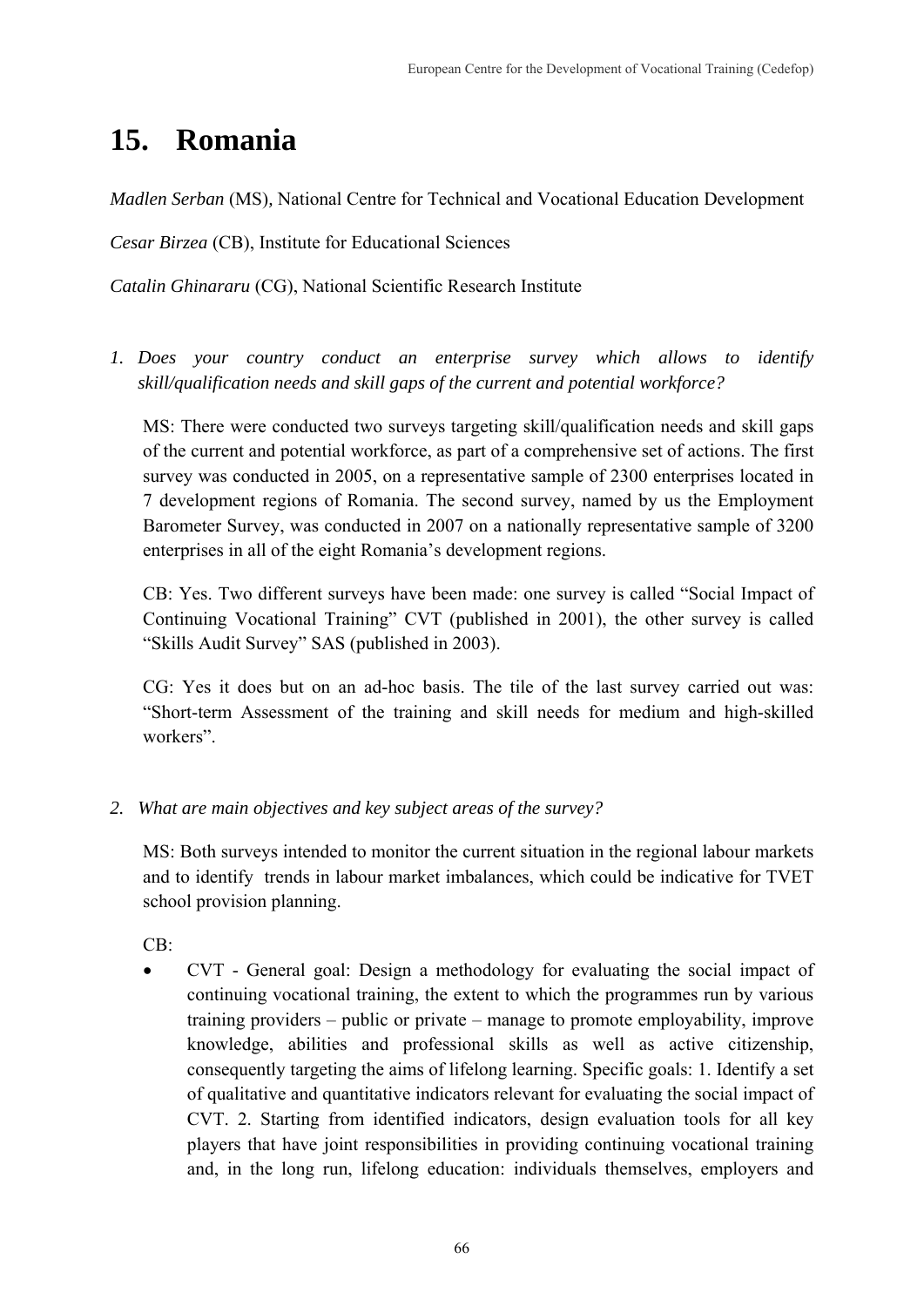# 15. Romania

*Madlen Serban* (MS), National Centre for Technical and Vocational Education Development

*Cesar Birzea* (CB), Institute for Educational Sciences

*Catalin Ghinararu* (CG), National Scientific Research Institute

1. *Does your country conduct an enterprise survey which allows to identify skill/qualification needs and skill gaps of the current and potential workforce?*

   MS: There were conducted two surveys targeting skill/qualification needs and skill gaps of the current and potential workforce, as part of a comprehensive set of actions. The first survey was conducted in 2005, on a representative sample of 2300 enterprises located in 7 development regions of Romania. The second survey, named by us the Employment Barometer Survey, was conducted in 2007 on a nationally representative sample of 3200 enterprises in all of the eight Romania's development regions.

   CB: Yes. Two different surveys have been made: one survey is called "Social Impact of Continuing Vocational Training" CVT (published in 2001), the other survey is called "Skills Audit Survey" SAS (published in 2003).

   CG: Yes it does but on an ad-hoc basis. The tile of the last survey carried out was: "Short-term Assessment of the training and skill needs for medium and high-skilled workers".

2. *What are main objectives and key subject areas of the survey?*

   MS: Both surveys intended to monitor the current situation in the regional labour markets and to identify trends in labour market imbalances, which could be indicative for TVET school provision planning.

   CB:

   - CVT - General goal: Design a methodology for evaluating the social impact of continuing vocational training, the extent to which the programmes run by various training providers – public or private – manage to promote employability, improve knowledge, abilities and professional skills as well as active citizenship, consequently targeting the aims of lifelong learning. Specific goals: 1. Identify a set of qualitative and quantitative indicators relevant for evaluating the social impact of CVT. 2. Starting from identified indicators, design evaluation tools for all key players that have joint responsibilities in providing continuing vocational training and, in the long run, lifelong education: individuals themselves, employers and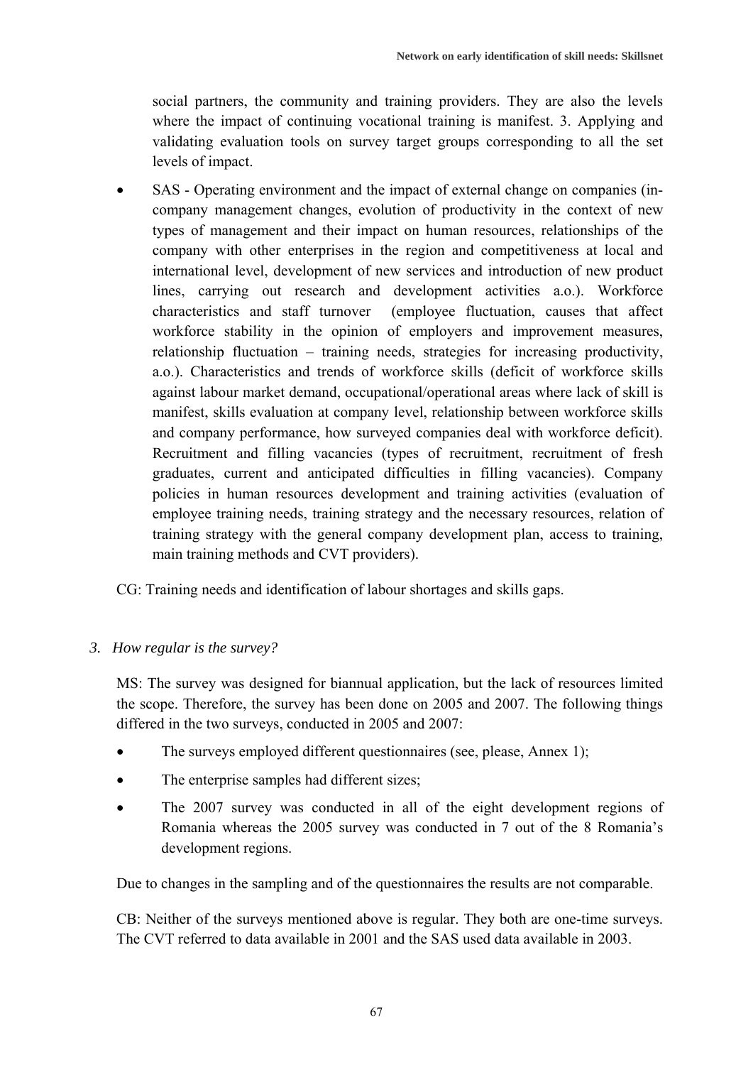social partners, the community and training providers. They are also the levels where the impact of continuing vocational training is manifest. 3. Applying and validating evaluation tools on survey target groups corresponding to all the set levels of impact.

- SAS - Operating environment and the impact of external change on companies (in-company management changes, evolution of productivity in the context of new types of management and their impact on human resources, relationships of the company with other enterprises in the region and competitiveness at local and international level, development of new services and introduction of new product lines, carrying out research and development activities a.o.). Workforce characteristics and staff turnover (employee fluctuation, causes that affect workforce stability in the opinion of employers and improvement measures, relationship fluctuation – training needs, strategies for increasing productivity, a.o.). Characteristics and trends of workforce skills (deficit of workforce skills against labour market demand, occupational/operational areas where lack of skill is manifest, skills evaluation at company level, relationship between workforce skills and company performance, how surveyed companies deal with workforce deficit). Recruitment and filling vacancies (types of recruitment, recruitment of fresh graduates, current and anticipated difficulties in filling vacancies). Company policies in human resources development and training activities (evaluation of employee training needs, training strategy and the necessary resources, relation of training strategy with the general company development plan, access to training, main training methods and CVT providers).

CG: Training needs and identification of labour shortages and skills gaps.

3. *How regular is the survey?*

MS: The survey was designed for biannual application, but the lack of resources limited the scope. Therefore, the survey has been done on 2005 and 2007. The following things differed in the two surveys, conducted in 2005 and 2007:

- The surveys employed different questionnaires (see, please, Annex 1);
- The enterprise samples had different sizes;
- The 2007 survey was conducted in all of the eight development regions of Romania whereas the 2005 survey was conducted in 7 out of the 8 Romania's development regions.

Due to changes in the sampling and of the questionnaires the results are not comparable.

CB: Neither of the surveys mentioned above is regular. They both are one-time surveys. The CVT referred to data available in 2001 and the SAS used data available in 2003.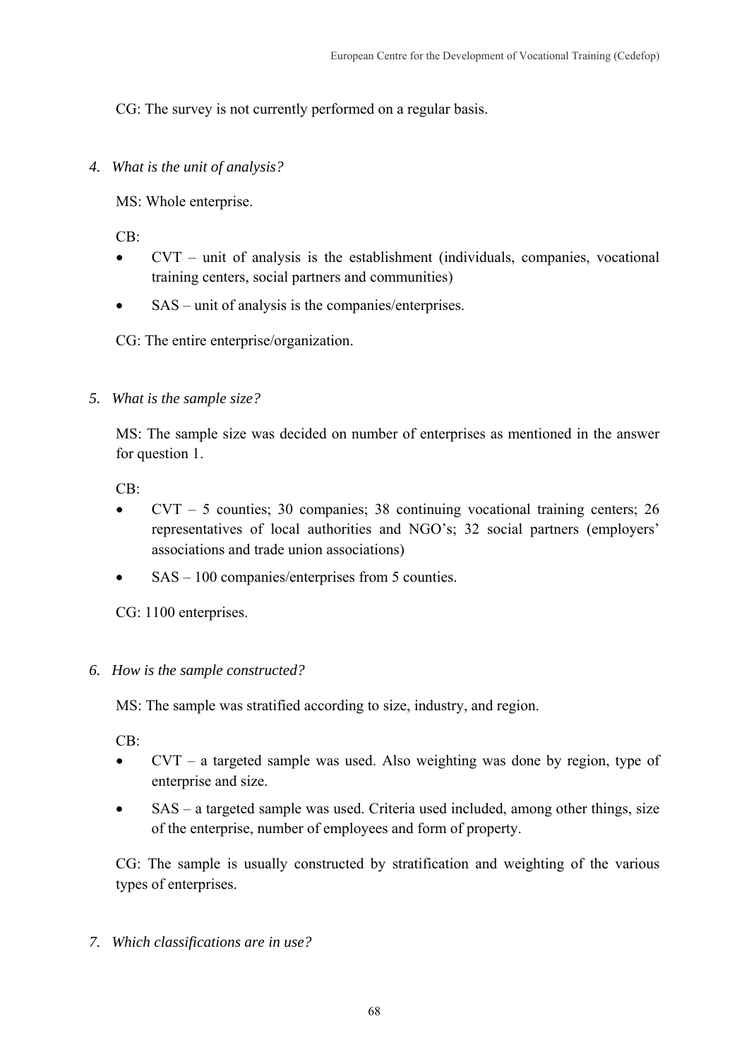CG: The survey is not currently performed on a regular basis.

4. *What is the unit of analysis?*

MS: Whole enterprise.

CB:

- CVT – unit of analysis is the establishment (individuals, companies, vocational training centers, social partners and communities)
- SAS – unit of analysis is the companies/enterprises.

CG: The entire enterprise/organization.

5. *What is the sample size?*

MS: The sample size was decided on number of enterprises as mentioned in the answer for question 1.

CB:

- CVT – 5 counties; 30 companies; 38 continuing vocational training centers; 26 representatives of local authorities and NGO's; 32 social partners (employers' associations and trade union associations)
- SAS – 100 companies/enterprises from 5 counties.

CG: 1100 enterprises.

6. *How is the sample constructed?*

MS: The sample was stratified according to size, industry, and region.

CB:

- CVT – a targeted sample was used. Also weighting was done by region, type of enterprise and size.
- SAS – a targeted sample was used. Criteria used included, among other things, size of the enterprise, number of employees and form of property.

CG: The sample is usually constructed by stratification and weighting of the various types of enterprises.

7. *Which classifications are in use?*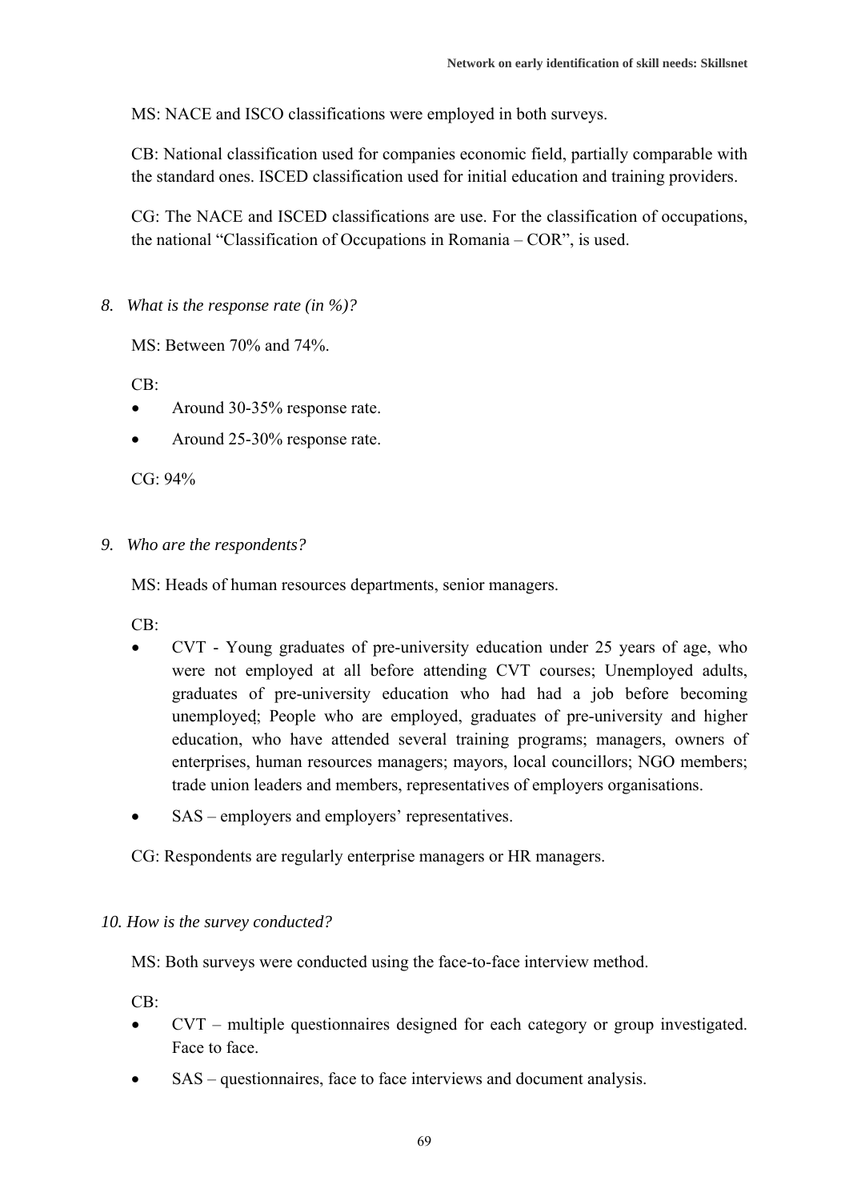MS: NACE and ISCO classifications were employed in both surveys.

CB: National classification used for companies economic field, partially comparable with the standard ones. ISCED classification used for initial education and training providers.

CG: The NACE and ISCED classifications are use. For the classification of occupations, the national "Classification of Occupations in Romania – COR", is used.

8. *What is the response rate (in %)?*

MS: Between 70% and 74%.

CB:

- Around 30-35% response rate.
- Around 25-30% response rate.

CG: 94%

9. *Who are the respondents?*

MS: Heads of human resources departments, senior managers.

CB:

- CVT - Young graduates of pre-university education under 25 years of age, who were not employed at all before attending CVT courses; Unemployed adults, graduates of pre-university education who had had a job before becoming unemployed; People who are employed, graduates of pre-university and higher education, who have attended several training programs; managers, owners of enterprises, human resources managers; mayors, local councillors; NGO members; trade union leaders and members, representatives of employers organisations.
- SAS – employers and employers' representatives.

CG: Respondents are regularly enterprise managers or HR managers.

10. *How is the survey conducted?*

MS: Both surveys were conducted using the face-to-face interview method.

CB:

- CVT – multiple questionnaires designed for each category or group investigated. Face to face.
- SAS – questionnaires, face to face interviews and document analysis.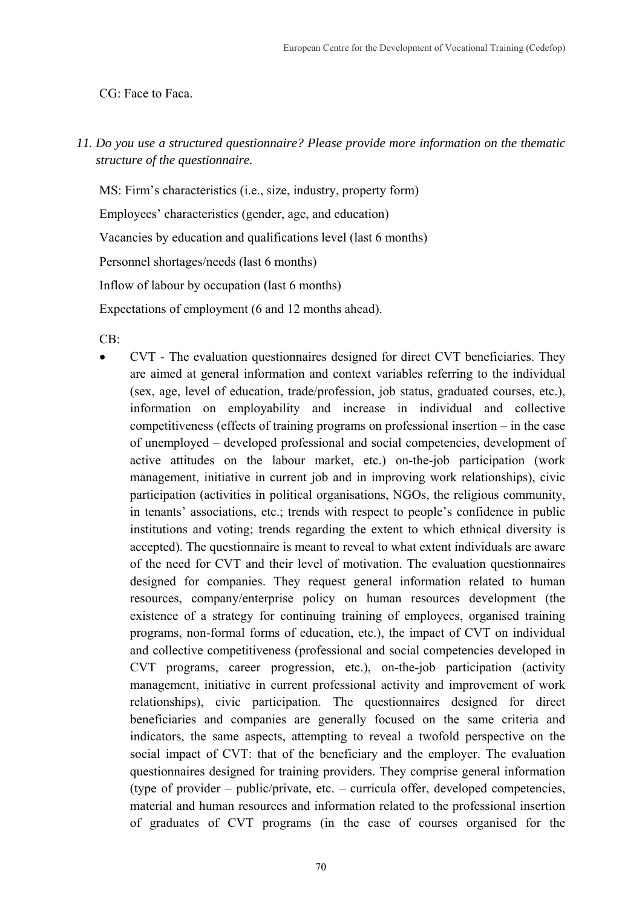CG: Face to Faca.

*11. Do you use a structured questionnaire? Please provide more information on the thematic structure of the questionnaire.*

MS: Firm's characteristics (i.e., size, industry, property form)

Employees' characteristics (gender, age, and education)

Vacancies by education and qualifications level (last 6 months)

Personnel shortages/needs (last 6 months)

Inflow of labour by occupation (last 6 months)

Expectations of employment (6 and 12 months ahead).

CB:

- CVT - The evaluation questionnaires designed for direct CVT beneficiaries. They are aimed at general information and context variables referring to the individual (sex, age, level of education, trade/profession, job status, graduated courses, etc.), information on employability and increase in individual and collective competitiveness (effects of training programs on professional insertion – in the case of unemployed – developed professional and social competencies, development of active attitudes on the labour market, etc.) on-the-job participation (work management, initiative in current job and in improving work relationships), civic participation (activities in political organisations, NGOs, the religious community, in tenants' associations, etc.; trends with respect to people's confidence in public institutions and voting; trends regarding the extent to which ethnical diversity is accepted). The questionnaire is meant to reveal to what extent individuals are aware of the need for CVT and their level of motivation. The evaluation questionnaires designed for companies. They request general information related to human resources, company/enterprise policy on human resources development (the existence of a strategy for continuing training of employees, organised training programs, non-formal forms of education, etc.), the impact of CVT on individual and collective competitiveness (professional and social competencies developed in CVT programs, career progression, etc.), on-the-job participation (activity management, initiative in current professional activity and improvement of work relationships), civic participation. The questionnaires designed for direct beneficiaries and companies are generally focused on the same criteria and indicators, the same aspects, attempting to reveal a twofold perspective on the social impact of CVT: that of the beneficiary and the employer. The evaluation questionnaires designed for training providers. They comprise general information (type of provider – public/private, etc. – curricula offer, developed competencies, material and human resources and information related to the professional insertion of graduates of CVT programs (in the case of courses organised for the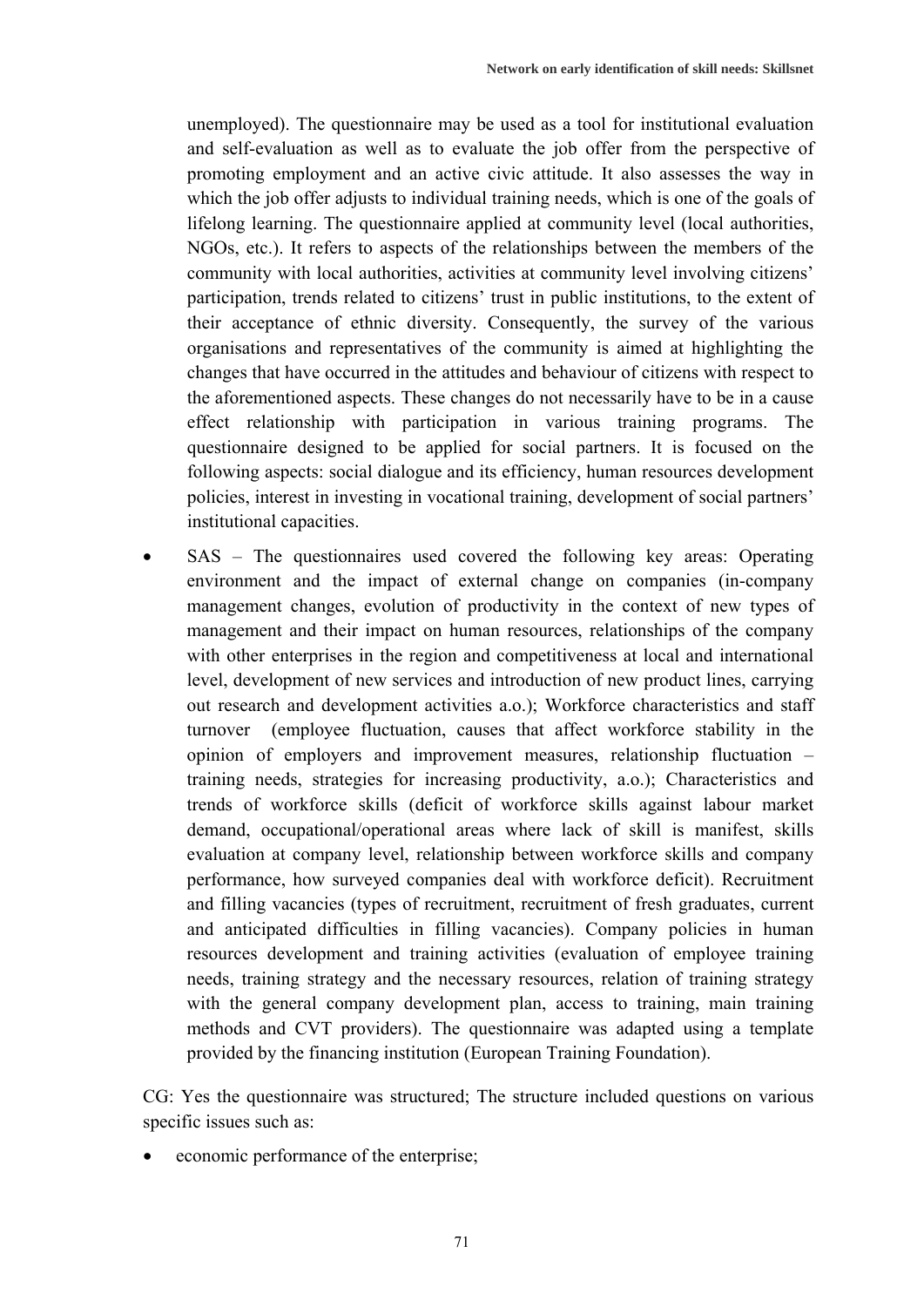unemployed). The questionnaire may be used as a tool for institutional evaluation and self-evaluation as well as to evaluate the job offer from the perspective of promoting employment and an active civic attitude. It also assesses the way in which the job offer adjusts to individual training needs, which is one of the goals of lifelong learning. The questionnaire applied at community level (local authorities, NGOs, etc.). It refers to aspects of the relationships between the members of the community with local authorities, activities at community level involving citizens' participation, trends related to citizens' trust in public institutions, to the extent of their acceptance of ethnic diversity. Consequently, the survey of the various organisations and representatives of the community is aimed at highlighting the changes that have occurred in the attitudes and behaviour of citizens with respect to the aforementioned aspects. These changes do not necessarily have to be in a cause effect relationship with participation in various training programs. The questionnaire designed to be applied for social partners. It is focused on the following aspects: social dialogue and its efficiency, human resources development policies, interest in investing in vocational training, development of social partners' institutional capacities.

- SAS – The questionnaires used covered the following key areas: Operating environment and the impact of external change on companies (in-company management changes, evolution of productivity in the context of new types of management and their impact on human resources, relationships of the company with other enterprises in the region and competitiveness at local and international level, development of new services and introduction of new product lines, carrying out research and development activities a.o.); Workforce characteristics and staff turnover (employee fluctuation, causes that affect workforce stability in the opinion of employers and improvement measures, relationship fluctuation – training needs, strategies for increasing productivity, a.o.); Characteristics and trends of workforce skills (deficit of workforce skills against labour market demand, occupational/operational areas where lack of skill is manifest, skills evaluation at company level, relationship between workforce skills and company performance, how surveyed companies deal with workforce deficit). Recruitment and filling vacancies (types of recruitment, recruitment of fresh graduates, current and anticipated difficulties in filling vacancies). Company policies in human resources development and training activities (evaluation of employee training needs, training strategy and the necessary resources, relation of training strategy with the general company development plan, access to training, main training methods and CVT providers). The questionnaire was adapted using a template provided by the financing institution (European Training Foundation).

CG: Yes the questionnaire was structured; The structure included questions on various specific issues such as:

- economic performance of the enterprise;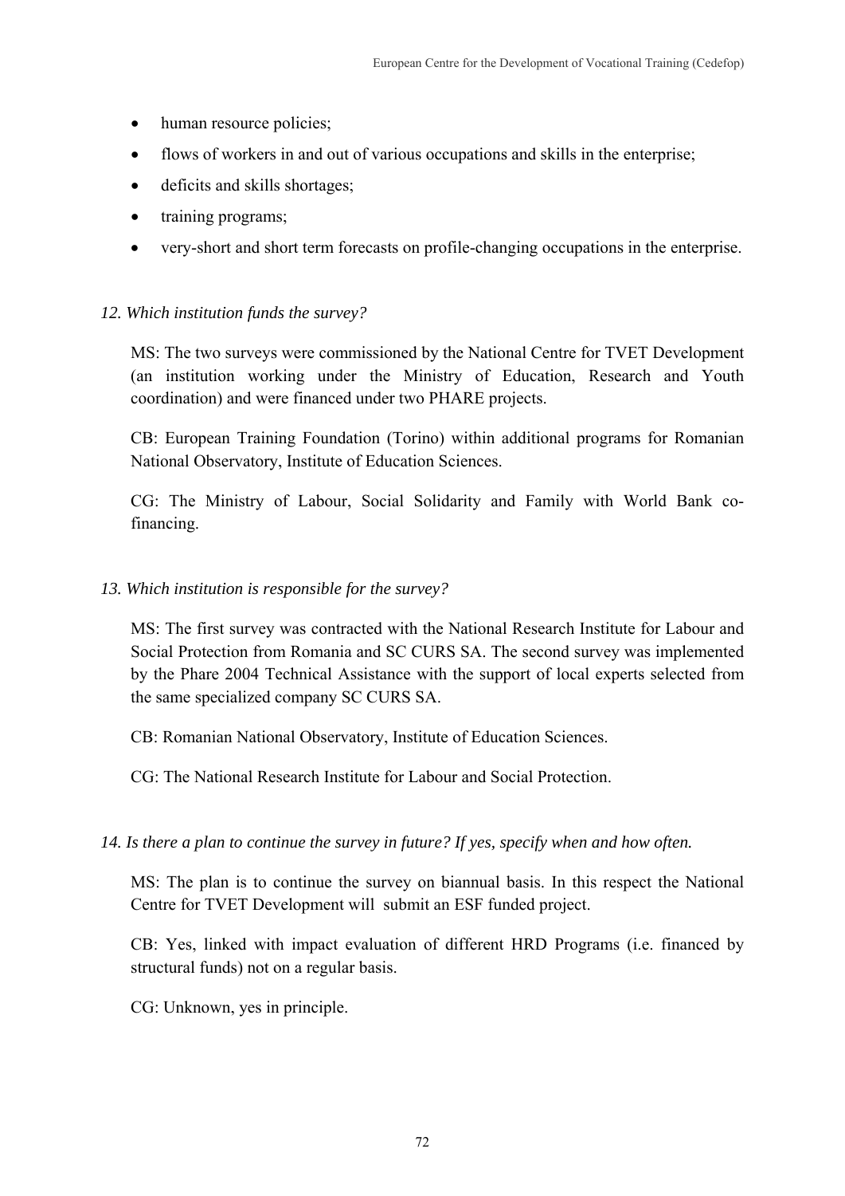- human resource policies;
- flows of workers in and out of various occupations and skills in the enterprise;
- deficits and skills shortages;
- training programs;
- very-short and short term forecasts on profile-changing occupations in the enterprise.

*12. Which institution funds the survey?*

MS: The two surveys were commissioned by the National Centre for TVET Development (an institution working under the Ministry of Education, Research and Youth coordination) and were financed under two PHARE projects.

CB: European Training Foundation (Torino) within additional programs for Romanian National Observatory, Institute of Education Sciences.

CG: The Ministry of Labour, Social Solidarity and Family with World Bank co-financing.

*13. Which institution is responsible for the survey?*

MS: The first survey was contracted with the National Research Institute for Labour and Social Protection from Romania and SC CURS SA. The second survey was implemented by the Phare 2004 Technical Assistance with the support of local experts selected from the same specialized company SC CURS SA.

CB: Romanian National Observatory, Institute of Education Sciences.

CG: The National Research Institute for Labour and Social Protection.

*14. Is there a plan to continue the survey in future? If yes, specify when and how often.*

MS: The plan is to continue the survey on biannual basis. In this respect the National Centre for TVET Development will submit an ESF funded project.

CB: Yes, linked with impact evaluation of different HRD Programs (i.e. financed by structural funds) not on a regular basis.

CG: Unknown, yes in principle.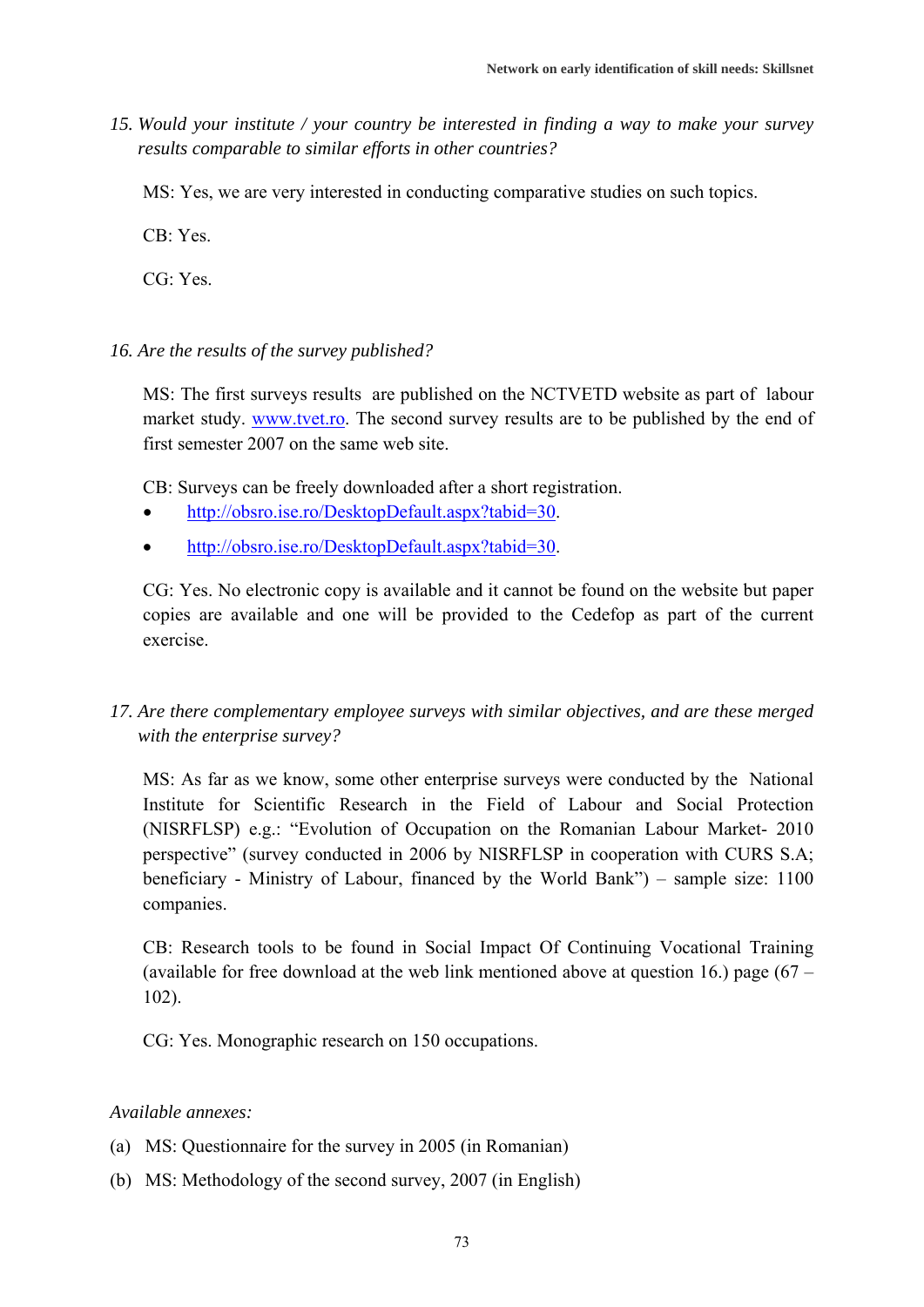*15. Would your institute / your country be interested in finding a way to make your survey results comparable to similar efforts in other countries?*

MS: Yes, we are very interested in conducting comparative studies on such topics.

CB: Yes.

CG: Yes.

*16. Are the results of the survey published?*

MS: The first surveys results are published on the NCTVETD website as part of labour market study. www.tvet.ro. The second survey results are to be published by the end of first semester 2007 on the same web site.

CB: Surveys can be freely downloaded after a short registration.

- http://obsro.ise.ro/DesktopDefault.aspx?tabid=30.
- http://obsro.ise.ro/DesktopDefault.aspx?tabid=30.

CG: Yes. No electronic copy is available and it cannot be found on the website but paper copies are available and one will be provided to the Cedefop as part of the current exercise.

*17. Are there complementary employee surveys with similar objectives, and are these merged with the enterprise survey?*

MS: As far as we know, some other enterprise surveys were conducted by the National Institute for Scientific Research in the Field of Labour and Social Protection (NISRFLSP) e.g.: "Evolution of Occupation on the Romanian Labour Market- 2010 perspective" (survey conducted in 2006 by NISRFLSP in cooperation with CURS S.A; beneficiary - Ministry of Labour, financed by the World Bank") – sample size: 1100 companies.

CB: Research tools to be found in Social Impact Of Continuing Vocational Training (available for free download at the web link mentioned above at question 16.) page (67 – 102).

CG: Yes. Monographic research on 150 occupations.

*Available annexes:*

(a) MS: Questionnaire for the survey in 2005 (in Romanian)

(b) MS: Methodology of the second survey, 2007 (in English)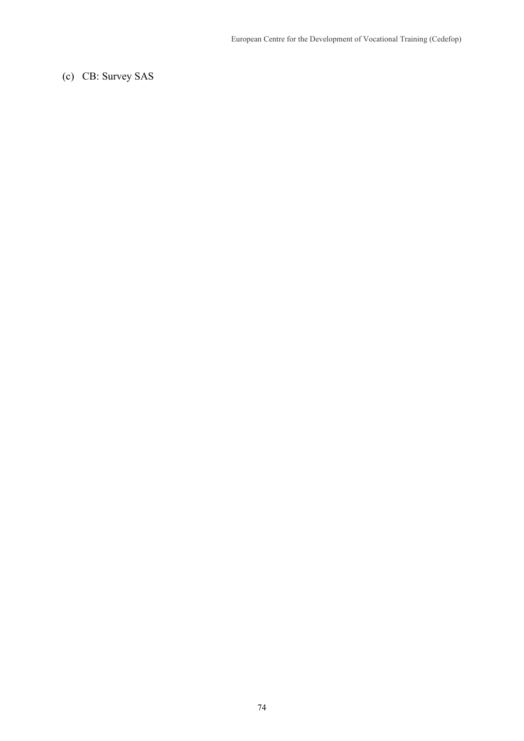(c) CB: Survey SAS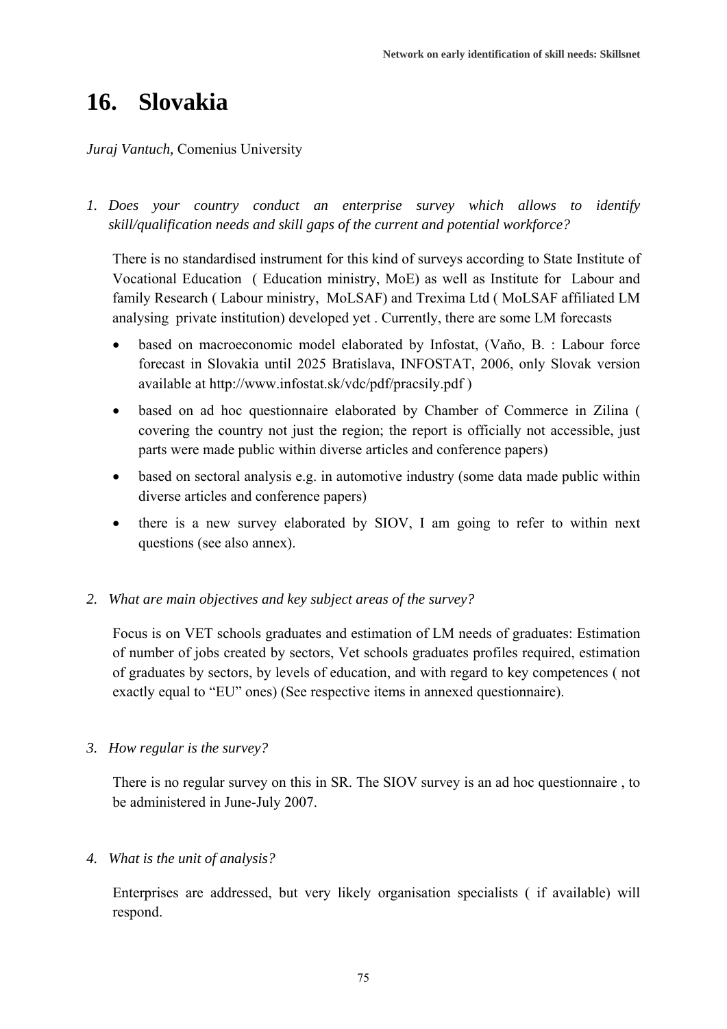# 16. Slovakia

*Juraj Vantuch*, Comenius University

1. *Does your country conduct an enterprise survey which allows to identify skill/qualification needs and skill gaps of the current and potential workforce?*

   There is no standardised instrument for this kind of surveys according to State Institute of Vocational Education ( Education ministry, MoE) as well as Institute for Labour and family Research ( Labour ministry, MoLSAF) and Trexima Ltd ( MoLSAF affiliated LM analysing private institution) developed yet . Currently, there are some LM forecasts

   - based on macroeconomic model elaborated by Infostat, (Vaňo, B. : Labour force forecast in Slovakia until 2025 Bratislava, INFOSTAT, 2006, only Slovak version available at http://www.infostat.sk/vdc/pdf/pracsily.pdf )
   - based on ad hoc questionnaire elaborated by Chamber of Commerce in Zilina ( covering the country not just the region; the report is officially not accessible, just parts were made public within diverse articles and conference papers)
   - based on sectoral analysis e.g. in automotive industry (some data made public within diverse articles and conference papers)
   - there is a new survey elaborated by SIOV, I am going to refer to within next questions (see also annex).

2. *What are main objectives and key subject areas of the survey?*

   Focus is on VET schools graduates and estimation of LM needs of graduates: Estimation of number of jobs created by sectors, Vet schools graduates profiles required, estimation of graduates by sectors, by levels of education, and with regard to key competences ( not exactly equal to "EU" ones) (See respective items in annexed questionnaire).

3. *How regular is the survey?*

   There is no regular survey on this in SR. The SIOV survey is an ad hoc questionnaire , to be administered in June-July 2007.

4. *What is the unit of analysis?*

   Enterprises are addressed, but very likely organisation specialists ( if available) will respond.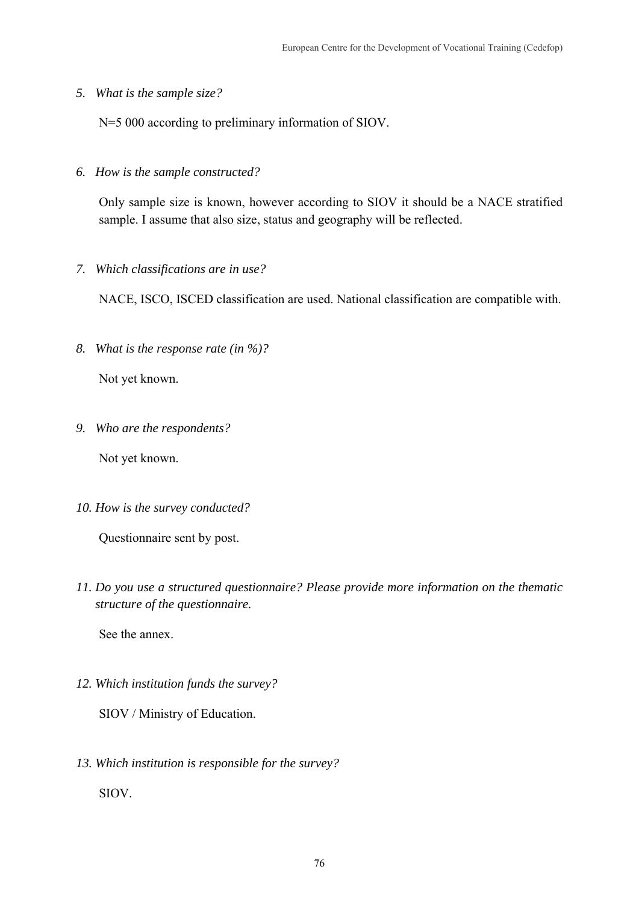5. *What is the sample size?*

   N=5 000 according to preliminary information of SIOV.

6. *How is the sample constructed?*

   Only sample size is known, however according to SIOV it should be a NACE stratified sample. I assume that also size, status and geography will be reflected.

7. *Which classifications are in use?*

   NACE, ISCO, ISCED classification are used. National classification are compatible with.

8. *What is the response rate (in %)?*

   Not yet known.

9. *Who are the respondents?*

   Not yet known.

10. *How is the survey conducted?*

    Questionnaire sent by post.

11. *Do you use a structured questionnaire? Please provide more information on the thematic structure of the questionnaire.*

    See the annex.

12. *Which institution funds the survey?*

    SIOV / Ministry of Education.

13. *Which institution is responsible for the survey?*

    SIOV.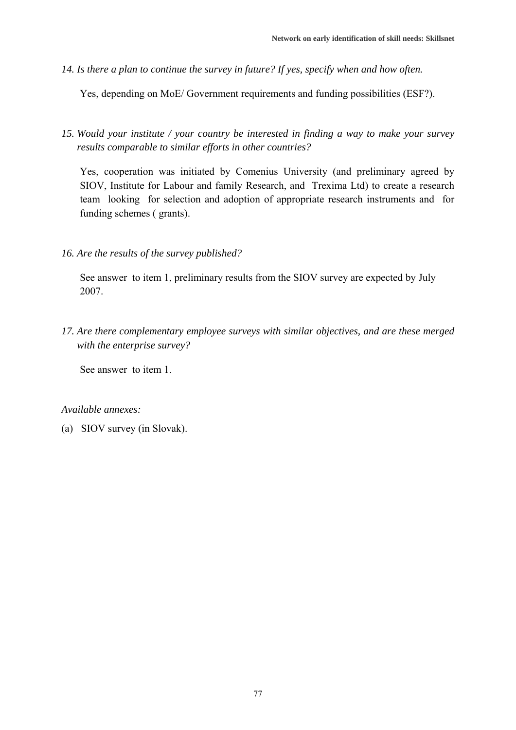*14. Is there a plan to continue the survey in future? If yes, specify when and how often.*

Yes, depending on MoE/ Government requirements and funding possibilities (ESF?).

*15. Would your institute / your country be interested in finding a way to make your survey results comparable to similar efforts in other countries?*

Yes, cooperation was initiated by Comenius University (and preliminary agreed by SIOV, Institute for Labour and family Research, and Trexima Ltd) to create a research team looking for selection and adoption of appropriate research instruments and for funding schemes ( grants).

*16. Are the results of the survey published?*

See answer to item 1, preliminary results from the SIOV survey are expected by July 2007.

*17. Are there complementary employee surveys with similar objectives, and are these merged with the enterprise survey?*

See answer to item 1.

*Available annexes:*

(a) SIOV survey (in Slovak).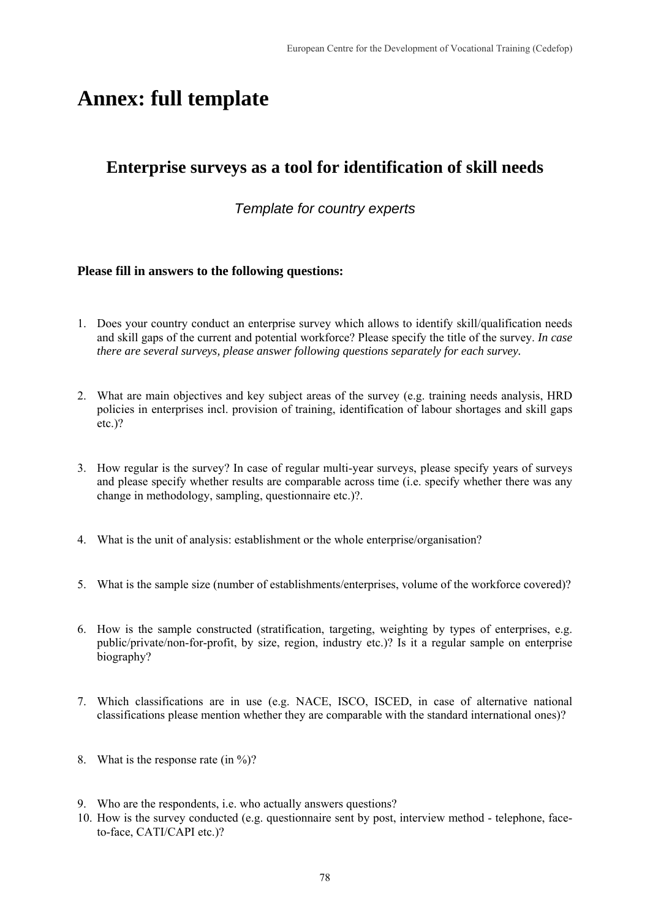# Annex: full template

## Enterprise surveys as a tool for identification of skill needs

*Template for country experts*

**Please fill in answers to the following questions:**

1. Does your country conduct an enterprise survey which allows to identify skill/qualification needs and skill gaps of the current and potential workforce? Please specify the title of the survey. *In case there are several surveys, please answer following questions separately for each survey.*

2. What are main objectives and key subject areas of the survey (e.g. training needs analysis, HRD policies in enterprises incl. provision of training, identification of labour shortages and skill gaps etc.)?

3. How regular is the survey? In case of regular multi-year surveys, please specify years of surveys and please specify whether results are comparable across time (i.e. specify whether there was any change in methodology, sampling, questionnaire etc.)?.

4. What is the unit of analysis: establishment or the whole enterprise/organisation?

5. What is the sample size (number of establishments/enterprises, volume of the workforce covered)?

6. How is the sample constructed (stratification, targeting, weighting by types of enterprises, e.g. public/private/non-for-profit, by size, region, industry etc.)? Is it a regular sample on enterprise biography?

7. Which classifications are in use (e.g. NACE, ISCO, ISCED, in case of alternative national classifications please mention whether they are comparable with the standard international ones)?

8. What is the response rate (in %)?

9. Who are the respondents, i.e. who actually answers questions?
10. How is the survey conducted (e.g. questionnaire sent by post, interview method - telephone, face-to-face, CATI/CAPI etc.)?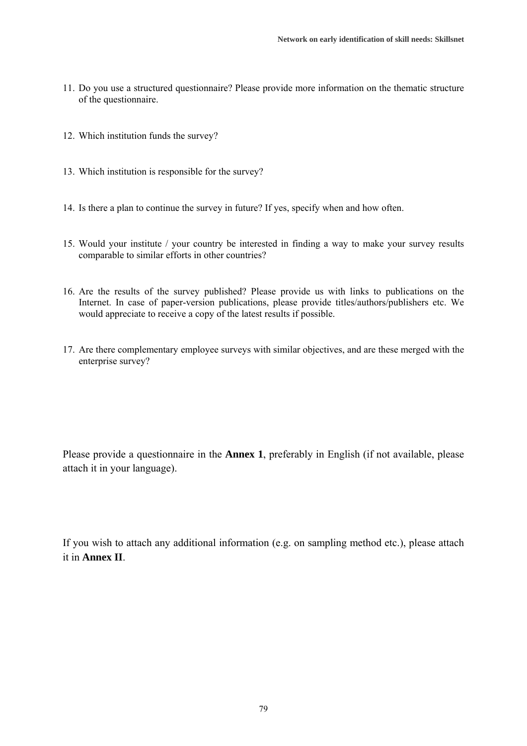11. Do you use a structured questionnaire? Please provide more information on the thematic structure of the questionnaire.

12. Which institution funds the survey?

13. Which institution is responsible for the survey?

14. Is there a plan to continue the survey in future? If yes, specify when and how often.

15. Would your institute / your country be interested in finding a way to make your survey results comparable to similar efforts in other countries?

16. Are the results of the survey published? Please provide us with links to publications on the Internet. In case of paper-version publications, please provide titles/authors/publishers etc. We would appreciate to receive a copy of the latest results if possible.

17. Are there complementary employee surveys with similar objectives, and are these merged with the enterprise survey?

Please provide a questionnaire in the **Annex 1**, preferably in English (if not available, please attach it in your language).

If you wish to attach any additional information (e.g. on sampling method etc.), please attach it in **Annex II**.